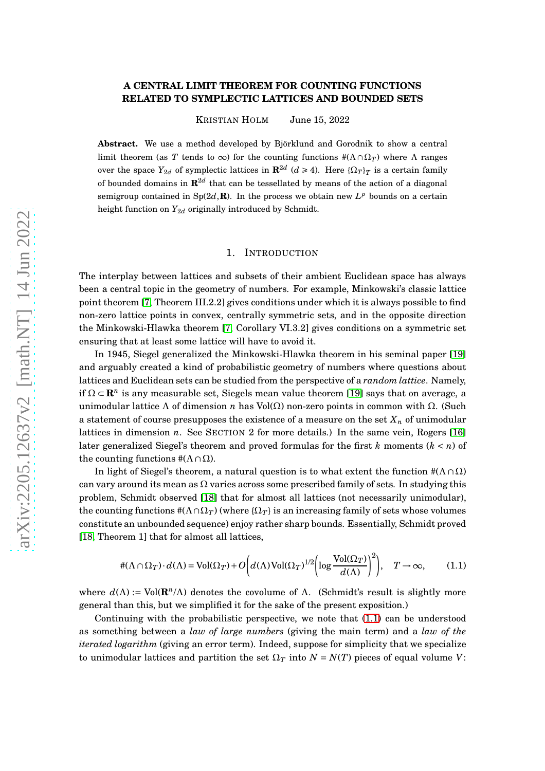# A CENTRAL LIMIT THEOREM FOR COUNTING FUNCTIONS RELATED TO SYMPLECTIC LATTICES AND BOUNDED SETS

KRISTIAN HOLM June 15, 2022

**Abstract.** We use a method developed by Björklund and Gorodnik to show a central limit theorem (as $T$ tends to $\infty$) for the counting functions $\#(\Lambda \cap \Omega_T)$ where $\Lambda$ ranges over the space $Y_{2d}$ of symplectic lattices in $\mathbf{R}^{2d}$ ($d \geqslant 4$). Here $\{\Omega_T\}_T$ is a certain family of bounded domains in $\mathbf{R}^{2d}$ that can be tessellated by means of the action of a diagonal semigroup contained in $\mathrm{Sp}(2d, \mathbf{R})$. In the process we obtain new $L^p$ bounds on a certain height function on $Y_{2d}$ originally introduced by Schmidt.

## 1. Introduction

The interplay between lattices and subsets of their ambient Euclidean space has always been a central topic in the geometry of numbers. For example, Minkowski's classic lattice point theorem [7, Theorem III.2.2] gives conditions under which it is always possible to find non-zero lattice points in convex, centrally symmetric sets, and in the opposite direction the Minkowski-Hlawka theorem [7, Corollary VI.3.2] gives conditions on a symmetric set ensuring that at least some lattice will have to avoid it.

In 1945, Siegel generalized the Minkowski-Hlawka theorem in his seminal paper [19] and arguably created a kind of probabilistic geometry of numbers where questions about lattices and Euclidean sets can be studied from the perspective of a *random lattice*. Namely, if $\Omega \subset \mathbf{R}^n$ is any measurable set, Siegels mean value theorem [19] says that on average, a unimodular lattice $\Lambda$ of dimension $n$ has $\mathrm{Vol}(\Omega)$ non-zero points in common with $\Omega$. (Such a statement of course presupposes the existence of a measure on the set $X_n$ of unimodular lattices in dimension $n$. See SECTION 2 for more details.) In the same vein, Rogers [16] later generalized Siegel's theorem and proved formulas for the first $k$ moments ($k < n$) of the counting functions $\#(\Lambda \cap \Omega)$.

In light of Siegel's theorem, a natural question is to what extent the function $\#(\Lambda \cap \Omega)$ can vary around its mean as $\Omega$ varies across some prescribed family of sets. In studying this problem, Schmidt observed [18] that for almost all lattices (not necessarily unimodular), the counting functions $\#(\Lambda \cap \Omega_T)$ (where $\{\Omega_T\}$ is an increasing family of sets whose volumes constitute an unbounded sequence) enjoy rather sharp bounds. Essentially, Schmidt proved [18, Theorem 1] that for almost all lattices,

$$\#(\Lambda \cap \Omega_T) \cdot d(\Lambda) = \mathrm{Vol}(\Omega_T) + O\left(d(\Lambda)\mathrm{Vol}(\Omega_T)^{1/2}\left(\log \frac{\mathrm{Vol}(\Omega_T)}{d(\Lambda)}\right)^2\right), \quad T \to \infty, \tag{1.1}$$

where $d(\Lambda) := \mathrm{Vol}(\mathbf{R}^n/\Lambda)$ denotes the covolume of $\Lambda$. (Schmidt's result is slightly more general than this, but we simplified it for the sake of the present exposition.)

Continuing with the probabilistic perspective, we note that (1.1) can be understood as something between a *law of large numbers* (giving the main term) and a *law of the iterated logarithm* (giving an error term). Indeed, suppose for simplicity that we specialize to unimodular lattices and partition the set $\Omega_T$ into $N = N(T)$ pieces of equal volume $V$: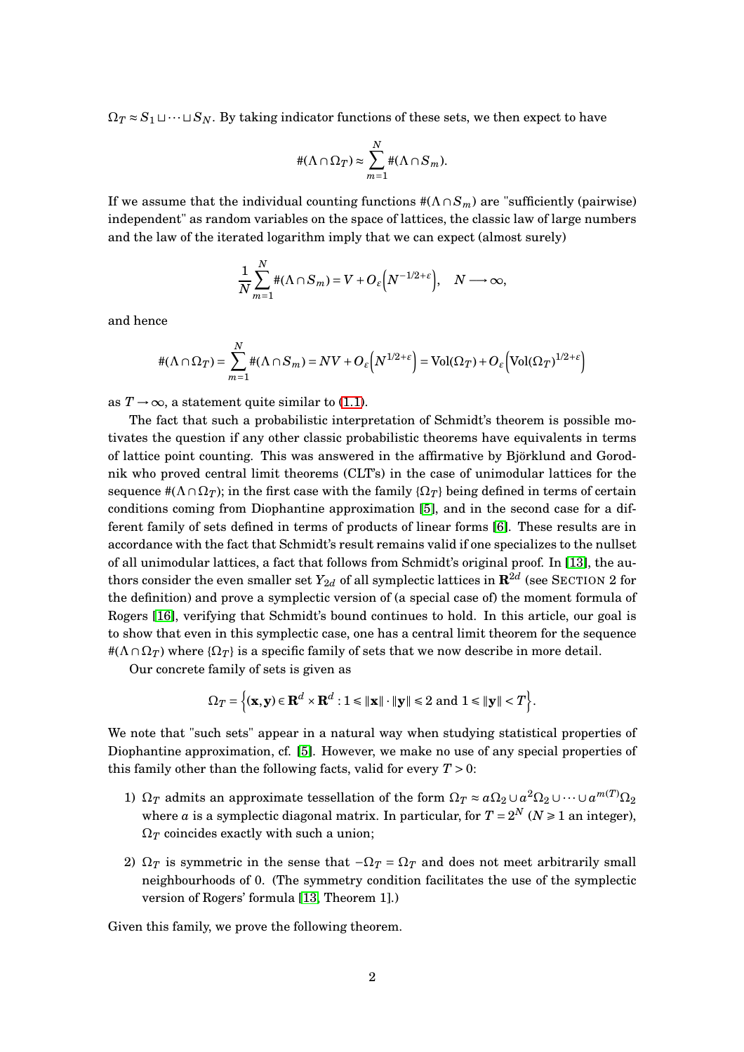$\Omega_T \approx S_1 \sqcup \cdots \sqcup S_N$. By taking indicator functions of these sets, we then expect to have

$$\#(\Lambda \cap \Omega_T) \approx \sum_{m=1}^{N} \#(\Lambda \cap S_m).$$

If we assume that the individual counting functions $\#(\Lambda \cap S_m)$ are "sufficiently (pairwise) independent" as random variables on the space of lattices, the classic law of large numbers and the law of the iterated logarithm imply that we can expect (almost surely)

$$\frac{1}{N}\sum_{m=1}^{N} \#(\Lambda \cap S_m) = V + O_\varepsilon\Big(N^{-1/2+\varepsilon}\Big), \quad N \longrightarrow \infty,$$

and hence

$$\#(\Lambda \cap \Omega_T) = \sum_{m=1}^{N} \#(\Lambda \cap S_m) = NV + O_\varepsilon\Big(N^{1/2+\varepsilon}\Big) = \mathrm{Vol}(\Omega_T) + O_\varepsilon\Big(\mathrm{Vol}(\Omega_T)^{1/2+\varepsilon}\Big)$$

as $T \to \infty$, a statement quite similar to (1.1).

The fact that such a probabilistic interpretation of Schmidt's theorem is possible motivates the question if any other classic probabilistic theorems have equivalents in terms of lattice point counting. This was answered in the affirmative by Björklund and Gorodnik who proved central limit theorems (CLT's) in the case of unimodular lattices for the sequence $\#(\Lambda \cap \Omega_T)$; in the first case with the family $\{\Omega_T\}$ being defined in terms of certain conditions coming from Diophantine approximation [5], and in the second case for a different family of sets defined in terms of products of linear forms [6]. These results are in accordance with the fact that Schmidt's result remains valid if one specializes to the nullset of all unimodular lattices, a fact that follows from Schmidt's original proof. In [13], the authors consider the even smaller set $Y_{2d}$ of all symplectic lattices in $\mathbf{R}^{2d}$ (see SECTION 2 for the definition) and prove a symplectic version of (a special case of) the moment formula of Rogers [16], verifying that Schmidt's bound continues to hold. In this article, our goal is to show that even in this symplectic case, one has a central limit theorem for the sequence $\#(\Lambda \cap \Omega_T)$ where $\{\Omega_T\}$ is a specific family of sets that we now describe in more detail.

Our concrete family of sets is given as

$$\Omega_T = \Big\{(\mathbf{x}, \mathbf{y}) \in \mathbf{R}^d \times \mathbf{R}^d : 1 \leqslant \|\mathbf{x}\| \cdot \|\mathbf{y}\| \leqslant 2 \text{ and } 1 \leqslant \|\mathbf{y}\| < T\Big\}.$$

We note that "such sets" appear in a natural way when studying statistical properties of Diophantine approximation, cf. [5]. However, we make no use of any special properties of this family other than the following facts, valid for every $T > 0$:

1) $\Omega_T$ admits an approximate tessellation of the form $\Omega_T \approx a\Omega_2 \cup a^2\Omega_2 \cup \cdots \cup a^{m(T)}\Omega_2$ where $a$ is a symplectic diagonal matrix. In particular, for $T = 2^N$ ($N \geqslant 1$ an integer), $\Omega_T$ coincides exactly with such a union;

2) $\Omega_T$ is symmetric in the sense that $-\Omega_T = \Omega_T$ and does not meet arbitrarily small neighbourhoods of 0. (The symmetry condition facilitates the use of the symplectic version of Rogers' formula [13, Theorem 1].)

Given this family, we prove the following theorem.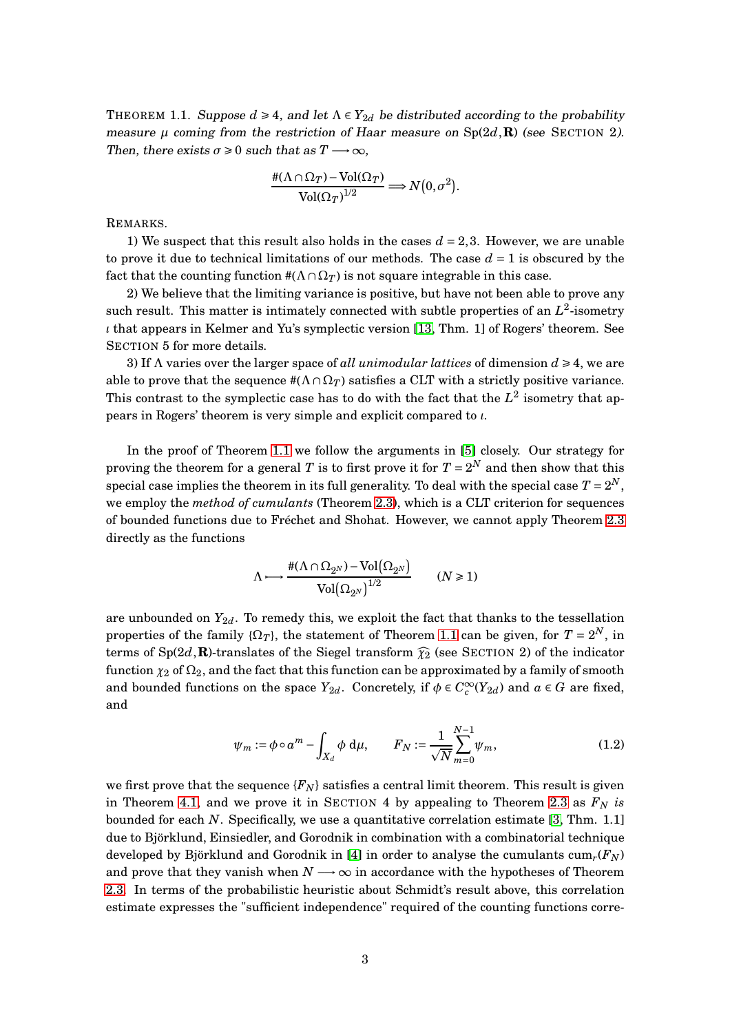THEOREM 1.1. *Suppose $d \geqslant 4$, and let $\Lambda \in Y_{2d}$ be distributed according to the probability measure $\mu$ coming from the restriction of Haar measure on $\mathrm{Sp}(2d,\mathbf{R})$ (see* SECTION 2*). Then, there exists $\sigma \geqslant 0$ such that as $T \longrightarrow \infty$,*

$$\frac{\#(\Lambda \cap \Omega_T) - \mathrm{Vol}(\Omega_T)}{\mathrm{Vol}(\Omega_T)^{1/2}} \Longrightarrow N\big(0,\sigma^2\big).$$

REMARKS.

1) We suspect that this result also holds in the cases $d = 2,3$. However, we are unable to prove it due to technical limitations of our methods. The case $d = 1$ is obscured by the fact that the counting function $\#(\Lambda \cap \Omega_T)$ is not square integrable in this case.

2) We believe that the limiting variance is positive, but have not been able to prove any such result. This matter is intimately connected with subtle properties of an $L^2$-isometry $\iota$ that appears in Kelmer and Yu's symplectic version [13, Thm. 1] of Rogers' theorem. See SECTION 5 for more details.

3) If $\Lambda$ varies over the larger space of *all unimodular lattices* of dimension $d \geqslant 4$, we are able to prove that the sequence $\#(\Lambda \cap \Omega_T)$ satisfies a CLT with a strictly positive variance. This contrast to the symplectic case has to do with the fact that the $L^2$ isometry that appears in Rogers' theorem is very simple and explicit compared to $\iota$.

In the proof of Theorem 1.1 we follow the arguments in [5] closely. Our strategy for proving the theorem for a general $T$ is to first prove it for $T = 2^N$ and then show that this special case implies the theorem in its full generality. To deal with the special case $T = 2^N$, we employ the *method of cumulants* (Theorem 2.3), which is a CLT criterion for sequences of bounded functions due to Fréchet and Shohat. However, we cannot apply Theorem 2.3 directly as the functions

$$\Lambda \longmapsto \frac{\#(\Lambda \cap \Omega_{2^N}) - \mathrm{Vol}\big(\Omega_{2^N}\big)}{\mathrm{Vol}\big(\Omega_{2^N}\big)^{1/2}} \qquad (N \geqslant 1)$$

are unbounded on $Y_{2d}$. To remedy this, we exploit the fact that thanks to the tessellation properties of the family $\{\Omega_T\}$, the statement of Theorem 1.1 can be given, for $T = 2^N$, in terms of $\mathrm{Sp}(2d,\mathbf{R})$-translates of the Siegel transform $\widehat{\chi_2}$ (see SECTION 2) of the indicator function $\chi_2$ of $\Omega_2$, and the fact that this function can be approximated by a family of smooth and bounded functions on the space $Y_{2d}$. Concretely, if $\phi \in C_c^\infty(Y_{2d})$ and $a \in G$ are fixed, and

$$\psi_m := \phi \circ a^m - \int_{X_d} \phi \,\mathrm{d}\mu, \qquad F_N := \frac{1}{\sqrt{N}} \sum_{m=0}^{N-1} \psi_m, \tag{1.2}$$

we first prove that the sequence $\{F_N\}$ satisfies a central limit theorem. This result is given in Theorem 4.1, and we prove it in SECTION 4 by appealing to Theorem 2.3 as $F_N$ *is* bounded for each $N$. Specifically, we use a quantitative correlation estimate [3, Thm. 1.1] due to Björklund, Einsiedler, and Gorodnik in combination with a combinatorial technique developed by Björklund and Gorodnik in [4] in order to analyse the cumulants $\mathrm{cum}_r(F_N)$ and prove that they vanish when $N \longrightarrow \infty$ in accordance with the hypotheses of Theorem 2.3. In terms of the probabilistic heuristic about Schmidt's result above, this correlation estimate expresses the "sufficient independence" required of the counting functions corre-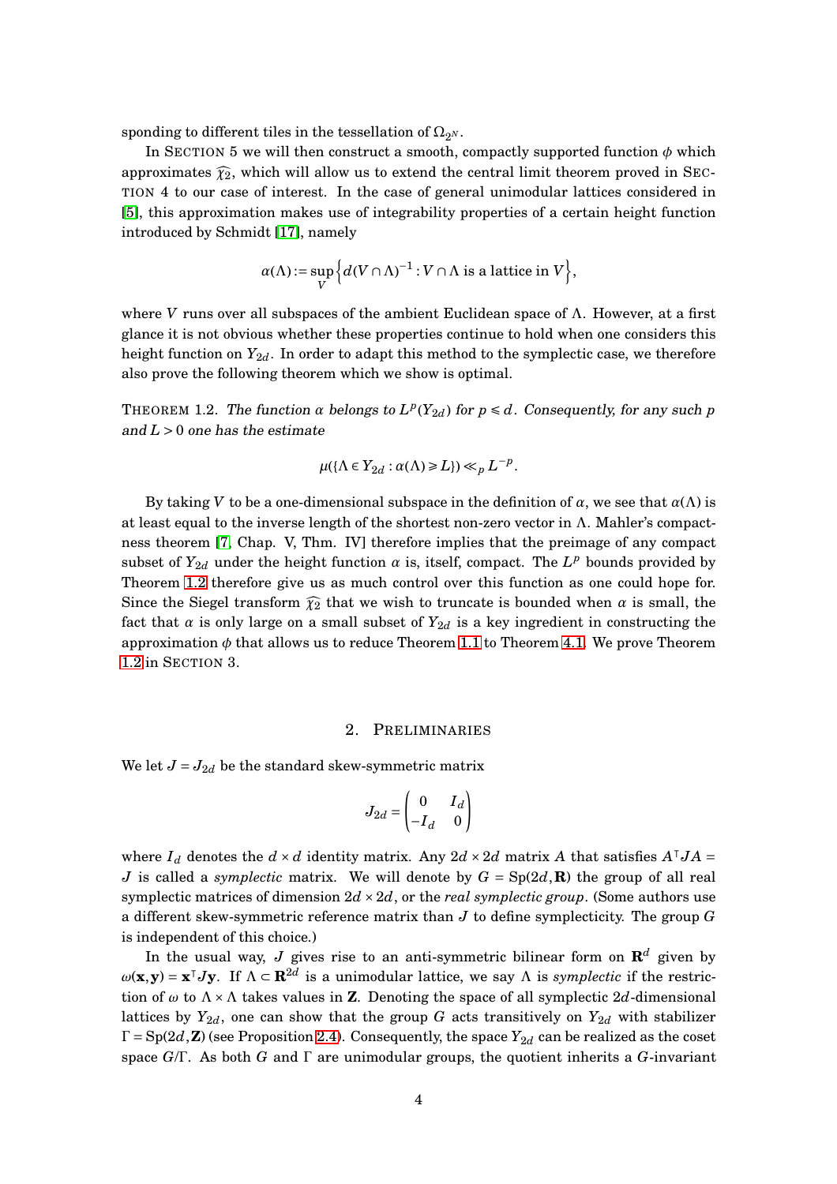sponding to different tiles in the tessellation of $\Omega_{2^N}$.

In SECTION 5 we will then construct a smooth, compactly supported function $\phi$ which approximates $\widehat{\chi_2}$, which will allow us to extend the central limit theorem proved in SECTION 4 to our case of interest. In the case of general unimodular lattices considered in [5], this approximation makes use of integrability properties of a certain height function introduced by Schmidt [17], namely

$$\alpha(\Lambda) := \sup_V \left\{ d(V \cap \Lambda)^{-1} : V \cap \Lambda \text{ is a lattice in } V \right\},$$

where $V$ runs over all subspaces of the ambient Euclidean space of $\Lambda$. However, at a first glance it is not obvious whether these properties continue to hold when one considers this height function on $Y_{2d}$. In order to adapt this method to the symplectic case, we therefore also prove the following theorem which we show is optimal.

THEOREM 1.2. *The function $\alpha$ belongs to $L^p(Y_{2d})$ for $p \leqslant d$. Consequently, for any such $p$ and $L > 0$ one has the estimate*

$$\mu(\{\Lambda \in Y_{2d} : \alpha(\Lambda) \geqslant L\}) \ll_p L^{-p}.$$

By taking $V$ to be a one-dimensional subspace in the definition of $\alpha$, we see that $\alpha(\Lambda)$ is at least equal to the inverse length of the shortest non-zero vector in $\Lambda$. Mahler's compactness theorem [7, Chap. V, Thm. IV] therefore implies that the preimage of any compact subset of $Y_{2d}$ under the height function $\alpha$ is, itself, compact. The $L^p$ bounds provided by Theorem 1.2 therefore give us as much control over this function as one could hope for. Since the Siegel transform $\widehat{\chi_2}$ that we wish to truncate is bounded when $\alpha$ is small, the fact that $\alpha$ is only large on a small subset of $Y_{2d}$ is a key ingredient in constructing the approximation $\phi$ that allows us to reduce Theorem 1.1 to Theorem 4.1. We prove Theorem 1.2 in SECTION 3.

## 2. PRELIMINARIES

We let $J = J_{2d}$ be the standard skew-symmetric matrix

$$J_{2d} = \begin{pmatrix} 0 & I_d \\ -I_d & 0 \end{pmatrix}$$

where $I_d$ denotes the $d \times d$ identity matrix. Any $2d \times 2d$ matrix $A$ that satisfies $A^\intercal J A = J$ is called a *symplectic* matrix. We will denote by $G = \mathrm{Sp}(2d, \mathbf{R})$ the group of all real symplectic matrices of dimension $2d \times 2d$, or the *real symplectic group*. (Some authors use a different skew-symmetric reference matrix than $J$ to define symplecticity. The group $G$ is independent of this choice.)

In the usual way, $J$ gives rise to an anti-symmetric bilinear form on $\mathbf{R}^d$ given by $\omega(\mathbf{x}, \mathbf{y}) = \mathbf{x}^\intercal J \mathbf{y}$. If $\Lambda \subset \mathbf{R}^{2d}$ is a unimodular lattice, we say $\Lambda$ is *symplectic* if the restriction of $\omega$ to $\Lambda \times \Lambda$ takes values in $\mathbf{Z}$. Denoting the space of all symplectic $2d$-dimensional lattices by $Y_{2d}$, one can show that the group $G$ acts transitively on $Y_{2d}$ with stabilizer $\Gamma = \mathrm{Sp}(2d, \mathbf{Z})$ (see Proposition 2.4). Consequently, the space $Y_{2d}$ can be realized as the coset space $G/\Gamma$. As both $G$ and $\Gamma$ are unimodular groups, the quotient inherits a $G$-invariant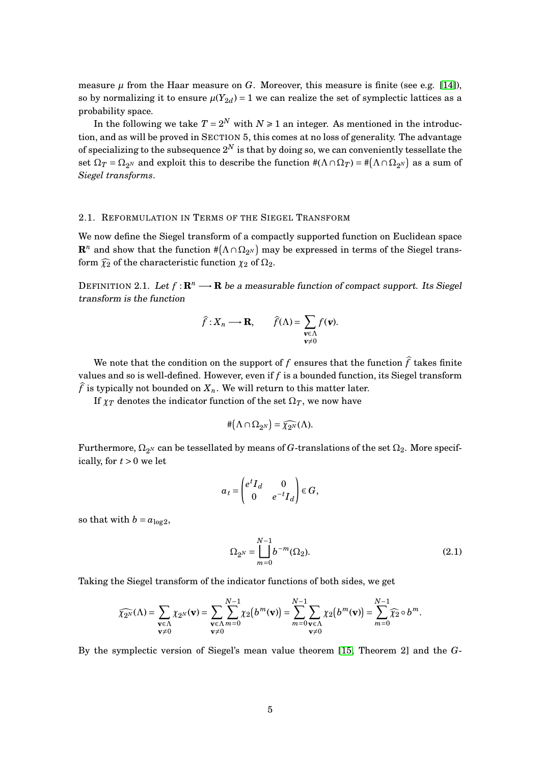measure $\mu$ from the Haar measure on $G$. Moreover, this measure is finite (see e.g. [14]), so by normalizing it to ensure $\mu(Y_{2d}) = 1$ we can realize the set of symplectic lattices as a probability space.

In the following we take $T = 2^N$ with $N \geqslant 1$ an integer. As mentioned in the introduction, and as will be proved in SECTION 5, this comes at no loss of generality. The advantage of specializing to the subsequence $2^N$ is that by doing so, we can conveniently tessellate the set $\Omega_T = \Omega_{2^N}$ and exploit this to describe the function $\#(\Lambda \cap \Omega_T) = \#(\Lambda \cap \Omega_{2^N})$ as a sum of *Siegel transforms*.

## 2.1. Reformulation in Terms of the Siegel Transform

We now define the Siegel transform of a compactly supported function on Euclidean space $\mathbf{R}^n$ and show that the function $\#(\Lambda \cap \Omega_{2^N})$ may be expressed in terms of the Siegel transform $\widehat{\chi_2}$ of the characteristic function $\chi_2$ of $\Omega_2$.

DEFINITION 2.1. *Let $f : \mathbf{R}^n \longrightarrow \mathbf{R}$ be a measurable function of compact support. Its Siegel transform is the function*

$$\widehat{f} : X_n \longrightarrow \mathbf{R}, \qquad \widehat{f}(\Lambda) = \sum_{\substack{\mathbf{v} \in \Lambda \\ \mathbf{v} \neq 0}} f(\mathbf{v}).$$

We note that the condition on the support of $f$ ensures that the function $\widehat{f}$ takes finite values and so is well-defined. However, even if $f$ is a bounded function, its Siegel transform $\widehat{f}$ is typically not bounded on $X_n$. We will return to this matter later.

If $\chi_T$ denotes the indicator function of the set $\Omega_T$, we now have

$$\#(\Lambda \cap \Omega_{2^N}) = \widehat{\chi_{2^N}}(\Lambda).$$

Furthermore, $\Omega_{2^N}$ can be tessellated by means of $G$-translations of the set $\Omega_2$. More specifically, for $t > 0$ we let

$$a_t = \begin{pmatrix} e^t I_d & 0 \\ 0 & e^{-t} I_d \end{pmatrix} \in G,$$

so that with $b = a_{\log 2}$,

$$\Omega_{2^N} = \bigsqcup_{m=0}^{N-1} b^{-m}(\Omega_2). \tag{2.1}$$

Taking the Siegel transform of the indicator functions of both sides, we get

$$\widehat{\chi_{2^N}}(\Lambda) = \sum_{\substack{\mathbf{v} \in \Lambda \\ \mathbf{v} \neq 0}} \chi_{2^N}(\mathbf{v}) = \sum_{\substack{\mathbf{v} \in \Lambda \\ \mathbf{v} \neq 0}} \sum_{m=0}^{N-1} \chi_2\big(b^m(\mathbf{v})\big) = \sum_{m=0}^{N-1} \sum_{\substack{\mathbf{v} \in \Lambda \\ \mathbf{v} \neq 0}} \chi_2\big(b^m(\mathbf{v})\big) = \sum_{m=0}^{N-1} \widehat{\chi_2} \circ b^m.$$

By the symplectic version of Siegel's mean value theorem [15, Theorem 2] and the $G$-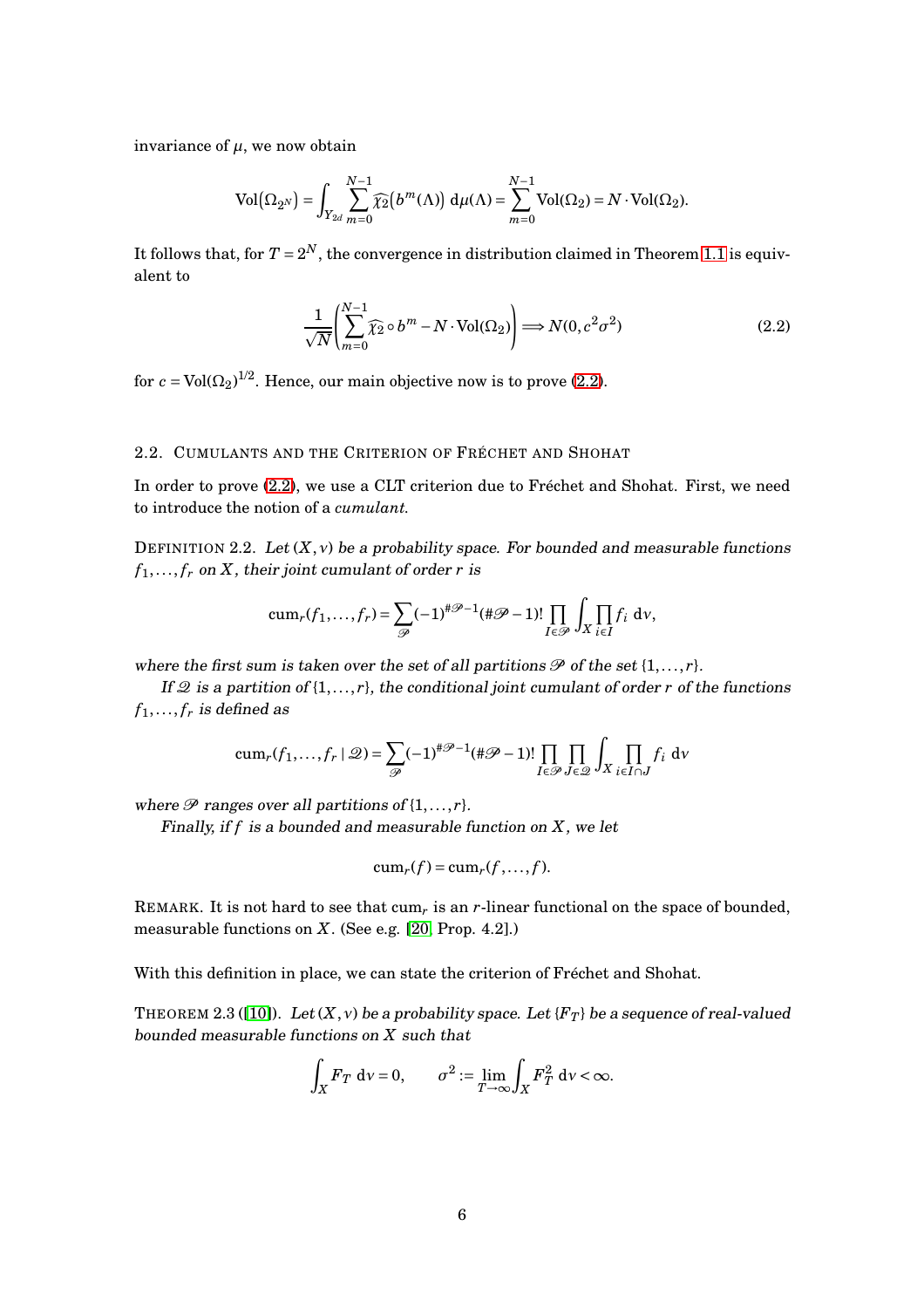invariance of $\mu$, we now obtain

$$\mathrm{Vol}(\Omega_{2^N}) = \int_{Y_{2d}} \sum_{m=0}^{N-1} \widehat{\chi_2}\big(b^m(\Lambda)\big)\, \mathrm{d}\mu(\Lambda) = \sum_{m=0}^{N-1} \mathrm{Vol}(\Omega_2) = N \cdot \mathrm{Vol}(\Omega_2).$$

It follows that, for $T = 2^N$, the convergence in distribution claimed in Theorem 1.1 is equivalent to

$$\frac{1}{\sqrt{N}}\left(\sum_{m=0}^{N-1} \widehat{\chi_2} \circ b^m - N \cdot \mathrm{Vol}(\Omega_2)\right) \Longrightarrow N(0, c^2\sigma^2) \tag{2.2}$$

for $c = \mathrm{Vol}(\Omega_2)^{1/2}$. Hence, our main objective now is to prove (2.2).

## 2.2. Cumulants and the Criterion of Fréchet and Shohat

In order to prove (2.2), we use a CLT criterion due to Fréchet and Shohat. First, we need to introduce the notion of a *cumulant.*

Definition 2.2. *Let $(X,\nu)$ be a probability space. For bounded and measurable functions $f_1,\dots,f_r$ on $X$, their joint cumulant of order $r$ is*

$$\mathrm{cum}_r(f_1,\dots,f_r) = \sum_{\mathscr{P}} (-1)^{\#\mathscr{P}-1}(\#\mathscr{P}-1)! \prod_{I\in\mathscr{P}} \int_X \prod_{i\in I} f_i \; \mathrm{d}\nu,$$

*where the first sum is taken over the set of all partitions $\mathscr{P}$ of the set $\{1,\dots,r\}$.*

*If $\mathscr{Q}$ is a partition of $\{1,\dots,r\}$, the conditional joint cumulant of order $r$ of the functions $f_1,\dots,f_r$ is defined as*

$$\mathrm{cum}_r(f_1,\dots,f_r \mid \mathscr{Q}) = \sum_{\mathscr{P}} (-1)^{\#\mathscr{P}-1}(\#\mathscr{P}-1)! \prod_{I\in\mathscr{P}} \prod_{J\in\mathscr{Q}} \int_X \prod_{i\in I\cap J} f_i \; \mathrm{d}\nu$$

*where $\mathscr{P}$ ranges over all partitions of $\{1,\dots,r\}$.*

*Finally, if $f$ is a bounded and measurable function on $X$, we let*

$$\mathrm{cum}_r(f) = \mathrm{cum}_r(f,\dots,f).$$

Remark. It is not hard to see that $\mathrm{cum}_r$ is an $r$-linear functional on the space of bounded, measurable functions on $X$. (See e.g. [20, Prop. 4.2].)

With this definition in place, we can state the criterion of Fréchet and Shohat.

Theorem 2.3 ([10]). *Let $(X,\nu)$ be a probability space. Let $\{F_T\}$ be a sequence of real-valued bounded measurable functions on $X$ such that*

$$\int_X F_T \; \mathrm{d}\nu = 0, \qquad \sigma^2 := \lim_{T\to\infty} \int_X F_T^2 \; \mathrm{d}\nu < \infty.$$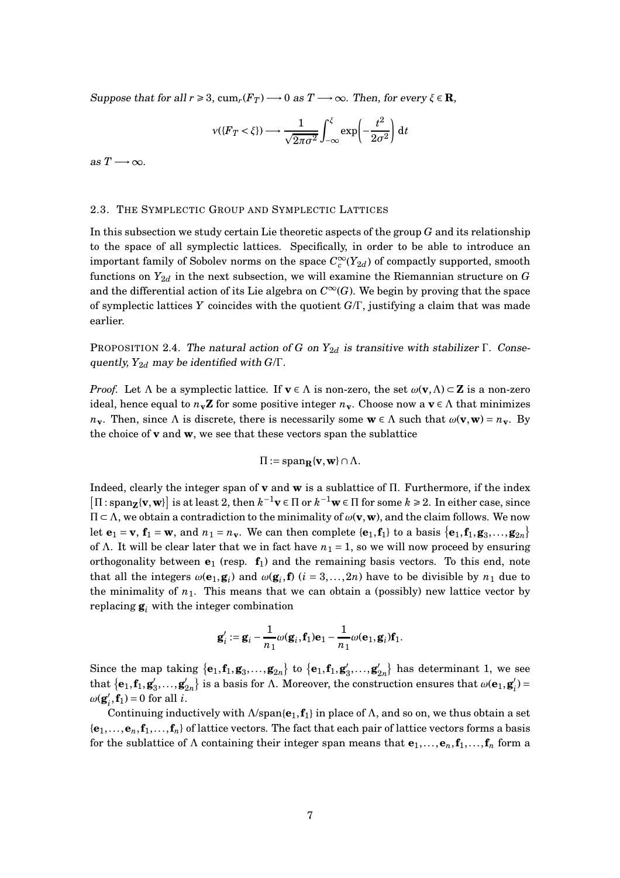*Suppose that for all $r \geqslant 3$, $\operatorname{cum}_r(F_T) \longrightarrow 0$ as $T \longrightarrow \infty$. Then, for every $\xi \in \mathbf{R}$,*

$$\nu(\{F_T < \xi\}) \longrightarrow \frac{1}{\sqrt{2\pi\sigma^2}} \int_{-\infty}^{\xi} \exp\left(-\frac{t^2}{2\sigma^2}\right) \mathrm{d}t$$

*as $T \longrightarrow \infty$.*

## 2.3. The Symplectic Group and Symplectic Lattices

In this subsection we study certain Lie theoretic aspects of the group $G$ and its relationship to the space of all symplectic lattices. Specifically, in order to be able to introduce an important family of Sobolev norms on the space $C_c^\infty(Y_{2d})$ of compactly supported, smooth functions on $Y_{2d}$ in the next subsection, we will examine the Riemannian structure on $G$ and the differential action of its Lie algebra on $C^\infty(G)$. We begin by proving that the space of symplectic lattices $Y$ coincides with the quotient $G/\Gamma$, justifying a claim that was made earlier.

Proposition 2.4. *The natural action of $G$ on $Y_{2d}$ is transitive with stabilizer $\Gamma$. Consequently, $Y_{2d}$ may be identified with $G/\Gamma$.*

*Proof.* Let $\Lambda$ be a symplectic lattice. If $\mathbf{v} \in \Lambda$ is non-zero, the set $\omega(\mathbf{v}, \Lambda) \subset \mathbf{Z}$ is a non-zero ideal, hence equal to $n_{\mathbf{v}}\mathbf{Z}$ for some positive integer $n_{\mathbf{v}}$. Choose now a $\mathbf{v} \in \Lambda$ that minimizes $n_{\mathbf{v}}$. Then, since $\Lambda$ is discrete, there is necessarily some $\mathbf{w} \in \Lambda$ such that $\omega(\mathbf{v}, \mathbf{w}) = n_{\mathbf{v}}$. By the choice of $\mathbf{v}$ and $\mathbf{w}$, we see that these vectors span the sublattice

$$\Pi := \operatorname{span}_{\mathbf{R}}\{\mathbf{v}, \mathbf{w}\} \cap \Lambda.$$

Indeed, clearly the integer span of $\mathbf{v}$ and $\mathbf{w}$ is a sublattice of $\Pi$. Furthermore, if the index $\left[\Pi : \operatorname{span}_{\mathbf{Z}}\{\mathbf{v}, \mathbf{w}\}\right]$ is at least 2, then $k^{-1}\mathbf{v} \in \Pi$ or $k^{-1}\mathbf{w} \in \Pi$ for some $k \geqslant 2$. In either case, since $\Pi \subset \Lambda$, we obtain a contradiction to the minimality of $\omega(\mathbf{v}, \mathbf{w})$, and the claim follows. We now let $\mathbf{e}_1 = \mathbf{v}$, $\mathbf{f}_1 = \mathbf{w}$, and $n_1 = n_{\mathbf{v}}$. We can then complete $\{\mathbf{e}_1, \mathbf{f}_1\}$ to a basis $\{\mathbf{e}_1, \mathbf{f}_1, \mathbf{g}_3, \ldots, \mathbf{g}_{2n}\}$ of $\Lambda$. It will be clear later that we in fact have $n_1 = 1$, so we will now proceed by ensuring orthogonality between $\mathbf{e}_1$ (resp. $\mathbf{f}_1$) and the remaining basis vectors. To this end, note that all the integers $\omega(\mathbf{e}_1, \mathbf{g}_i)$ and $\omega(\mathbf{g}_i, \mathbf{f})$ ($i = 3, \ldots, 2n$) have to be divisible by $n_1$ due to the minimality of $n_1$. This means that we can obtain a (possibly) new lattice vector by replacing $\mathbf{g}_i$ with the integer combination

$$\mathbf{g}'_i := \mathbf{g}_i - \frac{1}{n_1}\omega(\mathbf{g}_i, \mathbf{f}_1)\mathbf{e}_1 - \frac{1}{n_1}\omega(\mathbf{e}_1, \mathbf{g}_i)\mathbf{f}_1.$$

Since the map taking $\{\mathbf{e}_1, \mathbf{f}_1, \mathbf{g}_3, \ldots, \mathbf{g}_{2n}\}$ to $\{\mathbf{e}_1, \mathbf{f}_1, \mathbf{g}'_3, \ldots, \mathbf{g}'_{2n}\}$ has determinant 1, we see that $\{\mathbf{e}_1, \mathbf{f}_1, \mathbf{g}'_3, \ldots, \mathbf{g}'_{2n}\}$ is a basis for $\Lambda$. Moreover, the construction ensures that $\omega(\mathbf{e}_1, \mathbf{g}'_i) = \omega(\mathbf{g}'_i, \mathbf{f}_1) = 0$ for all $i$.

Continuing inductively with $\Lambda/\operatorname{span}\{\mathbf{e}_1, \mathbf{f}_1\}$ in place of $\Lambda$, and so on, we thus obtain a set $\{\mathbf{e}_1, \ldots, \mathbf{e}_n, \mathbf{f}_1, \ldots, \mathbf{f}_n\}$ of lattice vectors. The fact that each pair of lattice vectors forms a basis for the sublattice of $\Lambda$ containing their integer span means that $\mathbf{e}_1, \ldots, \mathbf{e}_n, \mathbf{f}_1, \ldots, \mathbf{f}_n$ form a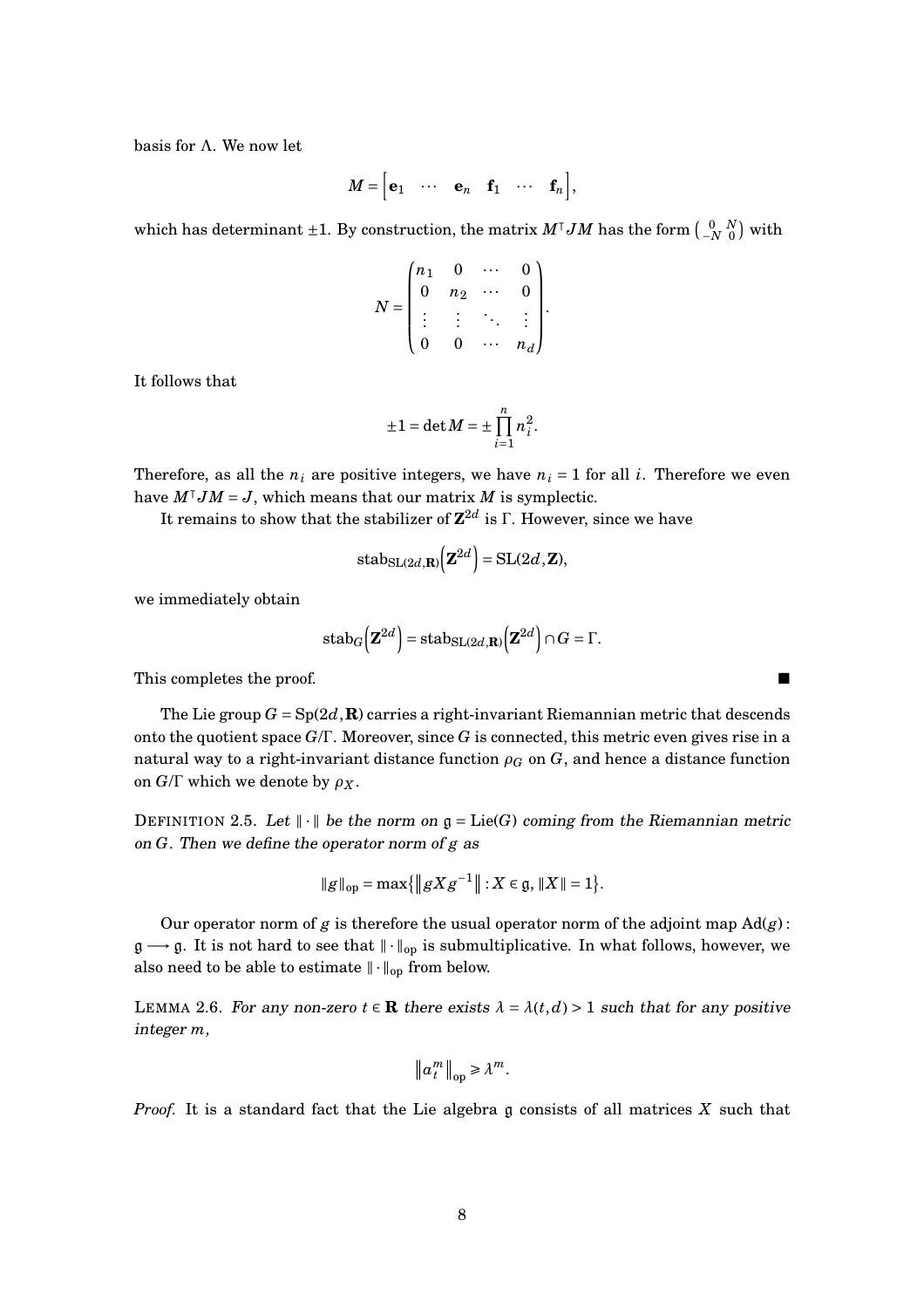basis for $\Lambda$. We now let

$$M = \begin{bmatrix} \mathbf{e}_1 & \cdots & \mathbf{e}_n & \mathbf{f}_1 & \cdots & \mathbf{f}_n \end{bmatrix},$$

which has determinant $\pm 1$. By construction, the matrix $M^\intercal J M$ has the form $\left(\begin{smallmatrix} 0 & N \\ -N & 0 \end{smallmatrix}\right)$ with

$$N = \begin{pmatrix} n_1 & 0 & \cdots & 0 \\ 0 & n_2 & \cdots & 0 \\ \vdots & \vdots & \ddots & \vdots \\ 0 & 0 & \cdots & n_d \end{pmatrix}.$$

It follows that

$$\pm 1 = \det M = \pm \prod_{i=1}^{n} n_i^2.$$

Therefore, as all the $n_i$ are positive integers, we have $n_i = 1$ for all $i$. Therefore we even have $M^\intercal J M = J$, which means that our matrix $M$ is symplectic.

It remains to show that the stabilizer of $\mathbf{Z}^{2d}$ is $\Gamma$. However, since we have

$$\mathrm{stab}_{\mathrm{SL}(2d,\mathbf{R})}\Big(\mathbf{Z}^{2d}\Big) = \mathrm{SL}(2d, \mathbf{Z}),$$

we immediately obtain

$$\mathrm{stab}_G\Big(\mathbf{Z}^{2d}\Big) = \mathrm{stab}_{\mathrm{SL}(2d,\mathbf{R})}\Big(\mathbf{Z}^{2d}\Big) \cap G = \Gamma.$$

This completes the proof. ■

The Lie group $G = \mathrm{Sp}(2d, \mathbf{R})$ carries a right-invariant Riemannian metric that descends onto the quotient space $G/\Gamma$. Moreover, since $G$ is connected, this metric even gives rise in a natural way to a right-invariant distance function $\rho_G$ on $G$, and hence a distance function on $G/\Gamma$ which we denote by $\rho_X$.

Definition 2.5. *Let $\|\cdot\|$ be the norm on $\mathfrak{g} = \mathrm{Lie}(G)$ coming from the Riemannian metric on $G$. Then we define the operator norm of $g$ as*

$$\|g\|_{\mathrm{op}} = \max\Big\{\big\|gXg^{-1}\big\| : X \in \mathfrak{g}, \|X\| = 1\Big\}.$$

Our operator norm of $g$ is therefore the usual operator norm of the adjoint map $\mathrm{Ad}(g) : \mathfrak{g} \longrightarrow \mathfrak{g}$. It is not hard to see that $\|\cdot\|_{\mathrm{op}}$ is submultiplicative. In what follows, however, we also need to be able to estimate $\|\cdot\|_{\mathrm{op}}$ from below.

Lemma 2.6. *For any non-zero $t \in \mathbf{R}$ there exists $\lambda = \lambda(t,d) > 1$ such that for any positive integer $m$,*

$$\big\|a_t^m\big\|_{\mathrm{op}} \geqslant \lambda^m.$$

*Proof.* It is a standard fact that the Lie algebra $\mathfrak{g}$ consists of all matrices $X$ such that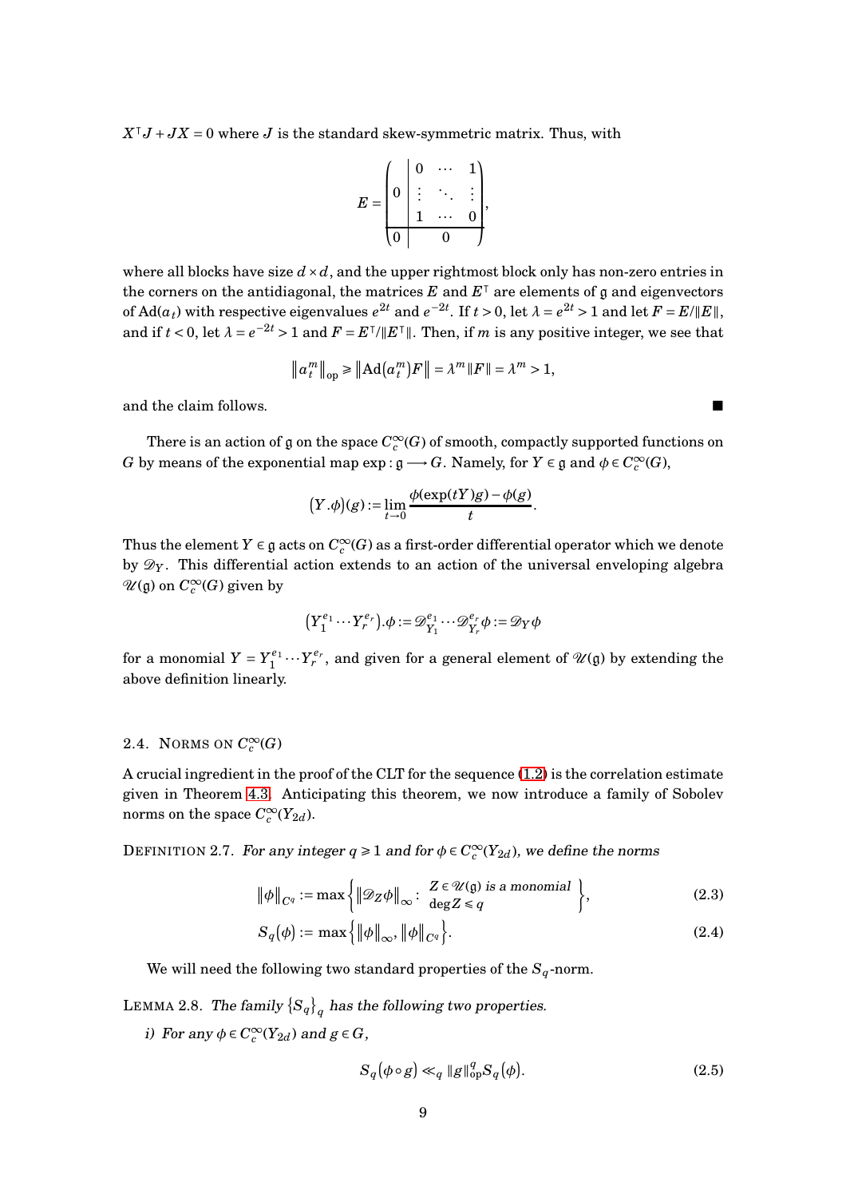$X^\intercal J + JX = 0$ where $J$ is the standard skew-symmetric matrix. Thus, with

$$E = \left(\begin{array}{c|ccc} 0 & 0 & \cdots & 1 \\ & \vdots & \ddots & \vdots \\ & 1 & \cdots & 0 \\ \hline 0 & & 0 & \end{array}\right),$$

where all blocks have size $d \times d$, and the upper rightmost block only has non-zero entries in the corners on the antidiagonal, the matrices $E$ and $E^\intercal$ are elements of $\mathfrak{g}$ and eigenvectors of $\mathrm{Ad}(a_t)$ with respective eigenvalues $e^{2t}$ and $e^{-2t}$. If $t > 0$, let $\lambda = e^{2t} > 1$ and let $F = E/\|E\|$, and if $t < 0$, let $\lambda = e^{-2t} > 1$ and $F = E^\intercal/\|E^\intercal\|$. Then, if $m$ is any positive integer, we see that

$$\|a_t^m\|_{\mathrm{op}} \geqslant \|\mathrm{Ad}(a_t^m)F\| = \lambda^m \|F\| = \lambda^m > 1,$$

and the claim follows. ■

There is an action of $\mathfrak{g}$ on the space $C_c^\infty(G)$ of smooth, compactly supported functions on $G$ by means of the exponential map $\exp : \mathfrak{g} \longrightarrow G$. Namely, for $Y \in \mathfrak{g}$ and $\phi \in C_c^\infty(G)$,

$$(Y.\phi)(g) := \lim_{t \to 0} \frac{\phi(\exp(tY)g) - \phi(g)}{t}.$$

Thus the element $Y \in \mathfrak{g}$ acts on $C_c^\infty(G)$ as a first-order differential operator which we denote by $\mathscr{D}_Y$. This differential action extends to an action of the universal enveloping algebra $\mathscr{U}(\mathfrak{g})$ on $C_c^\infty(G)$ given by

$$(Y_1^{e_1} \cdots Y_r^{e_r}).\phi := \mathscr{D}_{Y_1}^{e_1} \cdots \mathscr{D}_{Y_r}^{e_r} \phi := \mathscr{D}_Y \phi$$

for a monomial $Y = Y_1^{e_1} \cdots Y_r^{e_r}$, and given for a general element of $\mathscr{U}(\mathfrak{g})$ by extending the above definition linearly.

## 2.4. Norms on $C_c^\infty(G)$

A crucial ingredient in the proof of the CLT for the sequence (1.2) is the correlation estimate given in Theorem 4.3. Anticipating this theorem, we now introduce a family of Sobolev norms on the space $C_c^\infty(Y_{2d})$.

DEFINITION 2.7. *For any integer $q \geqslant 1$ and for $\phi \in C_c^\infty(Y_{2d})$, we define the norms*

$$\|\phi\|_{C^q} := \max\left\{ \|\mathscr{D}_Z \phi\|_\infty : \begin{array}{l} Z \in \mathscr{U}(\mathfrak{g}) \text{ is a monomial} \\ \deg Z \leqslant q \end{array} \right\}, \tag{2.3}$$

$$S_q(\phi) := \max\left\{ \|\phi\|_\infty, \|\phi\|_{C^q} \right\}. \tag{2.4}$$

We will need the following two standard properties of the $S_q$-norm.

LEMMA 2.8. *The family $\{S_q\}_q$ has the following two properties.*

*i) For any $\phi \in C_c^\infty(Y_{2d})$ and $g \in G$,*

$$S_q(\phi \circ g) \ll_q \|g\|_{\mathrm{op}}^q S_q(\phi). \tag{2.5}$$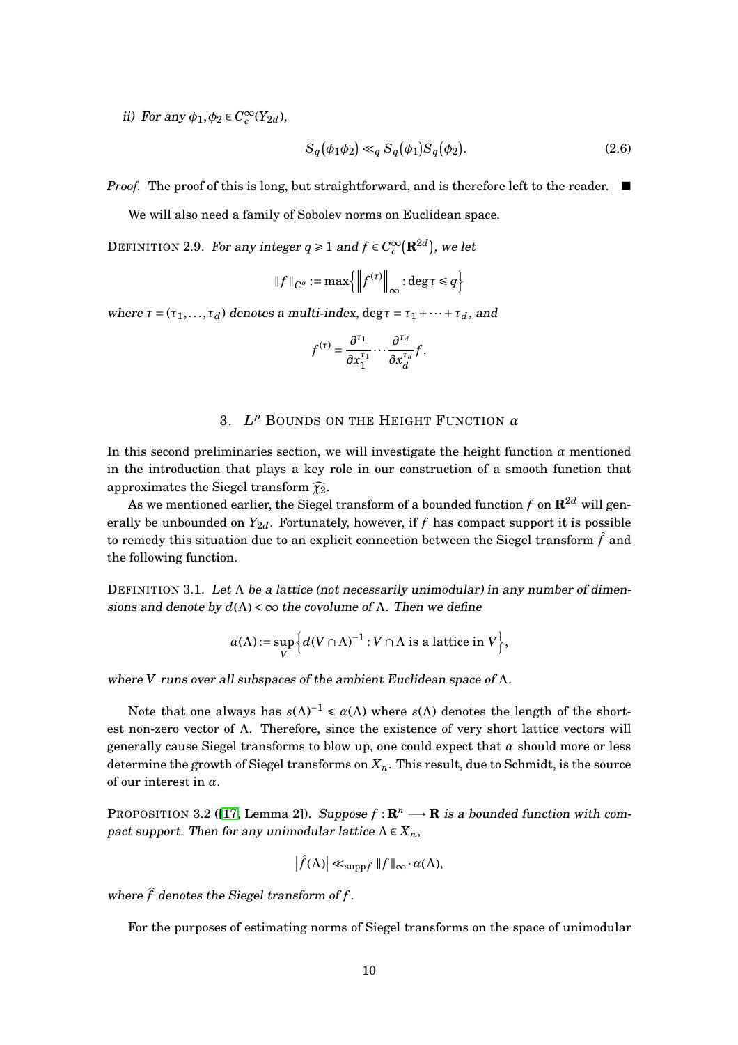*ii) For any $\phi_1, \phi_2 \in C_c^\infty(Y_{2d})$,*

$$S_q(\phi_1\phi_2) \ll_q S_q(\phi_1)S_q(\phi_2). \tag{2.6}$$

*Proof.* The proof of this is long, but straightforward, and is therefore left to the reader. ■

We will also need a family of Sobolev norms on Euclidean space.

DEFINITION 2.9. *For any integer $q \geqslant 1$ and $f \in C_c^\infty(\mathbf{R}^{2d})$, we let*

$$\|f\|_{C^q} := \max\left\{ \left\| f^{(\tau)} \right\|_\infty : \deg \tau \leqslant q \right\}$$

*where $\tau = (\tau_1, \ldots, \tau_d)$ denotes a multi-index, $\deg \tau = \tau_1 + \cdots + \tau_d$, and*

$$f^{(\tau)} = \frac{\partial^{\tau_1}}{\partial x_1^{\tau_1}} \cdots \frac{\partial^{\tau_d}}{\partial x_d^{\tau_d}} f.$$

## 3. $L^p$ BOUNDS ON THE HEIGHT FUNCTION $\alpha$

In this second preliminaries section, we will investigate the height function $\alpha$ mentioned in the introduction that plays a key role in our construction of a smooth function that approximates the Siegel transform $\widehat{\chi_2}$.

As we mentioned earlier, the Siegel transform of a bounded function $f$ on $\mathbf{R}^{2d}$ will generally be unbounded on $Y_{2d}$. Fortunately, however, if $f$ has compact support it is possible to remedy this situation due to an explicit connection between the Siegel transform $\hat{f}$ and the following function.

DEFINITION 3.1. *Let $\Lambda$ be a lattice (not necessarily unimodular) in any number of dimensions and denote by $d(\Lambda) < \infty$ the covolume of $\Lambda$. Then we define*

$$\alpha(\Lambda) := \sup_V \left\{ d(V \cap \Lambda)^{-1} : V \cap \Lambda \text{ is a lattice in } V \right\},$$

*where $V$ runs over all subspaces of the ambient Euclidean space of $\Lambda$.*

Note that one always has $s(\Lambda)^{-1} \leqslant \alpha(\Lambda)$ where $s(\Lambda)$ denotes the length of the shortest non-zero vector of $\Lambda$. Therefore, since the existence of very short lattice vectors will generally cause Siegel transforms to blow up, one could expect that $\alpha$ should more or less determine the growth of Siegel transforms on $X_n$. This result, due to Schmidt, is the source of our interest in $\alpha$.

PROPOSITION 3.2 ([17, Lemma 2]). *Suppose $f : \mathbf{R}^n \longrightarrow \mathbf{R}$ is a bounded function with compact support. Then for any unimodular lattice $\Lambda \in X_n$,*

$$\left|\hat{f}(\Lambda)\right| \ll_{\operatorname{supp} f} \|f\|_\infty \cdot \alpha(\Lambda),$$

*where $\widehat{f}$ denotes the Siegel transform of $f$.*

For the purposes of estimating norms of Siegel transforms on the space of unimodular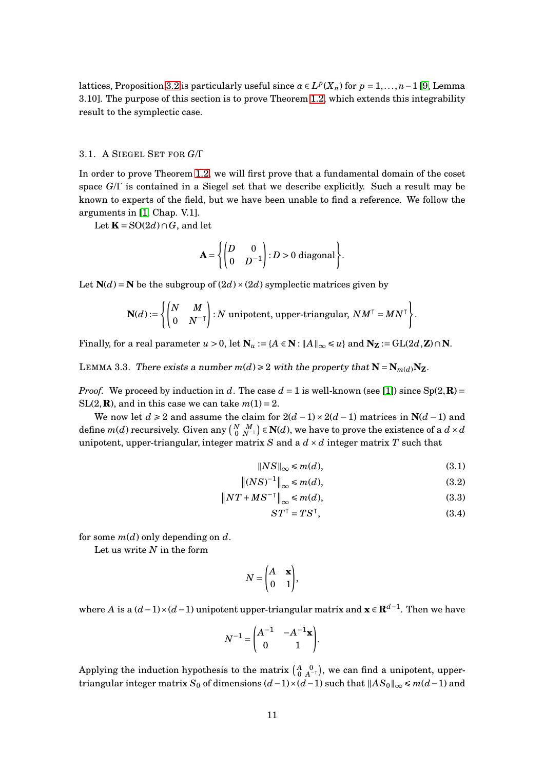lattices, Proposition 3.2 is particularly useful since $\alpha \in L^p(X_n)$ for $p = 1, \dots, n-1$ [9, Lemma 3.10]. The purpose of this section is to prove Theorem 1.2, which extends this integrability result to the symplectic case.

### 3.1. A Siegel Set for $G/\Gamma$

In order to prove Theorem 1.2, we will first prove that a fundamental domain of the coset space $G/\Gamma$ is contained in a Siegel set that we describe explicitly. Such a result may be known to experts of the field, but we have been unable to find a reference. We follow the arguments in [1, Chap. V.1].

Let $\mathbf{K} = \mathrm{SO}(2d) \cap G$, and let

$$\mathbf{A} = \left\{ \begin{pmatrix} D & 0 \\ 0 & D^{-1} \end{pmatrix} : D > 0 \text{ diagonal} \right\}.$$

Let $\mathbf{N}(d) = \mathbf{N}$ be the subgroup of $(2d)\times(2d)$ symplectic matrices given by

$$\mathbf{N}(d) := \left\{ \begin{pmatrix} N & M \\ 0 & N^{-\intercal} \end{pmatrix} : N \text{ unipotent, upper-triangular, } NM^\intercal = MN^\intercal \right\}.$$

Finally, for a real parameter $u > 0$, let $\mathbf{N}_u := \{A \in \mathbf{N} : \|A\|_\infty \leqslant u\}$ and $\mathbf{N}_\mathbf{Z} := \mathrm{GL}(2d, \mathbf{Z}) \cap \mathbf{N}$.

Lemma 3.3. *There exists a number $m(d) \geqslant 2$ with the property that $\mathbf{N} = \mathbf{N}_{m(d)}\mathbf{N}_\mathbf{Z}$.*

*Proof.* We proceed by induction in $d$. The case $d = 1$ is well-known (see [1]) since $\mathrm{Sp}(2, \mathbf{R}) = \mathrm{SL}(2, \mathbf{R})$, and in this case we can take $m(1) = 2$.

We now let $d \geqslant 2$ and assume the claim for $2(d-1)\times 2(d-1)$ matrices in $\mathbf{N}(d-1)$ and define $m(d)$ recursively. Given any $\left(\begin{smallmatrix} N & M \\ 0 & N^{-\intercal} \end{smallmatrix}\right) \in \mathbf{N}(d)$, we have to prove the existence of a $d\times d$ unipotent, upper-triangular, integer matrix $S$ and a $d \times d$ integer matrix $T$ such that

$$\|NS\|_\infty \leqslant m(d), \tag{3.1}$$

$$\left\|(NS)^{-1}\right\|_\infty \leqslant m(d), \tag{3.2}$$

$$\left\|NT + MS^{-\intercal}\right\|_\infty \leqslant m(d), \tag{3.3}$$

$$ST^\intercal = TS^\intercal, \tag{3.4}$$

for some $m(d)$ only depending on $d$.

Let us write $N$ in the form

$$N = \begin{pmatrix} A & \mathbf{x} \\ 0 & 1 \end{pmatrix},$$

where $A$ is a $(d-1)\times(d-1)$ unipotent upper-triangular matrix and $\mathbf{x} \in \mathbf{R}^{d-1}$. Then we have

$$N^{-1} = \begin{pmatrix} A^{-1} & -A^{-1}\mathbf{x} \\ 0 & 1 \end{pmatrix}.$$

Applying the induction hypothesis to the matrix $\left(\begin{smallmatrix} A & 0 \\ 0 & A^{-\intercal} \end{smallmatrix}\right)$, we can find a unipotent, upper-triangular integer matrix $S_0$ of dimensions $(d-1)\times(d-1)$ such that $\|AS_0\|_\infty \leqslant m(d-1)$ and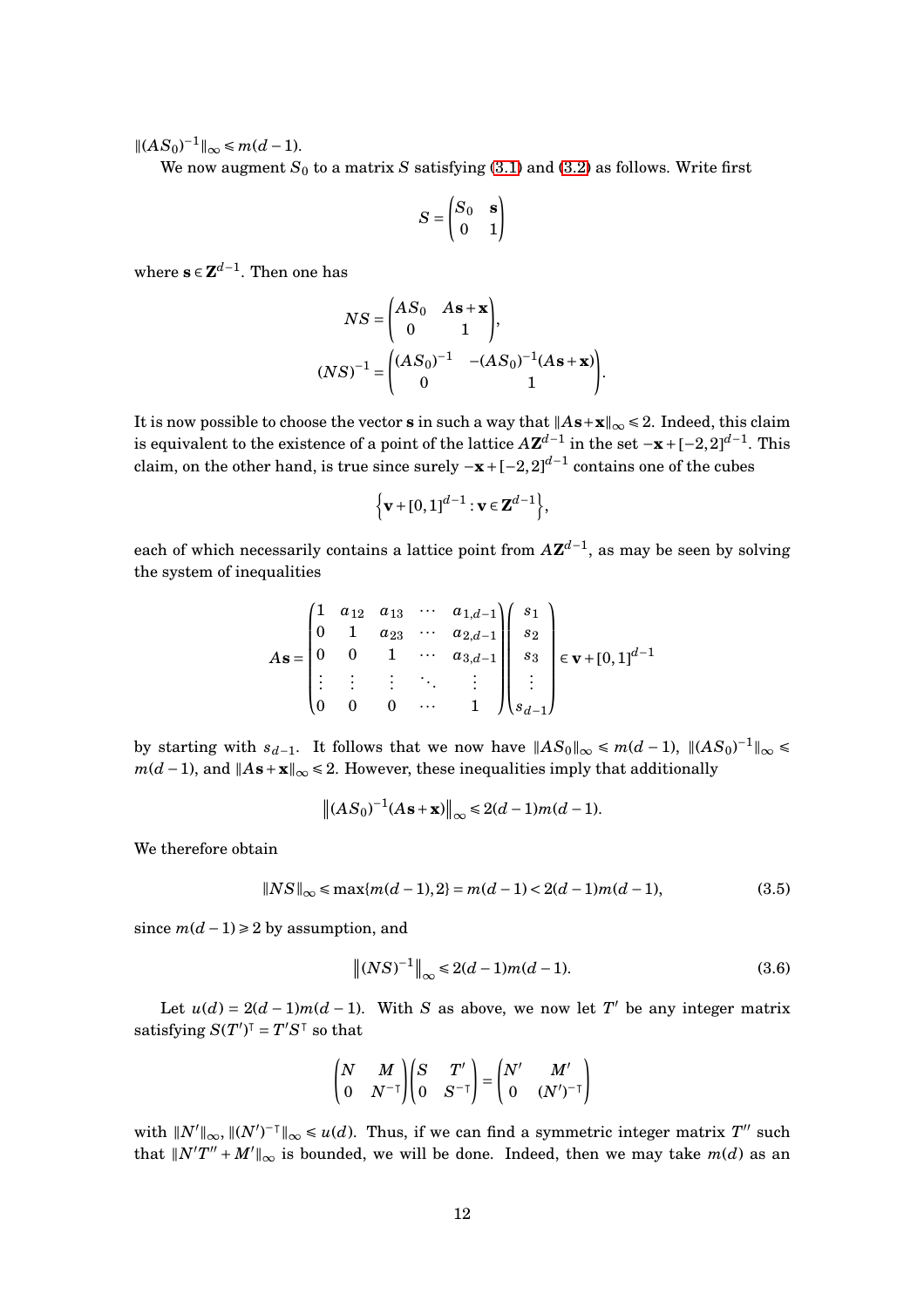$\|(AS_0)^{-1}\|_\infty \leqslant m(d-1)$.

We now augment $S_0$ to a matrix $S$ satisfying (3.1) and (3.2) as follows. Write first

$$S = \begin{pmatrix} S_0 & \mathbf{s} \\ 0 & 1 \end{pmatrix}$$

where $\mathbf{s} \in \mathbf{Z}^{d-1}$. Then one has

$$NS = \begin{pmatrix} AS_0 & A\mathbf{s}+\mathbf{x} \\ 0 & 1 \end{pmatrix},$$

$$(NS)^{-1} = \begin{pmatrix} (AS_0)^{-1} & -(AS_0)^{-1}(A\mathbf{s}+\mathbf{x}) \\ 0 & 1 \end{pmatrix}.$$

It is now possible to choose the vector $\mathbf{s}$ in such a way that $\|A\mathbf{s}+\mathbf{x}\|_\infty \leqslant 2$. Indeed, this claim is equivalent to the existence of a point of the lattice $A\mathbf{Z}^{d-1}$ in the set $-\mathbf{x}+[-2,2]^{d-1}$. This claim, on the other hand, is true since surely $-\mathbf{x}+[-2,2]^{d-1}$ contains one of the cubes

$$\left\{\mathbf{v}+[0,1]^{d-1} : \mathbf{v} \in \mathbf{Z}^{d-1}\right\},$$

each of which necessarily contains a lattice point from $A\mathbf{Z}^{d-1}$, as may be seen by solving the system of inequalities

$$A\mathbf{s} = \begin{pmatrix} 1 & a_{12} & a_{13} & \cdots & a_{1,d-1} \\ 0 & 1 & a_{23} & \cdots & a_{2,d-1} \\ 0 & 0 & 1 & \cdots & a_{3,d-1} \\ \vdots & \vdots & \vdots & \ddots & \vdots \\ 0 & 0 & 0 & \cdots & 1 \end{pmatrix} \begin{pmatrix} s_1 \\ s_2 \\ s_3 \\ \vdots \\ s_{d-1} \end{pmatrix} \in \mathbf{v}+[0,1]^{d-1}$$

by starting with $s_{d-1}$. It follows that we now have $\|AS_0\|_\infty \leqslant m(d-1)$, $\|(AS_0)^{-1}\|_\infty \leqslant m(d-1)$, and $\|A\mathbf{s}+\mathbf{x}\|_\infty \leqslant 2$. However, these inequalities imply that additionally

$$\left\|(AS_0)^{-1}(A\mathbf{s}+\mathbf{x})\right\|_\infty \leqslant 2(d-1)m(d-1).$$

We therefore obtain

$$\|NS\|_\infty \leqslant \max\{m(d-1), 2\} = m(d-1) < 2(d-1)m(d-1), \tag{3.5}$$

since $m(d-1) \geqslant 2$ by assumption, and

$$\left\|(NS)^{-1}\right\|_\infty \leqslant 2(d-1)m(d-1). \tag{3.6}$$

Let $u(d) = 2(d-1)m(d-1)$. With $S$ as above, we now let $T'$ be any integer matrix satisfying $S(T')^\intercal = T'S^\intercal$ so that

$$\begin{pmatrix} N & M \\ 0 & N^{-\intercal} \end{pmatrix} \begin{pmatrix} S & T' \\ 0 & S^{-\intercal} \end{pmatrix} = \begin{pmatrix} N' & M' \\ 0 & (N')^{-\intercal} \end{pmatrix}$$

with $\|N'\|_\infty, \|(N')^{-\intercal}\|_\infty \leqslant u(d)$. Thus, if we can find a symmetric integer matrix $T''$ such that $\|N'T''+M'\|_\infty$ is bounded, we will be done. Indeed, then we may take $m(d)$ as an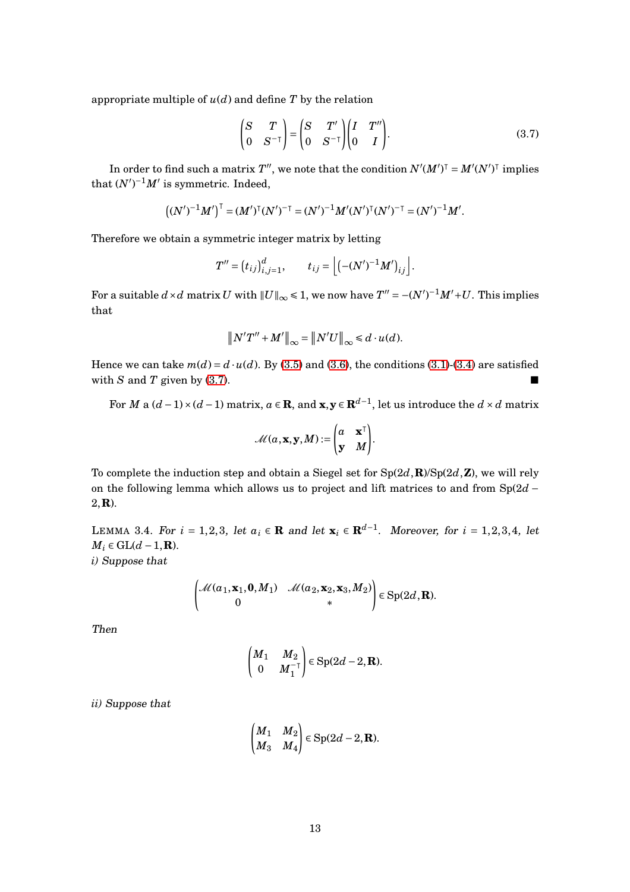appropriate multiple of $u(d)$ and define $T$ by the relation

$$\begin{pmatrix} S & T \\ 0 & S^{-\top} \end{pmatrix} = \begin{pmatrix} S & T' \\ 0 & S^{-\top} \end{pmatrix} \begin{pmatrix} I & T'' \\ 0 & I \end{pmatrix}. \tag{3.7}$$

In order to find such a matrix $T''$, we note that the condition $N'(M')^\top = M'(N')^\top$ implies that $(N')^{-1}M'$ is symmetric. Indeed,

$$\left((N')^{-1}M'\right)^\top = (M')^\top (N')^{-\top} = (N')^{-1}M'(N')^\top (N')^{-\top} = (N')^{-1}M'.$$

Therefore we obtain a symmetric integer matrix by letting

$$T'' = \left(t_{ij}\right)_{i,j=1}^d, \qquad t_{ij} = \left\lfloor \left(-(N')^{-1}M'\right)_{ij} \right\rfloor.$$

For a suitable $d \times d$ matrix $U$ with $\|U\|_\infty \leqslant 1$, we now have $T'' = -(N')^{-1}M' + U$. This implies that

$$\left\|N'T'' + M'\right\|_\infty = \left\|N'U\right\|_\infty \leqslant d \cdot u(d).$$

Hence we can take $m(d) = d \cdot u(d)$. By (3.5) and (3.6), the conditions (3.1)-(3.4) are satisfied with $S$ and $T$ given by (3.7). ■

For $M$ a $(d-1)\times(d-1)$ matrix, $a \in \mathbf{R}$, and $\mathbf{x}, \mathbf{y} \in \mathbf{R}^{d-1}$, let us introduce the $d \times d$ matrix

$$\mathscr{M}(a, \mathbf{x}, \mathbf{y}, M) := \begin{pmatrix} a & \mathbf{x}^\top \\ \mathbf{y} & M \end{pmatrix}.$$

To complete the induction step and obtain a Siegel set for $\mathrm{Sp}(2d, \mathbf{R})/\mathrm{Sp}(2d, \mathbf{Z})$, we will rely on the following lemma which allows us to project and lift matrices to and from $\mathrm{Sp}(2d-2, \mathbf{R})$.

LEMMA 3.4. *For $i = 1,2,3$, let $a_i \in \mathbf{R}$ and let $\mathbf{x}_i \in \mathbf{R}^{d-1}$. Moreover, for $i = 1,2,3,4$, let $M_i \in \mathrm{GL}(d-1, \mathbf{R})$.*

*i) Suppose that*

$$\begin{pmatrix} \mathscr{M}(a_1, \mathbf{x}_1, \mathbf{0}, M_1) & \mathscr{M}(a_2, \mathbf{x}_2, \mathbf{x}_3, M_2) \\ 0 & * \end{pmatrix} \in \mathrm{Sp}(2d, \mathbf{R}).$$

*Then*

$$\begin{pmatrix} M_1 & M_2 \\ 0 & M_1^{-\top} \end{pmatrix} \in \mathrm{Sp}(2d-2, \mathbf{R}).$$

*ii) Suppose that*

$$\begin{pmatrix} M_1 & M_2 \\ M_3 & M_4 \end{pmatrix} \in \mathrm{Sp}(2d-2, \mathbf{R}).$$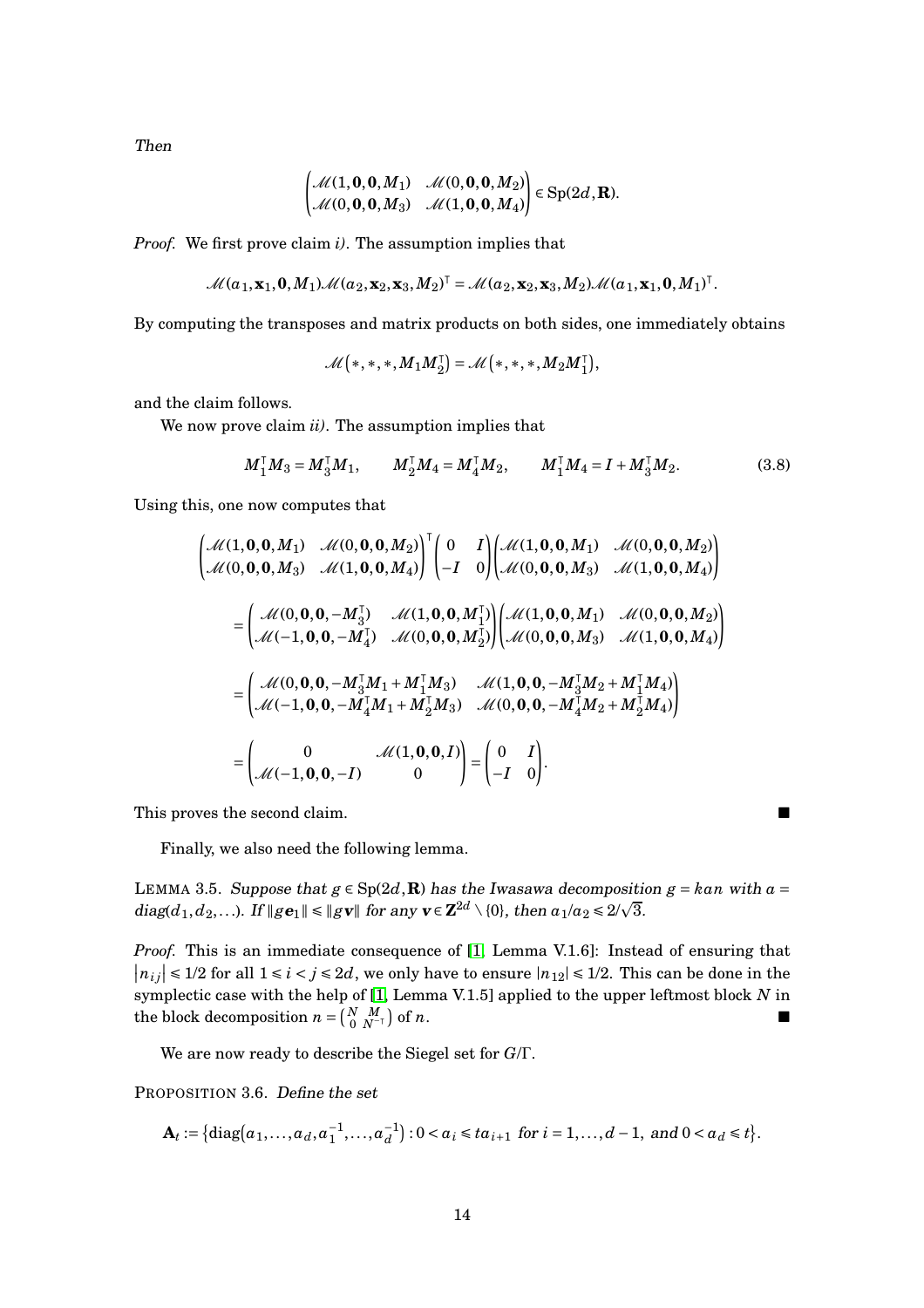*Then*

$$\begin{pmatrix} \mathscr{M}(1,\mathbf{0},\mathbf{0},M_1) & \mathscr{M}(0,\mathbf{0},\mathbf{0},M_2) \\ \mathscr{M}(0,\mathbf{0},\mathbf{0},M_3) & \mathscr{M}(1,\mathbf{0},\mathbf{0},M_4) \end{pmatrix} \in \mathrm{Sp}(2d,\mathbf{R}).$$

*Proof.* We first prove claim *i)*. The assumption implies that

$$\mathscr{M}(a_1,\mathbf{x}_1,\mathbf{0},M_1)\mathscr{M}(a_2,\mathbf{x}_2,\mathbf{x}_3,M_2)^{\intercal} = \mathscr{M}(a_2,\mathbf{x}_2,\mathbf{x}_3,M_2)\mathscr{M}(a_1,\mathbf{x}_1,\mathbf{0},M_1)^{\intercal}.$$

By computing the transposes and matrix products on both sides, one immediately obtains

$$\mathscr{M}\big(*,*,*,M_1M_2^{\intercal}\big) = \mathscr{M}\big(*,*,*,M_2M_1^{\intercal}\big),$$

and the claim follows.

We now prove claim *ii)*. The assumption implies that

$$M_1^{\intercal}M_3 = M_3^{\intercal}M_1, \qquad M_2^{\intercal}M_4 = M_4^{\intercal}M_2, \qquad M_1^{\intercal}M_4 = I + M_3^{\intercal}M_2. \tag{3.8}$$

Using this, one now computes that

$$\begin{aligned}
&\begin{pmatrix} \mathscr{M}(1,\mathbf{0},\mathbf{0},M_1) & \mathscr{M}(0,\mathbf{0},\mathbf{0},M_2) \\ \mathscr{M}(0,\mathbf{0},\mathbf{0},M_3) & \mathscr{M}(1,\mathbf{0},\mathbf{0},M_4) \end{pmatrix}^{\intercal} \begin{pmatrix} 0 & I \\ -I & 0 \end{pmatrix} \begin{pmatrix} \mathscr{M}(1,\mathbf{0},\mathbf{0},M_1) & \mathscr{M}(0,\mathbf{0},\mathbf{0},M_2) \\ \mathscr{M}(0,\mathbf{0},\mathbf{0},M_3) & \mathscr{M}(1,\mathbf{0},\mathbf{0},M_4) \end{pmatrix} \\
&= \begin{pmatrix} \mathscr{M}(0,\mathbf{0},\mathbf{0},-M_3^{\intercal}) & \mathscr{M}(1,\mathbf{0},\mathbf{0},M_1^{\intercal}) \\ \mathscr{M}(-1,\mathbf{0},\mathbf{0},-M_4^{\intercal}) & \mathscr{M}(0,\mathbf{0},\mathbf{0},M_2^{\intercal}) \end{pmatrix} \begin{pmatrix} \mathscr{M}(1,\mathbf{0},\mathbf{0},M_1) & \mathscr{M}(0,\mathbf{0},\mathbf{0},M_2) \\ \mathscr{M}(0,\mathbf{0},\mathbf{0},M_3) & \mathscr{M}(1,\mathbf{0},\mathbf{0},M_4) \end{pmatrix} \\
&= \begin{pmatrix} \mathscr{M}(0,\mathbf{0},\mathbf{0},-M_3^{\intercal}M_1 + M_1^{\intercal}M_3) & \mathscr{M}(1,\mathbf{0},\mathbf{0},-M_3^{\intercal}M_2 + M_1^{\intercal}M_4) \\ \mathscr{M}(-1,\mathbf{0},\mathbf{0},-M_4^{\intercal}M_1 + M_2^{\intercal}M_3) & \mathscr{M}(0,\mathbf{0},\mathbf{0},-M_4^{\intercal}M_2 + M_2^{\intercal}M_4) \end{pmatrix} \\
&= \begin{pmatrix} 0 & \mathscr{M}(1,\mathbf{0},\mathbf{0},I) \\ \mathscr{M}(-1,\mathbf{0},\mathbf{0},-I) & 0 \end{pmatrix} = \begin{pmatrix} 0 & I \\ -I & 0 \end{pmatrix}.
\end{aligned}$$

This proves the second claim. ■

Finally, we also need the following lemma.

LEMMA 3.5. *Suppose that $g \in \mathrm{Sp}(2d,\mathbf{R})$ has the Iwasawa decomposition $g = kan$ with $a = \mathrm{diag}(d_1, d_2, \ldots)$. If $\|g\mathbf{e}_1\| \leq \|g\mathbf{v}\|$ for any $\mathbf{v} \in \mathbf{Z}^{2d} \setminus \{0\}$, then $a_1/a_2 \leq 2/\sqrt{3}$.*

*Proof.* This is an immediate consequence of [1, Lemma V.1.6]: Instead of ensuring that $|n_{ij}| \leq 1/2$ for all $1 \leq i < j \leq 2d$, we only have to ensure $|n_{12}| \leq 1/2$. This can be done in the symplectic case with the help of [1, Lemma V.1.5] applied to the upper leftmost block $N$ in the block decomposition $n = \begin{pmatrix} N & M \\ 0 & N^{-\intercal} \end{pmatrix}$ of $n$. ■

We are now ready to describe the Siegel set for $G/\Gamma$.

PROPOSITION 3.6. *Define the set*

$$\mathbf{A}_t := \big\{\mathrm{diag}\big(a_1,\ldots,a_d,a_1^{-1},\ldots,a_d^{-1}\big) : 0 < a_i \leq t a_{i+1} \text{ for } i = 1,\ldots,d-1, \text{ and } 0 < a_d \leq t\big\}.$$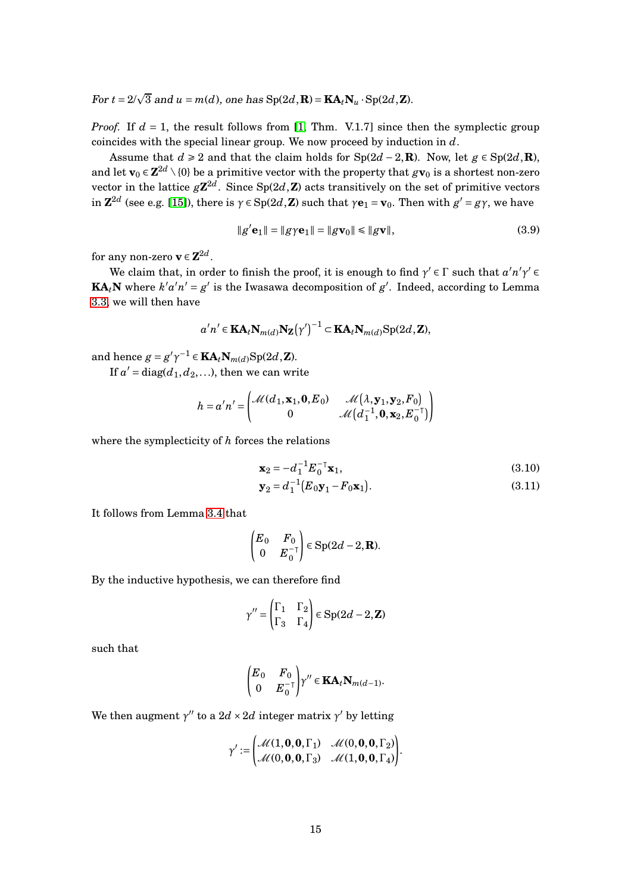*For $t = 2/\sqrt{3}$ and $u = m(d)$, one has* $\mathrm{Sp}(2d,\mathbf{R}) = \mathbf{K}\mathbf{A}_t\mathbf{N}_u \cdot \mathrm{Sp}(2d,\mathbf{Z})$.

*Proof.* If $d = 1$, the result follows from [1, Thm. V.1.7] since then the symplectic group coincides with the special linear group. We now proceed by induction in $d$.

Assume that $d \geqslant 2$ and that the claim holds for $\mathrm{Sp}(2d-2,\mathbf{R})$. Now, let $g \in \mathrm{Sp}(2d,\mathbf{R})$, and let $\mathbf{v}_0 \in \mathbf{Z}^{2d} \setminus \{0\}$ be a primitive vector with the property that $g\mathbf{v}_0$ is a shortest non-zero vector in the lattice $g\mathbf{Z}^{2d}$. Since $\mathrm{Sp}(2d,\mathbf{Z})$ acts transitively on the set of primitive vectors in $\mathbf{Z}^{2d}$ (see e.g. [15]), there is $\gamma \in \mathrm{Sp}(2d,\mathbf{Z})$ such that $\gamma\mathbf{e}_1 = \mathbf{v}_0$. Then with $g' = g\gamma$, we have

$$\|g'\mathbf{e}_1\| = \|g\gamma\mathbf{e}_1\| = \|g\mathbf{v}_0\| \leqslant \|g\mathbf{v}\|, \tag{3.9}$$

for any non-zero $\mathbf{v} \in \mathbf{Z}^{2d}$.

We claim that, in order to finish the proof, it is enough to find $\gamma' \in \Gamma$ such that $a'n'\gamma' \in \mathbf{K}\mathbf{A}_t\mathbf{N}$ where $k'a'n' = g'$ is the Iwasawa decomposition of $g'$. Indeed, according to Lemma 3.3, we will then have

$$a'n' \in \mathbf{K}\mathbf{A}_t\mathbf{N}_{m(d)}\mathbf{N}_{\mathbf{Z}}(\gamma')^{-1} \subset \mathbf{K}\mathbf{A}_t\mathbf{N}_{m(d)}\mathrm{Sp}(2d,\mathbf{Z}),$$

and hence $g = g'\gamma^{-1} \in \mathbf{K}\mathbf{A}_t\mathbf{N}_{m(d)}\mathrm{Sp}(2d,\mathbf{Z})$.

If $a' = \mathrm{diag}(d_1, d_2, \ldots)$, then we can write

$$h = a'n' = \begin{pmatrix} \mathscr{M}(d_1, \mathbf{x}_1, \mathbf{0}, E_0) & \mathscr{M}(\lambda, \mathbf{y}_1, \mathbf{y}_2, F_0) \\ 0 & \mathscr{M}\big(d_1^{-1}, \mathbf{0}, \mathbf{x}_2, E_0^{-\top}\big) \end{pmatrix}$$

where the symplecticity of $h$ forces the relations

$$\mathbf{x}_2 = -d_1^{-1}E_0^{-\top}\mathbf{x}_1, \tag{3.10}$$

$$\mathbf{y}_2 = d_1^{-1}\big(E_0\mathbf{y}_1 - F_0\mathbf{x}_1\big). \tag{3.11}$$

It follows from Lemma 3.4 that

$$\begin{pmatrix} E_0 & F_0 \\ 0 & E_0^{-\top} \end{pmatrix} \in \mathrm{Sp}(2d-2,\mathbf{R}).$$

By the inductive hypothesis, we can therefore find

$$\gamma'' = \begin{pmatrix} \Gamma_1 & \Gamma_2 \\ \Gamma_3 & \Gamma_4 \end{pmatrix} \in \mathrm{Sp}(2d-2,\mathbf{Z})$$

such that

$$\begin{pmatrix} E_0 & F_0 \\ 0 & E_0^{-\top} \end{pmatrix}\gamma'' \in \mathbf{K}\mathbf{A}_t\mathbf{N}_{m(d-1)}.$$

We then augment $\gamma''$ to a $2d \times 2d$ integer matrix $\gamma'$ by letting

$$\gamma' := \begin{pmatrix} \mathscr{M}(1, \mathbf{0}, \mathbf{0}, \Gamma_1) & \mathscr{M}(0, \mathbf{0}, \mathbf{0}, \Gamma_2) \\ \mathscr{M}(0, \mathbf{0}, \mathbf{0}, \Gamma_3) & \mathscr{M}(1, \mathbf{0}, \mathbf{0}, \Gamma_4) \end{pmatrix}.$$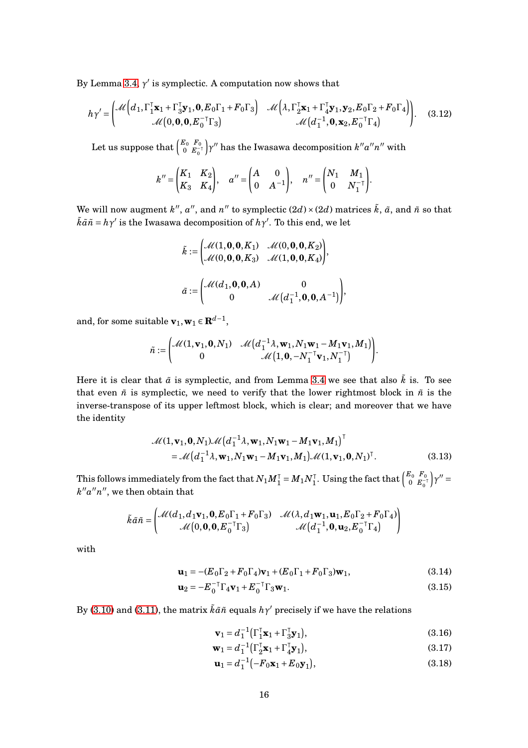By Lemma 3.4, $\gamma'$ is symplectic. A computation now shows that

$$h\gamma' = \begin{pmatrix} \mathscr{M}\left(d_1, \Gamma_1^\intercal \mathbf{x}_1 + \Gamma_3^\intercal \mathbf{y}_1, \mathbf{0}, E_0\Gamma_1 + F_0\Gamma_3\right) & \mathscr{M}\left(\lambda, \Gamma_2^\intercal \mathbf{x}_1 + \Gamma_4^\intercal \mathbf{y}_1, \mathbf{y}_2, E_0\Gamma_2 + F_0\Gamma_4\right) \\ \mathscr{M}\left(0, \mathbf{0}, \mathbf{0}, E_0^{-\intercal}\Gamma_3\right) & \mathscr{M}\left(d_1^{-1}, \mathbf{0}, \mathbf{x}_2, E_0^{-\intercal}\Gamma_4\right) \end{pmatrix}. \tag{3.12}$$

Let us suppose that $\left(\begin{smallmatrix} E_0 & F_0 \\ 0 & E_0^{-\intercal} \end{smallmatrix}\right)\gamma''$ has the Iwasawa decomposition $k''a''n''$ with

$$k'' = \begin{pmatrix} K_1 & K_2 \\ K_3 & K_4 \end{pmatrix}, \quad a'' = \begin{pmatrix} A & 0 \\ 0 & A^{-1} \end{pmatrix}, \quad n'' = \begin{pmatrix} N_1 & M_1 \\ 0 & N_1^{-\intercal} \end{pmatrix}.$$

We will now augment $k''$, $a''$, and $n''$ to symplectic $(2d)\times(2d)$ matrices $\tilde{k}$, $\tilde{a}$, and $\tilde{n}$ so that $\tilde{k}\tilde{a}\tilde{n} = h\gamma'$ is the Iwasawa decomposition of $h\gamma'$. To this end, we let

$$\tilde{k} := \begin{pmatrix} \mathscr{M}(1, \mathbf{0}, \mathbf{0}, K_1) & \mathscr{M}(0, \mathbf{0}, \mathbf{0}, K_2) \\ \mathscr{M}(0, \mathbf{0}, \mathbf{0}, K_3) & \mathscr{M}(1, \mathbf{0}, \mathbf{0}, K_4) \end{pmatrix},$$

$$\tilde{a} := \begin{pmatrix} \mathscr{M}(d_1, \mathbf{0}, \mathbf{0}, A) & 0 \\ 0 & \mathscr{M}\left(d_1^{-1}, \mathbf{0}, \mathbf{0}, A^{-1}\right) \end{pmatrix},$$

and, for some suitable $\mathbf{v}_1, \mathbf{w}_1 \in \mathbf{R}^{d-1}$,

$$\tilde{n} := \begin{pmatrix} \mathscr{M}(1, \mathbf{v}_1, \mathbf{0}, N_1) & \mathscr{M}\left(d_1^{-1}\lambda, \mathbf{w}_1, N_1\mathbf{w}_1 - M_1\mathbf{v}_1, M_1\right) \\ 0 & \mathscr{M}\left(1, \mathbf{0}, -N_1^{-\intercal}\mathbf{v}_1, N_1^{-\intercal}\right) \end{pmatrix}.$$

Here it is clear that $\tilde{a}$ is symplectic, and from Lemma 3.4 we see that also $\tilde{k}$ is. To see that even $\tilde{n}$ is symplectic, we need to verify that the lower rightmost block in $\tilde{n}$ is the inverse-transpose of its upper leftmost block, which is clear; and moreover that we have the identity

$$\begin{aligned} &\mathscr{M}(1, \mathbf{v}_1, \mathbf{0}, N_1)\mathscr{M}\left(d_1^{-1}\lambda, \mathbf{w}_1, N_1\mathbf{w}_1 - M_1\mathbf{v}_1, M_1\right)^\intercal \\ &\qquad = \mathscr{M}\left(d_1^{-1}\lambda, \mathbf{w}_1, N_1\mathbf{w}_1 - M_1\mathbf{v}_1, M_1\right)\mathscr{M}(1, \mathbf{v}_1, \mathbf{0}, N_1)^\intercal. \end{aligned} \tag{3.13}$$

This follows immediately from the fact that $N_1 M_1^\intercal = M_1 N_1^\intercal$. Using the fact that $\left(\begin{smallmatrix} E_0 & F_0 \\ 0 & E_0^{-\intercal} \end{smallmatrix}\right)\gamma'' = k''a''n''$, we then obtain that

$$\tilde{k}\tilde{a}\tilde{n} = \begin{pmatrix} \mathscr{M}(d_1, d_1\mathbf{v}_1, \mathbf{0}, E_0\Gamma_1 + F_0\Gamma_3) & \mathscr{M}(\lambda, d_1\mathbf{w}_1, \mathbf{u}_1, E_0\Gamma_2 + F_0\Gamma_4) \\ \mathscr{M}\left(0, \mathbf{0}, \mathbf{0}, E_0^{-\intercal}\Gamma_3\right) & \mathscr{M}\left(d_1^{-1}, \mathbf{0}, \mathbf{u}_2, E_0^{-\intercal}\Gamma_4\right) \end{pmatrix}$$

with

$$\mathbf{u}_1 = -(E_0\Gamma_2 + F_0\Gamma_4)\mathbf{v}_1 + (E_0\Gamma_1 + F_0\Gamma_3)\mathbf{w}_1, \tag{3.14}$$

$$\mathbf{u}_2 = -E_0^{-\intercal}\Gamma_4\mathbf{v}_1 + E_0^{-\intercal}\Gamma_3\mathbf{w}_1. \tag{3.15}$$

By (3.10) and (3.11), the matrix $\tilde{k}\tilde{a}\tilde{n}$ equals $h\gamma'$ precisely if we have the relations

$$\mathbf{v}_1 = d_1^{-1}\left(\Gamma_1^\intercal \mathbf{x}_1 + \Gamma_3^\intercal \mathbf{y}_1\right), \tag{3.16}$$

$$\mathbf{w}_1 = d_1^{-1}\left(\Gamma_2^\intercal \mathbf{x}_1 + \Gamma_4^\intercal \mathbf{y}_1\right), \tag{3.17}$$

$$\mathbf{u}_1 = d_1^{-1}\left(-F_0\mathbf{x}_1 + E_0\mathbf{y}_1\right), \tag{3.18}$$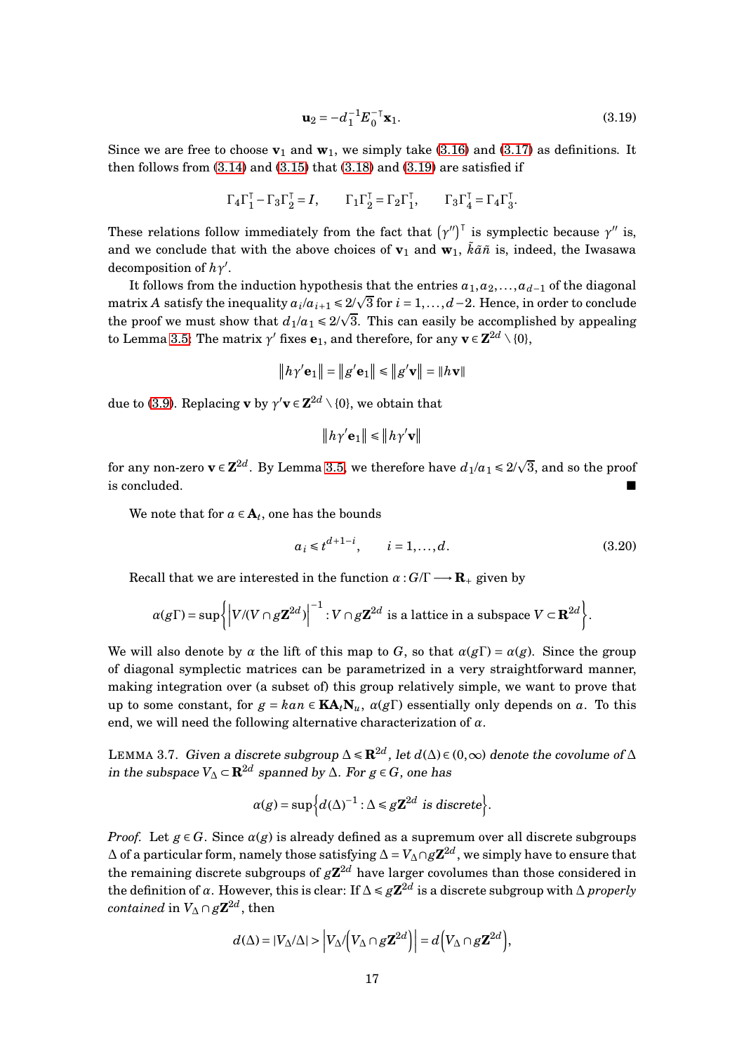$$\mathbf{u}_2 = -d_1^{-1} E_0^{-\top} \mathbf{x}_1. \tag{3.19}$$

Since we are free to choose $\mathbf{v}_1$ and $\mathbf{w}_1$, we simply take (3.16) and (3.17) as definitions. It then follows from (3.14) and (3.15) that (3.18) and (3.19) are satisfied if

$$\Gamma_4 \Gamma_1^\top - \Gamma_3 \Gamma_2^\top = I, \qquad \Gamma_1 \Gamma_2^\top = \Gamma_2 \Gamma_1^\top, \qquad \Gamma_3 \Gamma_4^\top = \Gamma_4 \Gamma_3^\top.$$

These relations follow immediately from the fact that $(\gamma'')^\top$ is symplectic because $\gamma''$ is, and we conclude that with the above choices of $\mathbf{v}_1$ and $\mathbf{w}_1$, $\tilde{k}\tilde{a}\tilde{n}$ is, indeed, the Iwasawa decomposition of $h\gamma'$.

It follows from the induction hypothesis that the entries $a_1, a_2, \ldots, a_{d-1}$ of the diagonal matrix $A$ satisfy the inequality $a_i/a_{i+1} \leq 2/\sqrt{3}$ for $i = 1, \ldots, d-2$. Hence, in order to conclude the proof we must show that $d_1/a_1 \leq 2/\sqrt{3}$. This can easily be accomplished by appealing to Lemma 3.5: The matrix $\gamma'$ fixes $\mathbf{e}_1$, and therefore, for any $\mathbf{v} \in \mathbf{Z}^{2d} \setminus \{0\}$,

$$\|h\gamma' \mathbf{e}_1\| = \|g' \mathbf{e}_1\| \leq \|g' \mathbf{v}\| = \|h\mathbf{v}\|$$

due to (3.9). Replacing $\mathbf{v}$ by $\gamma' \mathbf{v} \in \mathbf{Z}^{2d} \setminus \{0\}$, we obtain that

$$\|h\gamma' \mathbf{e}_1\| \leq \|h\gamma' \mathbf{v}\|$$

for any non-zero $\mathbf{v} \in \mathbf{Z}^{2d}$. By Lemma 3.5, we therefore have $d_1/a_1 \leq 2/\sqrt{3}$, and so the proof is concluded. ■

We note that for $a \in \mathbf{A}_t$, one has the bounds

$$a_i \leq t^{d+1-i}, \qquad i = 1, \ldots, d. \tag{3.20}$$

Recall that we are interested in the function $\alpha : G/\Gamma \longrightarrow \mathbf{R}_+$ given by

$$\alpha(g\Gamma) = \sup\left\{ \left| V/(V \cap g\mathbf{Z}^{2d}) \right|^{-1} : V \cap g\mathbf{Z}^{2d} \text{ is a lattice in a subspace } V \subset \mathbf{R}^{2d} \right\}.$$

We will also denote by $\alpha$ the lift of this map to $G$, so that $\alpha(g\Gamma) = \alpha(g)$. Since the group of diagonal symplectic matrices can be parametrized in a very straightforward manner, making integration over (a subset of) this group relatively simple, we want to prove that up to some constant, for $g = kan \in \mathbf{K}\mathbf{A}_t\mathbf{N}_u$, $\alpha(g\Gamma)$ essentially only depends on $a$. To this end, we will need the following alternative characterization of $\alpha$.

LEMMA 3.7. *Given a discrete subgroup $\Delta \leq \mathbf{R}^{2d}$, let $d(\Delta) \in (0, \infty)$ denote the covolume of $\Delta$ in the subspace $V_\Delta \subset \mathbf{R}^{2d}$ spanned by $\Delta$. For $g \in G$, one has*

$$\alpha(g) = \sup\left\{ d(\Delta)^{-1} : \Delta \leq g\mathbf{Z}^{2d} \text{ is discrete} \right\}.$$

*Proof.* Let $g \in G$. Since $\alpha(g)$ is already defined as a supremum over all discrete subgroups $\Delta$ of a particular form, namely those satisfying $\Delta = V_\Delta \cap g\mathbf{Z}^{2d}$, we simply have to ensure that the remaining discrete subgroups of $g\mathbf{Z}^{2d}$ have larger covolumes than those considered in the definition of $\alpha$. However, this is clear: If $\Delta \leq g\mathbf{Z}^{2d}$ is a discrete subgroup with $\Delta$ *properly contained* in $V_\Delta \cap g\mathbf{Z}^{2d}$, then

$$d(\Delta) = |V_\Delta/\Delta| > \left| V_\Delta / \left( V_\Delta \cap g\mathbf{Z}^{2d} \right) \right| = d\left( V_\Delta \cap g\mathbf{Z}^{2d} \right),$$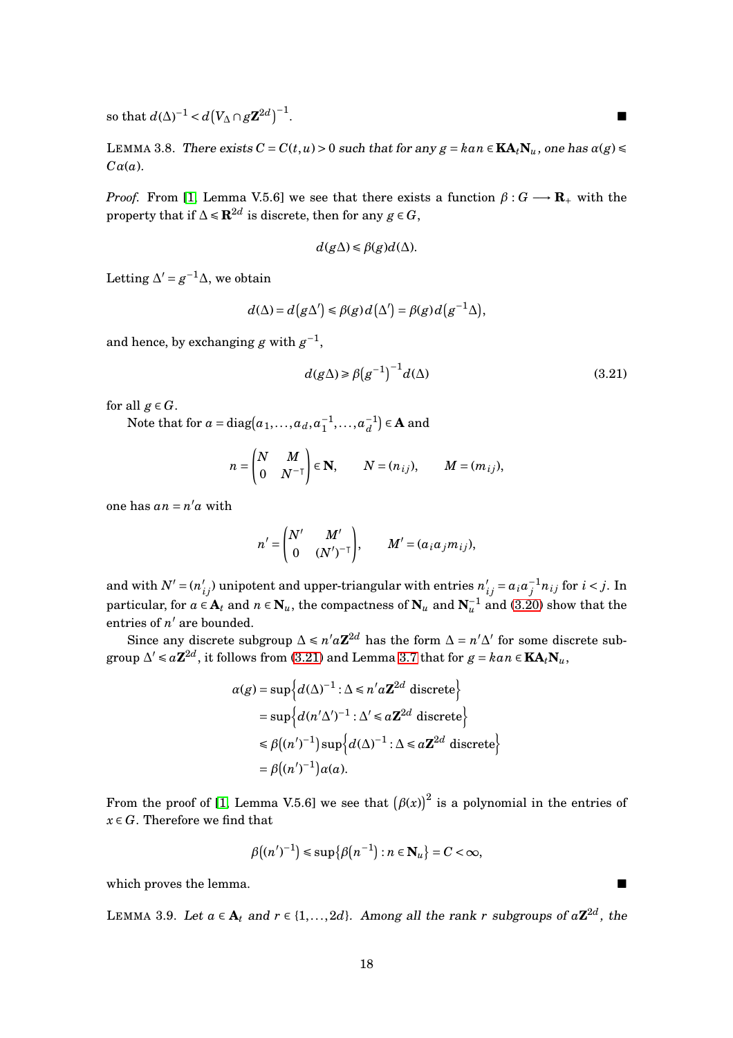so that $d(\Delta)^{-1} < d(V_\Delta \cap g\mathbf{Z}^{2d})^{-1}$. ∎

LEMMA 3.8. *There exists $C = C(t,u) > 0$ such that for any $g = kan \in \mathbf{K}\mathbf{A}_t\mathbf{N}_u$, one has $\alpha(g) \leqslant C\alpha(a)$.*

*Proof.* From [1, Lemma V.5.6] we see that there exists a function $\beta : G \longrightarrow \mathbf{R}_+$ with the property that if $\Delta \leqslant \mathbf{R}^{2d}$ is discrete, then for any $g \in G$,

$$d(g\Delta) \leqslant \beta(g) d(\Delta).$$

Letting $\Delta' = g^{-1}\Delta$, we obtain

$$d(\Delta) = d(g\Delta') \leqslant \beta(g) d(\Delta') = \beta(g) d(g^{-1}\Delta),$$

and hence, by exchanging $g$ with $g^{-1}$,

$$d(g\Delta) \geqslant \beta(g^{-1})^{-1} d(\Delta) \tag{3.21}$$

for all $g \in G$.

Note that for $a = \operatorname{diag}(a_1, \ldots, a_d, a_1^{-1}, \ldots, a_d^{-1}) \in \mathbf{A}$ and

$$n = \begin{pmatrix} N & M \\ 0 & N^{-\top} \end{pmatrix} \in \mathbf{N}, \qquad N = (n_{ij}), \qquad M = (m_{ij}),$$

one has $an = n'a$ with

$$n' = \begin{pmatrix} N' & M' \\ 0 & (N')^{-\top} \end{pmatrix}, \qquad M' = (a_i a_j m_{ij}),$$

and with $N' = (n'_{ij})$ unipotent and upper-triangular with entries $n'_{ij} = a_i a_j^{-1} n_{ij}$ for $i < j$. In particular, for $a \in \mathbf{A}_t$ and $n \in \mathbf{N}_u$, the compactness of $\mathbf{N}_u$ and $\mathbf{N}_u^{-1}$ and (3.20) show that the entries of $n'$ are bounded.

Since any discrete subgroup $\Delta \leqslant n'a\mathbf{Z}^{2d}$ has the form $\Delta = n'\Delta'$ for some discrete subgroup $\Delta' \leqslant a\mathbf{Z}^{2d}$, it follows from (3.21) and Lemma 3.7 that for $g = kan \in \mathbf{K}\mathbf{A}_t\mathbf{N}_u$,

$$\begin{aligned}
\alpha(g) &= \sup\left\{d(\Delta)^{-1} : \Delta \leqslant n'a\mathbf{Z}^{2d} \text{ discrete}\right\} \\
&= \sup\left\{d(n'\Delta')^{-1} : \Delta' \leqslant a\mathbf{Z}^{2d} \text{ discrete}\right\} \\
&\leqslant \beta((n')^{-1}) \sup\left\{d(\Delta)^{-1} : \Delta \leqslant a\mathbf{Z}^{2d} \text{ discrete}\right\} \\
&= \beta((n')^{-1})\alpha(a).
\end{aligned}$$

From the proof of [1, Lemma V.5.6] we see that $(\beta(x))^2$ is a polynomial in the entries of $x \in G$. Therefore we find that

$$\beta((n')^{-1}) \leqslant \sup\{\beta(n^{-1}) : n \in \mathbf{N}_u\} = C < \infty,$$

which proves the lemma. ∎

LEMMA 3.9. *Let $a \in \mathbf{A}_t$ and $r \in \{1, \ldots, 2d\}$. Among all the rank $r$ subgroups of $a\mathbf{Z}^{2d}$, the*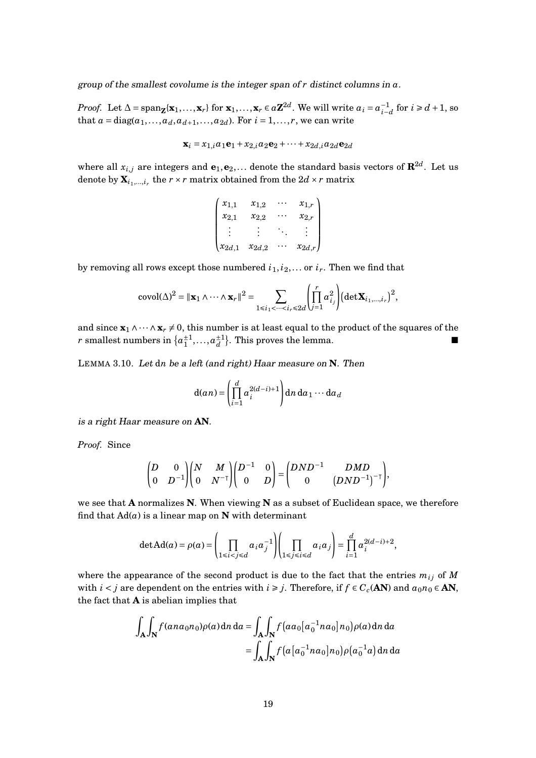*group of the smallest covolume is the integer span of $r$ distinct columns in $a$.*

*Proof.* Let $\Delta = \operatorname{span}_{\mathbf{Z}}\{\mathbf{x}_1, \dots, \mathbf{x}_r\}$ for $\mathbf{x}_1, \dots, \mathbf{x}_r \in a\mathbf{Z}^{2d}$. We will write $a_i = a_{i-d}^{-1}$ for $i \geqslant d+1$, so that $a = \operatorname{diag}(a_1, \dots, a_d, a_{d+1}, \dots, a_{2d})$. For $i = 1, \dots, r$, we can write

$$\mathbf{x}_i = x_{1,i} a_1 \mathbf{e}_1 + x_{2,i} a_2 \mathbf{e}_2 + \cdots + x_{2d,i} a_{2d} \mathbf{e}_{2d}$$

where all $x_{i,j}$ are integers and $\mathbf{e}_1, \mathbf{e}_2, \dots$ denote the standard basis vectors of $\mathbf{R}^{2d}$. Let us denote by $\mathbf{X}_{i_1,\dots,i_r}$ the $r \times r$ matrix obtained from the $2d \times r$ matrix

$$\begin{pmatrix} x_{1,1} & x_{1,2} & \cdots & x_{1,r} \\ x_{2,1} & x_{2,2} & \cdots & x_{2,r} \\ \vdots & \vdots & \ddots & \vdots \\ x_{2d,1} & x_{2d,2} & \cdots & x_{2d,r} \end{pmatrix}$$

by removing all rows except those numbered $i_1, i_2, \dots$ or $i_r$. Then we find that

$$\operatorname{covol}(\Delta)^2 = \|\mathbf{x}_1 \wedge \cdots \wedge \mathbf{x}_r\|^2 = \sum_{1 \leqslant i_1 < \cdots < i_r \leqslant 2d} \left( \prod_{j=1}^r a_{i_j}^2 \right) \left( \det \mathbf{X}_{i_1,\dots,i_r} \right)^2,$$

and since $\mathbf{x}_1 \wedge \cdots \wedge \mathbf{x}_r \neq 0$, this number is at least equal to the product of the squares of the $r$ smallest numbers in $\{a_1^{\pm 1}, \dots, a_d^{\pm 1}\}$. This proves the lemma. ■

LEMMA 3.10. *Let $\mathrm{d}n$ be a left (and right) Haar measure on $\mathbf{N}$. Then*

$$\mathrm{d}(an) = \left( \prod_{i=1}^d a_i^{2(d-i)+1} \right) \mathrm{d}n \, \mathrm{d}a_1 \cdots \mathrm{d}a_d$$

*is a right Haar measure on $\mathbf{AN}$.*

*Proof.* Since

$$\begin{pmatrix} D & 0 \\ 0 & D^{-1} \end{pmatrix} \begin{pmatrix} N & M \\ 0 & N^{-\top} \end{pmatrix} \begin{pmatrix} D^{-1} & 0 \\ 0 & D \end{pmatrix} = \begin{pmatrix} DND^{-1} & DMD \\ 0 & \left(DND^{-1}\right)^{-\top} \end{pmatrix},$$

we see that $\mathbf{A}$ normalizes $\mathbf{N}$. When viewing $\mathbf{N}$ as a subset of Euclidean space, we therefore find that $\operatorname{Ad}(a)$ is a linear map on $\mathbf{N}$ with determinant

$$\det \operatorname{Ad}(a) = \rho(a) = \left( \prod_{1 \leqslant i < j \leqslant d} a_i a_j^{-1} \right) \left( \prod_{1 \leqslant j \leqslant i \leqslant d} a_i a_j \right) = \prod_{i=1}^d a_i^{2(d-i)+2},$$

where the appearance of the second product is due to the fact that the entries $m_{ij}$ of $M$ with $i < j$ are dependent on the entries with $i \geqslant j$. Therefore, if $f \in C_c(\mathbf{AN})$ and $a_0 n_0 \in \mathbf{AN}$, the fact that $\mathbf{A}$ is abelian implies that

$$\begin{aligned} \int_{\mathbf{A}} \int_{\mathbf{N}} f(a n a_0 n_0) \rho(a) \, \mathrm{d}n \, \mathrm{d}a &= \int_{\mathbf{A}} \int_{\mathbf{N}} f\left(a a_0 \left[a_0^{-1} n a_0\right] n_0\right) \rho(a) \, \mathrm{d}n \, \mathrm{d}a \\ &= \int_{\mathbf{A}} \int_{\mathbf{N}} f\left(a \left[a_0^{-1} n a_0\right] n_0\right) \rho\left(a_0^{-1} a\right) \mathrm{d}n \, \mathrm{d}a \end{aligned}$$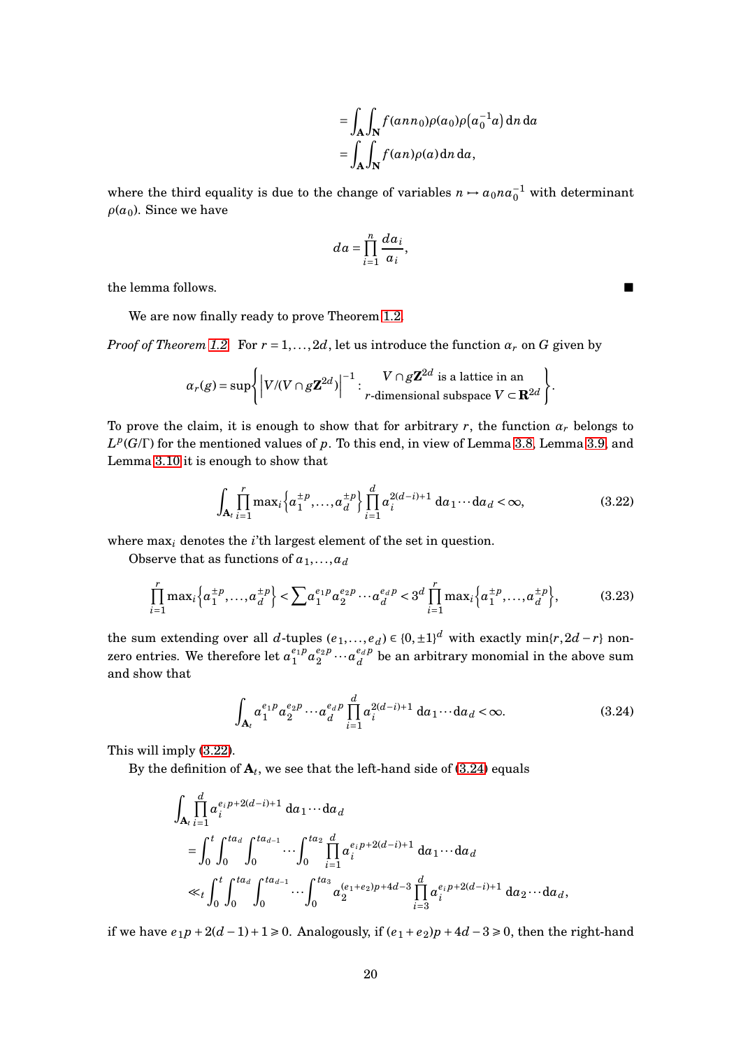$$
\begin{aligned}
&= \int_{\mathbf{A}} \int_{\mathbf{N}} f(ann_0)\rho(a_0)\rho\big(a_0^{-1}a\big)\,\mathrm{d}n\,\mathrm{d}a \\
&= \int_{\mathbf{A}} \int_{\mathbf{N}} f(an)\rho(a)\,\mathrm{d}n\,\mathrm{d}a,
\end{aligned}
$$

where the third equality is due to the change of variables $n \mapsto a_0 n a_0^{-1}$ with determinant $\rho(a_0)$. Since we have

$$
da = \prod_{i=1}^{n} \frac{da_i}{a_i},
$$

the lemma follows. ∎

We are now finally ready to prove Theorem 1.2.

*Proof of Theorem 1.2.* For $r = 1, \ldots, 2d$, let us introduce the function $\alpha_r$ on $G$ given by

$$
\alpha_r(g) = \sup\left\{ \Big|V/(V \cap g\mathbf{Z}^{2d})\Big|^{-1} : \begin{array}{c} V \cap g\mathbf{Z}^{2d} \text{ is a lattice in an} \\ r\text{-dimensional subspace } V \subset \mathbf{R}^{2d} \end{array} \right\}.
$$

To prove the claim, it is enough to show that for arbitrary $r$, the function $\alpha_r$ belongs to $L^p(G/\Gamma)$ for the mentioned values of $p$. To this end, in view of Lemma 3.8, Lemma 3.9, and Lemma 3.10 it is enough to show that

$$
\int_{\mathbf{A}_t} \prod_{i=1}^{r} \max\nolimits_i \left\{ a_1^{\pm p}, \ldots, a_d^{\pm p} \right\} \prod_{i=1}^{d} a_i^{2(d-i)+1}\,\mathrm{d}a_1 \cdots \mathrm{d}a_d < \infty, \tag{3.22}
$$

where $\max_i$ denotes the $i$'th largest element of the set in question.

Observe that as functions of $a_1, \ldots, a_d$

$$
\prod_{i=1}^{r} \max\nolimits_i \left\{ a_1^{\pm p}, \ldots, a_d^{\pm p} \right\} < \sum a_1^{e_1 p} a_2^{e_2 p} \cdots a_d^{e_d p} < 3^d \prod_{i=1}^{r} \max\nolimits_i \left\{ a_1^{\pm p}, \ldots, a_d^{\pm p} \right\}, \tag{3.23}
$$

the sum extending over all $d$-tuples $(e_1, \ldots, e_d) \in \{0, \pm 1\}^d$ with exactly $\min\{r, 2d - r\}$ non-zero entries. We therefore let $a_1^{e_1 p} a_2^{e_2 p} \cdots a_d^{e_d p}$ be an arbitrary monomial in the above sum and show that

$$
\int_{\mathbf{A}_t} a_1^{e_1 p} a_2^{e_2 p} \cdots a_d^{e_d p} \prod_{i=1}^{d} a_i^{2(d-i)+1}\,\mathrm{d}a_1 \cdots \mathrm{d}a_d < \infty. \tag{3.24}
$$

This will imply (3.22).

By the definition of $\mathbf{A}_t$, we see that the left-hand side of (3.24) equals

$$
\begin{aligned}
&\int_{\mathbf{A}_t} \prod_{i=1}^{d} a_i^{e_i p + 2(d-i)+1}\,\mathrm{d}a_1 \cdots \mathrm{d}a_d \\
&= \int_0^t \int_0^{ta_d} \int_0^{ta_{d-1}} \cdots \int_0^{ta_2} \prod_{i=1}^{d} a_i^{e_i p + 2(d-i)+1}\,\mathrm{d}a_1 \cdots \mathrm{d}a_d \\
&\ll_t \int_0^t \int_0^{ta_d} \int_0^{ta_{d-1}} \cdots \int_0^{ta_3} a_2^{(e_1+e_2)p + 4d - 3} \prod_{i=3}^{d} a_i^{e_i p + 2(d-i)+1}\,\mathrm{d}a_2 \cdots \mathrm{d}a_d,
\end{aligned}
$$

if we have $e_1 p + 2(d-1) + 1 \geqslant 0$. Analogously, if $(e_1 + e_2)p + 4d - 3 \geqslant 0$, then the right-hand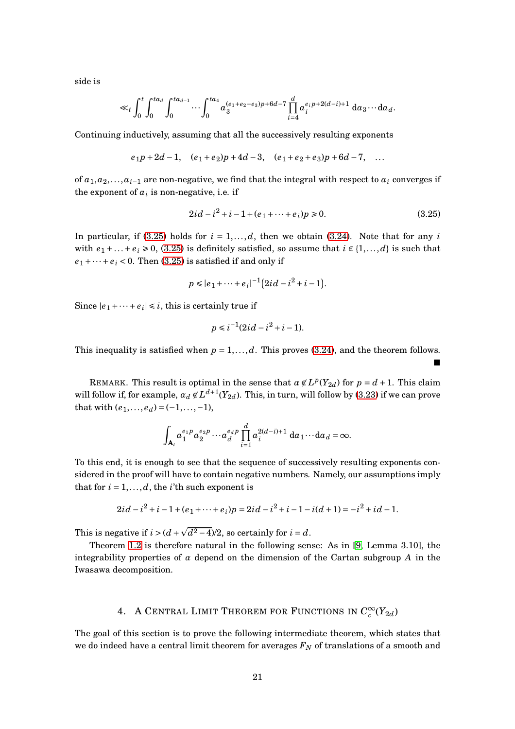side is

$$\ll_t \int_0^t \int_0^{ta_d} \int_0^{ta_{d-1}} \cdots \int_0^{ta_4} a_3^{(e_1+e_2+e_3)p+6d-7} \prod_{i=4}^{d} a_i^{e_i p+2(d-i)+1}\, \mathrm{d}a_3 \cdots \mathrm{d}a_d.$$

Continuing inductively, assuming that all the successively resulting exponents

$$e_1 p + 2d - 1, \quad (e_1+e_2)p + 4d - 3, \quad (e_1+e_2+e_3)p + 6d - 7, \quad \ldots$$

of $a_1, a_2, \ldots, a_{i-1}$ are non-negative, we find that the integral with respect to $a_i$ converges if the exponent of $a_i$ is non-negative, i.e. if

$$2id - i^2 + i - 1 + (e_1 + \cdots + e_i)p \geqslant 0. \tag{3.25}$$

In particular, if (3.25) holds for $i = 1, \ldots, d$, then we obtain (3.24). Note that for any $i$ with $e_1 + \ldots + e_i \geqslant 0$, (3.25) is definitely satisfied, so assume that $i \in \{1, \ldots, d\}$ is such that $e_1 + \cdots + e_i < 0$. Then (3.25) is satisfied if and only if

$$p \leqslant |e_1 + \cdots + e_i|^{-1}\big(2id - i^2 + i - 1\big).$$

Since $|e_1 + \cdots + e_i| \leqslant i$, this is certainly true if

$$p \leqslant i^{-1}(2id - i^2 + i - 1).$$

This inequality is satisfied when $p = 1, \ldots, d$. This proves (3.24), and the theorem follows. ■

Remark. This result is optimal in the sense that $\alpha \notin L^p(Y_{2d})$ for $p = d+1$. This claim will follow if, for example, $\alpha_d \notin L^{d+1}(Y_{2d})$. This, in turn, will follow by (3.23) if we can prove that with $(e_1, \ldots, e_d) = (-1, \ldots, -1)$,

$$\int_{\mathbf{A}_t} a_1^{e_1 p} a_2^{e_2 p} \cdots a_d^{e_d p} \prod_{i=1}^{d} a_i^{2(d-i)+1}\, \mathrm{d}a_1 \cdots \mathrm{d}a_d = \infty.$$

To this end, it is enough to see that the sequence of successively resulting exponents considered in the proof will have to contain negative numbers. Namely, our assumptions imply that for $i = 1, \ldots, d$, the $i$'th such exponent is

$$2id - i^2 + i - 1 + (e_1 + \cdots + e_i)p = 2id - i^2 + i - 1 - i(d+1) = -i^2 + id - 1.$$

This is negative if $i > (d + \sqrt{d^2 - 4})/2$, so certainly for $i = d$.

Theorem 1.2 is therefore natural in the following sense: As in [9, Lemma 3.10], the integrability properties of $\alpha$ depend on the dimension of the Cartan subgroup $A$ in the Iwasawa decomposition.

## 4. A Central Limit Theorem for Functions in $C_c^\infty(Y_{2d})$

The goal of this section is to prove the following intermediate theorem, which states that we do indeed have a central limit theorem for averages $F_N$ of translations of a smooth and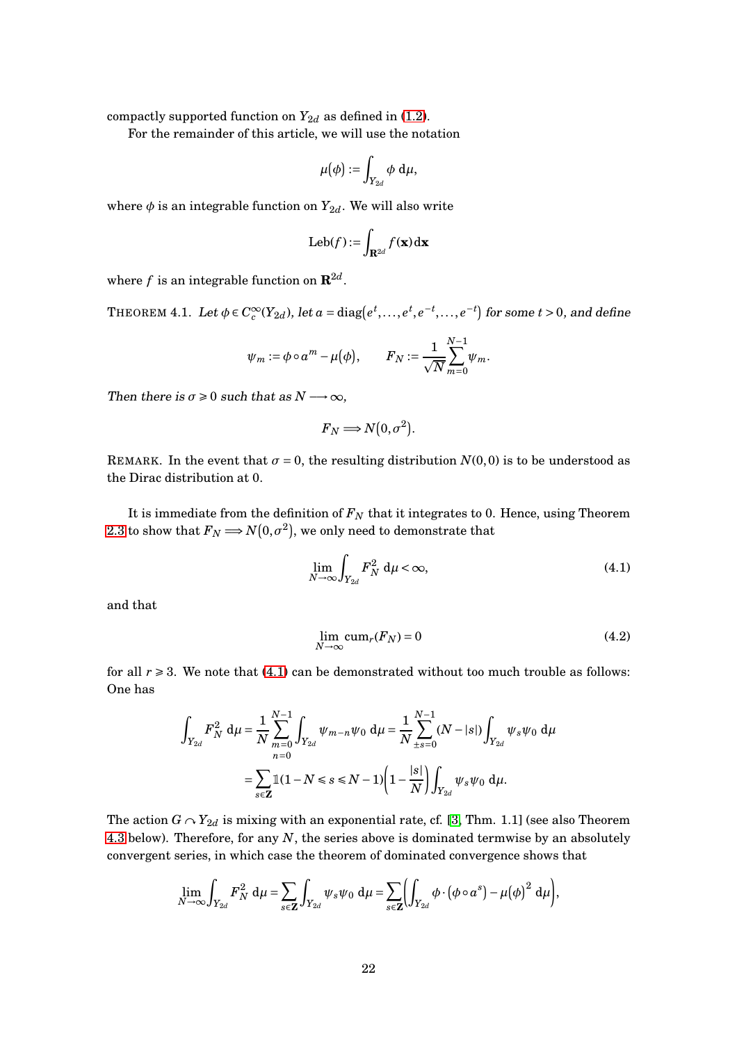compactly supported function on $Y_{2d}$ as defined in (1.2).

For the remainder of this article, we will use the notation

$$\mu(\phi) := \int_{Y_{2d}} \phi \,\mathrm{d}\mu,$$

where $\phi$ is an integrable function on $Y_{2d}$. We will also write

$$\mathrm{Leb}(f) := \int_{\mathbf{R}^{2d}} f(\mathbf{x})\,\mathrm{d}\mathbf{x}$$

where $f$ is an integrable function on $\mathbf{R}^{2d}$.

THEOREM 4.1. *Let $\phi \in C_c^\infty(Y_{2d})$, let $a = \mathrm{diag}(e^t, \ldots, e^t, e^{-t}, \ldots, e^{-t})$ for some $t > 0$, and define*

$$\psi_m := \phi \circ a^m - \mu(\phi), \qquad F_N := \frac{1}{\sqrt{N}} \sum_{m=0}^{N-1} \psi_m.$$

*Then there is $\sigma \geqslant 0$ such that as $N \longrightarrow \infty$,*

$$F_N \Longrightarrow N(0, \sigma^2).$$

REMARK. In the event that $\sigma = 0$, the resulting distribution $N(0,0)$ is to be understood as the Dirac distribution at 0.

It is immediate from the definition of $F_N$ that it integrates to 0. Hence, using Theorem 2.3 to show that $F_N \Longrightarrow N(0,\sigma^2)$, we only need to demonstrate that

$$\lim_{N\to\infty} \int_{Y_{2d}} F_N^2 \,\mathrm{d}\mu < \infty, \tag{4.1}$$

and that

$$\lim_{N\to\infty} \mathrm{cum}_r(F_N) = 0 \tag{4.2}$$

for all $r \geqslant 3$. We note that (4.1) can be demonstrated without too much trouble as follows: One has

$$\begin{aligned}
\int_{Y_{2d}} F_N^2 \,\mathrm{d}\mu &= \frac{1}{N} \sum_{\substack{m=0\\n=0}}^{N-1} \int_{Y_{2d}} \psi_{m-n}\psi_0 \,\mathrm{d}\mu = \frac{1}{N} \sum_{\pm s=0}^{N-1} (N - |s|) \int_{Y_{2d}} \psi_s \psi_0 \,\mathrm{d}\mu \\
&= \sum_{s\in\mathbf{Z}} \mathbb{1}(1-N \leqslant s \leqslant N-1)\left(1 - \frac{|s|}{N}\right) \int_{Y_{2d}} \psi_s\psi_0 \,\mathrm{d}\mu.
\end{aligned}$$

The action $G \curvearrowright Y_{2d}$ is mixing with an exponential rate, cf. [3, Thm. 1.1] (see also Theorem 4.3 below). Therefore, for any $N$, the series above is dominated termwise by an absolutely convergent series, in which case the theorem of dominated convergence shows that

$$\lim_{N\to\infty} \int_{Y_{2d}} F_N^2 \,\mathrm{d}\mu = \sum_{s\in\mathbf{Z}} \int_{Y_{2d}} \psi_s\psi_0 \,\mathrm{d}\mu = \sum_{s\in\mathbf{Z}} \left( \int_{Y_{2d}} \phi\cdot(\phi\circ a^s) - \mu(\phi)^2 \,\mathrm{d}\mu \right),$$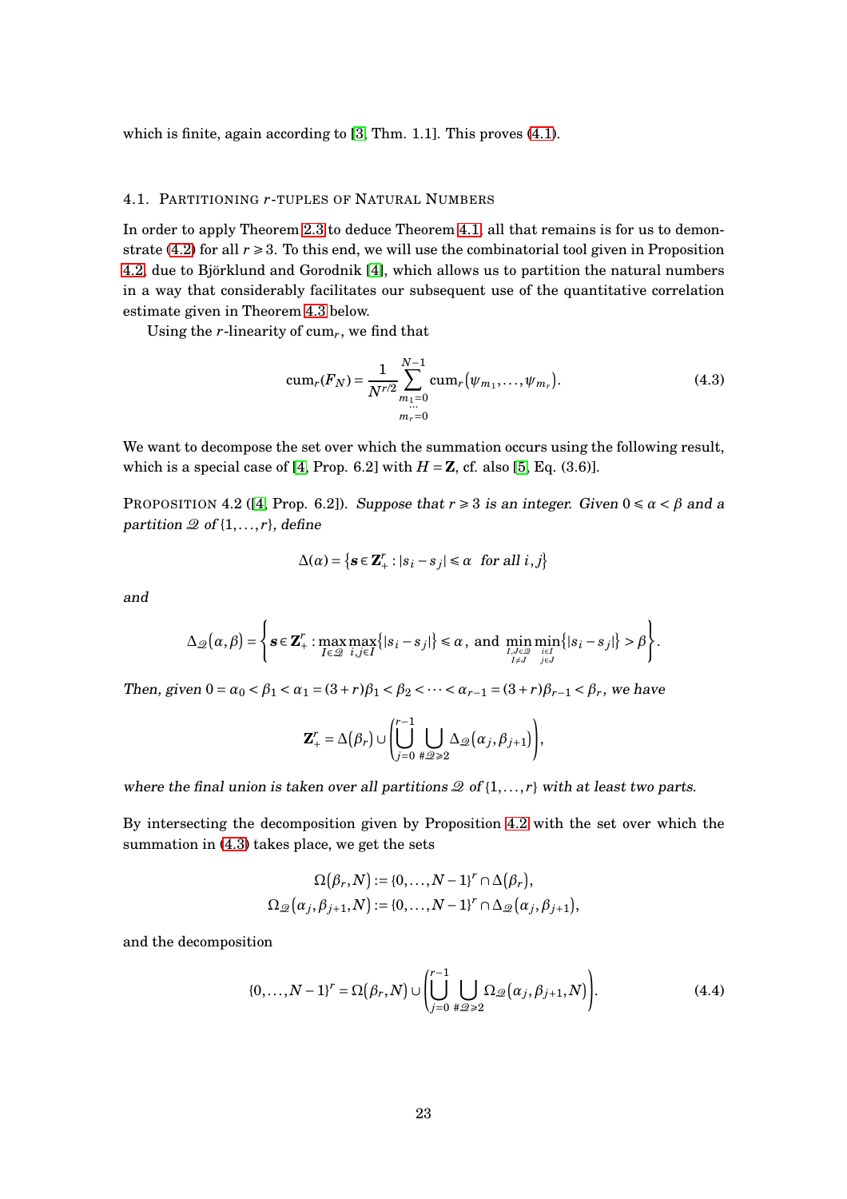which is finite, again according to [3, Thm. 1.1]. This proves (4.1).

### 4.1. Partitioning $r$-tuples of Natural Numbers

In order to apply Theorem 2.3 to deduce Theorem 4.1, all that remains is for us to demonstrate (4.2) for all $r \geqslant 3$. To this end, we will use the combinatorial tool given in Proposition 4.2, due to Björklund and Gorodnik [4], which allows us to partition the natural numbers in a way that considerably facilitates our subsequent use of the quantitative correlation estimate given in Theorem 4.3 below.

Using the $r$-linearity of $\mathrm{cum}_r$, we find that

$$\mathrm{cum}_r(F_N) = \frac{1}{N^{r/2}} \sum_{\substack{m_1=0 \\ \cdots \\ m_r=0}}^{N-1} \mathrm{cum}_r\big(\psi_{m_1}, \ldots, \psi_{m_r}\big). \tag{4.3}$$

We want to decompose the set over which the summation occurs using the following result, which is a special case of [4, Prop. 6.2] with $H = \mathbf{Z}$, cf. also [5, Eq. (3.6)].

Proposition 4.2 ([4, Prop. 6.2]). *Suppose that $r \geqslant 3$ is an integer. Given $0 \leqslant \alpha < \beta$ and a partition $\mathcal{Q}$ of $\{1, \ldots, r\}$, define*

$$\Delta(\alpha) = \big\{\boldsymbol{s} \in \mathbf{Z}_+^r : |s_i - s_j| \leqslant \alpha \ \text{ for all } i, j\big\}$$

*and*

$$\Delta_{\mathcal{Q}}\big(\alpha, \beta\big) = \left\{\boldsymbol{s} \in \mathbf{Z}_+^r : \max_{I \in \mathcal{Q}} \max_{i,j \in I} \{|s_i - s_j|\} \leqslant \alpha, \text{ and } \min_{\substack{I,J \in \mathcal{Q} \\ I \neq J}} \min_{\substack{i \in I \\ j \in J}} \{|s_i - s_j|\} > \beta \right\}.$$

*Then, given $0 = \alpha_0 < \beta_1 < \alpha_1 = (3+r)\beta_1 < \beta_2 < \cdots < \alpha_{r-1} = (3+r)\beta_{r-1} < \beta_r$, we have*

$$\mathbf{Z}_+^r = \Delta\big(\beta_r\big) \cup \left( \bigcup_{j=0}^{r-1} \bigcup_{\#\mathcal{Q} \geqslant 2} \Delta_{\mathcal{Q}}\big(\alpha_j, \beta_{j+1}\big) \right),$$

*where the final union is taken over all partitions $\mathcal{Q}$ of $\{1, \ldots, r\}$ with at least two parts.*

By intersecting the decomposition given by Proposition 4.2 with the set over which the summation in (4.3) takes place, we get the sets

$$\Omega\big(\beta_r, N\big) := \{0, \ldots, N-1\}^r \cap \Delta\big(\beta_r\big),$$
$$\Omega_{\mathcal{Q}}\big(\alpha_j, \beta_{j+1}, N\big) := \{0, \ldots, N-1\}^r \cap \Delta_{\mathcal{Q}}\big(\alpha_j, \beta_{j+1}\big),$$

and the decomposition

$$\{0, \ldots, N-1\}^r = \Omega\big(\beta_r, N\big) \cup \left( \bigcup_{j=0}^{r-1} \bigcup_{\#\mathcal{Q} \geqslant 2} \Omega_{\mathcal{Q}}\big(\alpha_j, \beta_{j+1}, N\big) \right). \tag{4.4}$$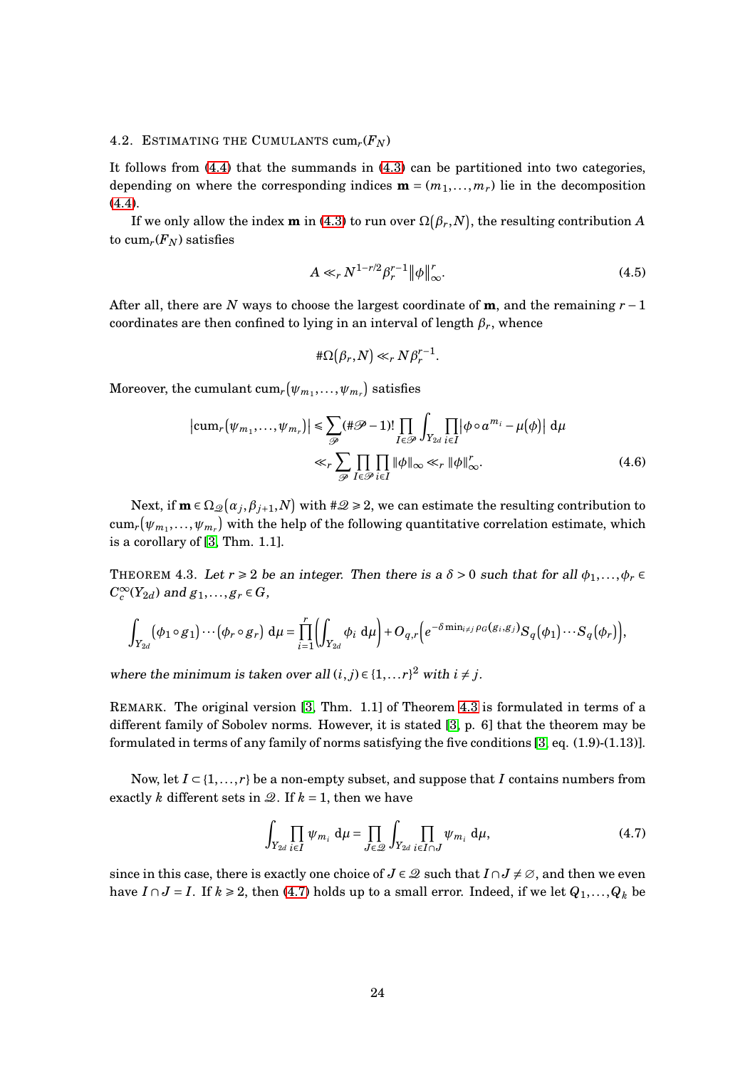### 4.2. Estimating the Cumulants $\mathrm{cum}_r(F_N)$

It follows from (4.4) that the summands in (4.3) can be partitioned into two categories, depending on where the corresponding indices $\mathbf{m} = (m_1, \ldots, m_r)$ lie in the decomposition (4.4).

If we only allow the index $\mathbf{m}$ in (4.3) to run over $\Omega(\beta_r, N)$, the resulting contribution $A$ to $\mathrm{cum}_r(F_N)$ satisfies

$$A \ll_r N^{1-r/2} \beta_r^{r-1} \|\phi\|_\infty^r. \tag{4.5}$$

After all, there are $N$ ways to choose the largest coordinate of $\mathbf{m}$, and the remaining $r-1$ coordinates are then confined to lying in an interval of length $\beta_r$, whence

$$\#\Omega(\beta_r, N) \ll_r N \beta_r^{r-1}.$$

Moreover, the cumulant $\mathrm{cum}_r(\psi_{m_1}, \ldots, \psi_{m_r})$ satisfies

$$\begin{aligned} \left|\mathrm{cum}_r(\psi_{m_1}, \ldots, \psi_{m_r})\right| &\leqslant \sum_{\mathscr{P}} (\#\mathscr{P} - 1)! \prod_{I \in \mathscr{P}} \int_{Y_{2d}} \prod_{i \in I} \left|\phi \circ a^{m_i} - \mu(\phi)\right| \, \mathrm{d}\mu \\ &\ll_r \sum_{\mathscr{P}} \prod_{I \in \mathscr{P}} \prod_{i \in I} \|\phi\|_\infty \ll_r \|\phi\|_\infty^r. \end{aligned} \tag{4.6}$$

Next, if $\mathbf{m} \in \Omega_{\mathscr{Q}}(\alpha_j, \beta_{j+1}, N)$ with $\#\mathscr{Q} \geqslant 2$, we can estimate the resulting contribution to $\mathrm{cum}_r(\psi_{m_1}, \ldots, \psi_{m_r})$ with the help of the following quantitative correlation estimate, which is a corollary of [3, Thm. 1.1].

Theorem 4.3. *Let $r \geqslant 2$ be an integer. Then there is a $\delta > 0$ such that for all $\phi_1, \ldots, \phi_r \in C_c^\infty(Y_{2d})$ and $g_1, \ldots, g_r \in G$,*

$$\int_{Y_{2d}} (\phi_1 \circ g_1) \cdots (\phi_r \circ g_r) \, \mathrm{d}\mu = \prod_{i=1}^r \left( \int_{Y_{2d}} \phi_i \, \mathrm{d}\mu \right) + O_{q,r}\left( e^{-\delta \min_{i \neq j} \rho_G(g_i, g_j)} S_q(\phi_1) \cdots S_q(\phi_r) \right),$$

*where the minimum is taken over all $(i,j) \in \{1, \ldots r\}^2$ with $i \neq j$.*

Remark. The original version [3, Thm. 1.1] of Theorem 4.3 is formulated in terms of a different family of Sobolev norms. However, it is stated [3, p. 6] that the theorem may be formulated in terms of any family of norms satisfying the five conditions [3, eq. (1.9)-(1.13)].

Now, let $I \subset \{1, \ldots, r\}$ be a non-empty subset, and suppose that $I$ contains numbers from exactly $k$ different sets in $\mathscr{Q}$. If $k = 1$, then we have

$$\int_{Y_{2d}} \prod_{i \in I} \psi_{m_i} \, \mathrm{d}\mu = \prod_{J \in \mathscr{Q}} \int_{Y_{2d}} \prod_{i \in I \cap J} \psi_{m_i} \, \mathrm{d}\mu, \tag{4.7}$$

since in this case, there is exactly one choice of $J \in \mathscr{Q}$ such that $I \cap J \neq \varnothing$, and then we even have $I \cap J = I$. If $k \geqslant 2$, then (4.7) holds up to a small error. Indeed, if we let $Q_1, \ldots, Q_k$ be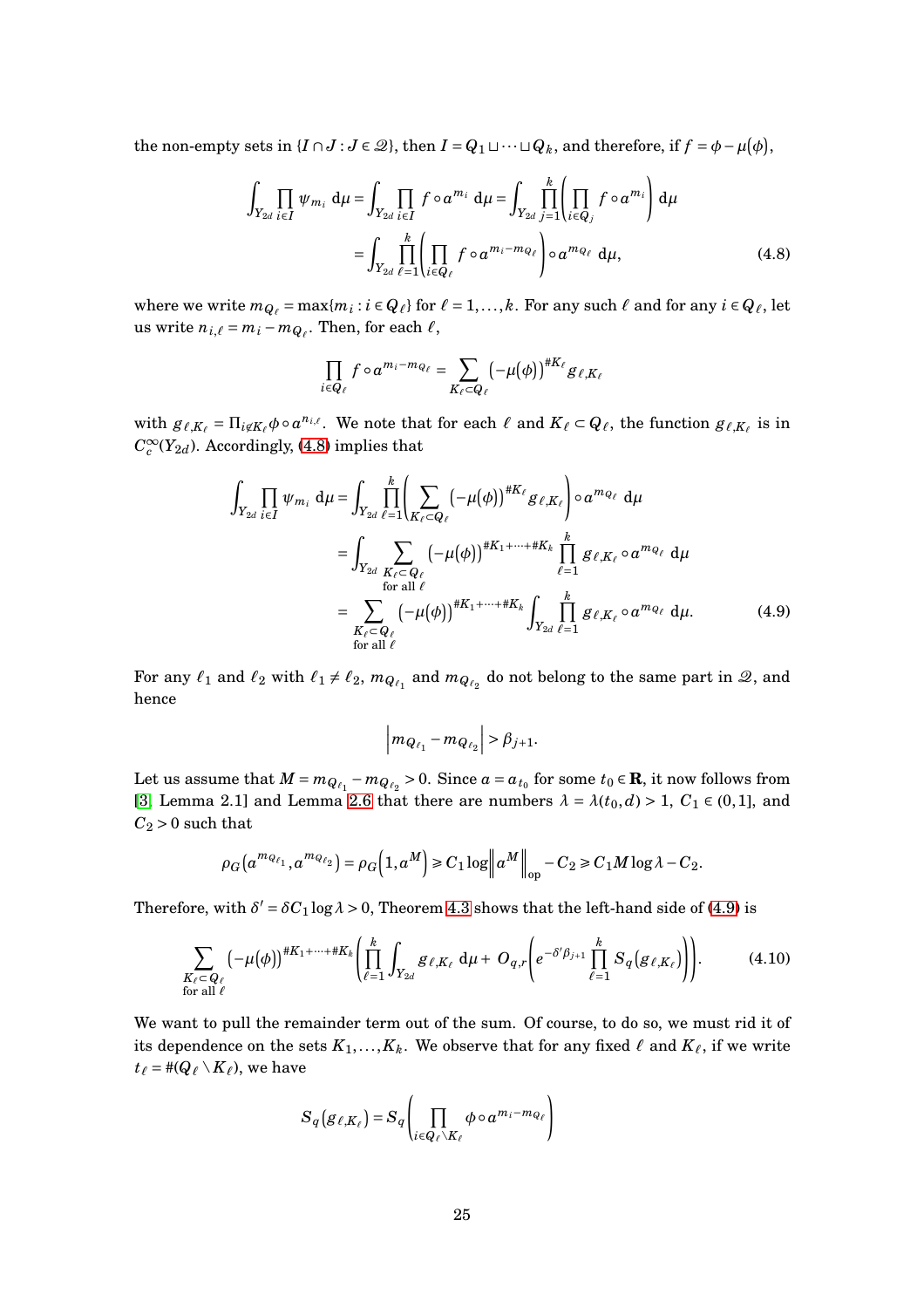the non-empty sets in $\{I \cap J : J \in \mathcal{Q}\}$, then $I = Q_1 \sqcup \cdots \sqcup Q_k$, and therefore, if $f = \phi - \mu(\phi)$,

$$
\begin{aligned}
\int_{Y_{2d}} \prod_{i \in I} \psi_{m_i} \, \mathrm{d}\mu &= \int_{Y_{2d}} \prod_{i \in I} f \circ a^{m_i} \, \mathrm{d}\mu = \int_{Y_{2d}} \prod_{j=1}^{k} \left( \prod_{i \in Q_j} f \circ a^{m_i} \right) \mathrm{d}\mu \\
&= \int_{Y_{2d}} \prod_{\ell=1}^{k} \left( \prod_{i \in Q_\ell} f \circ a^{m_i - m_{Q_\ell}} \right) \circ a^{m_{Q_\ell}} \, \mathrm{d}\mu, \qquad (4.8)
\end{aligned}
$$

where we write $m_{Q_\ell} = \max\{m_i : i \in Q_\ell\}$ for $\ell = 1, \ldots, k$. For any such $\ell$ and for any $i \in Q_\ell$, let us write $n_{i,\ell} = m_i - m_{Q_\ell}$. Then, for each $\ell$,

$$
\prod_{i \in Q_\ell} f \circ a^{m_i - m_{Q_\ell}} = \sum_{K_\ell \subset Q_\ell} \left( -\mu(\phi) \right)^{\# K_\ell} g_{\ell, K_\ell}
$$

with $g_{\ell,K_\ell} = \Pi_{i \notin K_\ell} \phi \circ a^{n_{i,\ell}}$. We note that for each $\ell$ and $K_\ell \subset Q_\ell$, the function $g_{\ell,K_\ell}$ is in $C_c^\infty(Y_{2d})$. Accordingly, (4.8) implies that

$$
\begin{aligned}
\int_{Y_{2d}} \prod_{i \in I} \psi_{m_i} \, \mathrm{d}\mu &= \int_{Y_{2d}} \prod_{\ell=1}^{k} \left( \sum_{K_\ell \subset Q_\ell} \left( -\mu(\phi) \right)^{\# K_\ell} g_{\ell,K_\ell} \right) \circ a^{m_{Q_\ell}} \, \mathrm{d}\mu \\
&= \int_{Y_{2d}} \sum_{\substack{K_\ell \subset Q_\ell \\ \text{for all } \ell}} \left( -\mu(\phi) \right)^{\# K_1 + \cdots + \# K_k} \prod_{\ell=1}^{k} g_{\ell,K_\ell} \circ a^{m_{Q_\ell}} \, \mathrm{d}\mu \\
&= \sum_{\substack{K_\ell \subset Q_\ell \\ \text{for all } \ell}} \left( -\mu(\phi) \right)^{\# K_1 + \cdots + \# K_k} \int_{Y_{2d}} \prod_{\ell=1}^{k} g_{\ell,K_\ell} \circ a^{m_{Q_\ell}} \, \mathrm{d}\mu. \qquad (4.9)
\end{aligned}
$$

For any $\ell_1$ and $\ell_2$ with $\ell_1 \neq \ell_2$, $m_{Q_{\ell_1}}$ and $m_{Q_{\ell_2}}$ do not belong to the same part in $\mathcal{Q}$, and hence

$$
\left| m_{Q_{\ell_1}} - m_{Q_{\ell_2}} \right| > \beta_{j+1}.
$$

Let us assume that $M = m_{Q_{\ell_1}} - m_{Q_{\ell_2}} > 0$. Since $a = a_{t_0}$ for some $t_0 \in \mathbf{R}$, it now follows from [3, Lemma 2.1] and Lemma 2.6 that there are numbers $\lambda = \lambda(t_0, d) > 1$, $C_1 \in (0,1]$, and $C_2 > 0$ such that

$$
\rho_G\left(a^{m_{Q_{\ell_1}}}, a^{m_{Q_{\ell_2}}}\right) = \rho_G\left(1, a^M\right) \geqslant C_1 \log \left\| a^M \right\|_{\mathrm{op}} - C_2 \geqslant C_1 M \log \lambda - C_2.
$$

Therefore, with $\delta' = \delta C_1 \log \lambda > 0$, Theorem 4.3 shows that the left-hand side of (4.9) is

$$
\sum_{\substack{K_\ell \subset Q_\ell \\ \text{for all } \ell}} \left( -\mu(\phi) \right)^{\# K_1 + \cdots + \# K_k} \left( \prod_{\ell=1}^{k} \int_{Y_{2d}} g_{\ell,K_\ell} \, \mathrm{d}\mu + O_{q,r}\left( e^{-\delta' \beta_{j+1}} \prod_{\ell=1}^{k} S_q\left(g_{\ell,K_\ell}\right) \right) \right). \qquad (4.10)
$$

We want to pull the remainder term out of the sum. Of course, to do so, we must rid it of its dependence on the sets $K_1, \ldots, K_k$. We observe that for any fixed $\ell$ and $K_\ell$, if we write $t_\ell = \#(Q_\ell \setminus K_\ell)$, we have

$$
S_q\left(g_{\ell,K_\ell}\right) = S_q\left( \prod_{i \in Q_\ell \setminus K_\ell} \phi \circ a^{m_i - m_{Q_\ell}} \right)
$$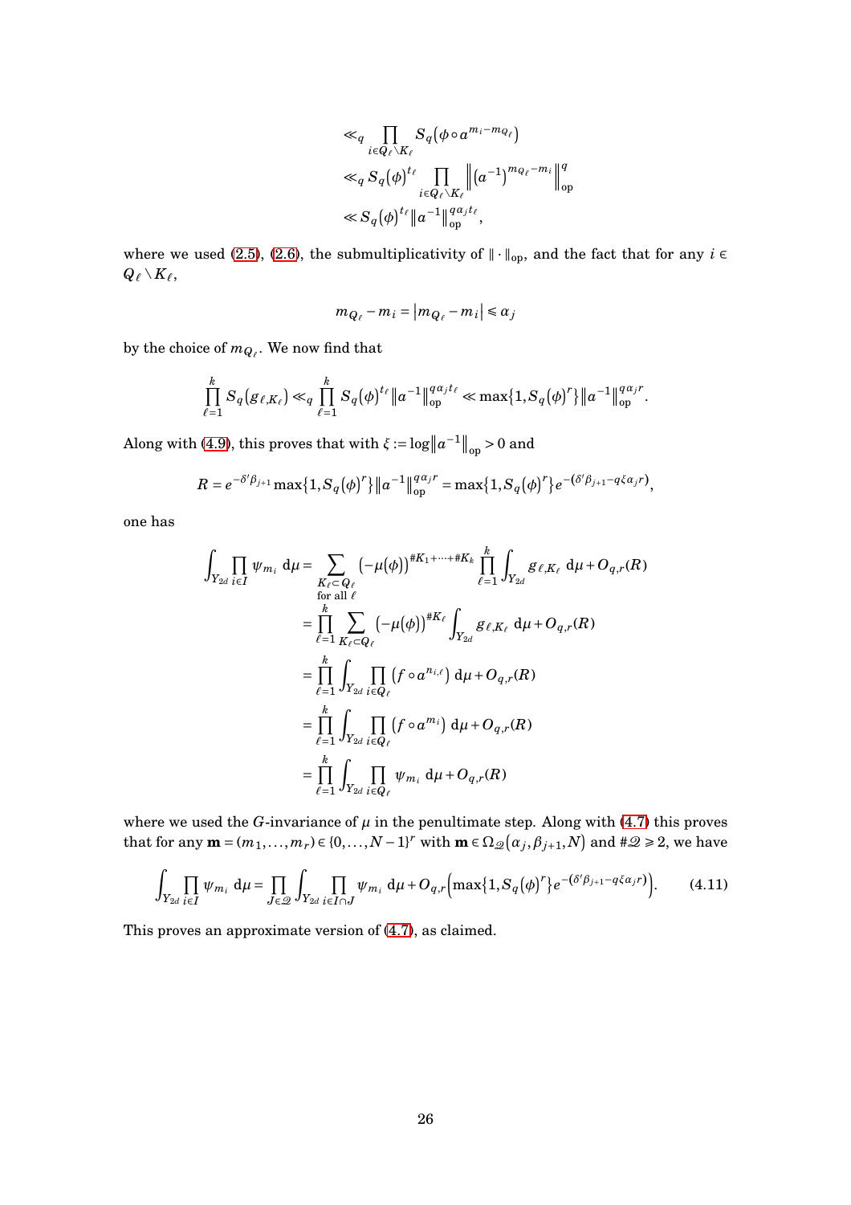$$
\begin{aligned}
&\ll_q \prod_{i\in Q_\ell\setminus K_\ell} S_q\big(\phi\circ a^{m_i-m_{Q_\ell}}\big)\\
&\ll_q S_q(\phi)^{t_\ell} \prod_{i\in Q_\ell\setminus K_\ell} \left\|\big(a^{-1}\big)^{m_{Q_\ell}-m_i}\right\|_{\mathrm{op}}^q\\
&\ll S_q(\phi)^{t_\ell}\|a^{-1}\|_{\mathrm{op}}^{q\alpha_j t_\ell},
\end{aligned}
$$

where we used (2.5), (2.6), the submultiplicativity of $\|\cdot\|_{\mathrm{op}}$, and the fact that for any $i\in Q_\ell\setminus K_\ell$,

$$
m_{Q_\ell}-m_i = \big|m_{Q_\ell}-m_i\big| \leqslant \alpha_j
$$

by the choice of $m_{Q_\ell}$. We now find that

$$
\prod_{\ell=1}^k S_q\big(g_{\ell,K_\ell}\big) \ll_q \prod_{\ell=1}^k S_q(\phi)^{t_\ell}\|a^{-1}\|_{\mathrm{op}}^{q\alpha_j t_\ell} \ll \max\{1,S_q(\phi)^r\}\|a^{-1}\|_{\mathrm{op}}^{q\alpha_j r}.
$$

Along with (4.9), this proves that with $\xi := \log\big\|a^{-1}\big\|_{\mathrm{op}} > 0$ and

$$
R = e^{-\delta'\beta_{j+1}}\max\{1,S_q(\phi)^r\}\|a^{-1}\|_{\mathrm{op}}^{q\alpha_j r} = \max\{1,S_q(\phi)^r\}e^{-(\delta'\beta_{j+1}-q\xi\alpha_j r)},
$$

one has

$$
\begin{aligned}
\int_{Y_{2d}}\prod_{i\in I}\psi_{m_i}\,\mathrm{d}\mu &= \sum_{\substack{K_\ell\subset Q_\ell\\ \text{for all }\ell}} \big(-\mu(\phi)\big)^{\#K_1+\cdots+\#K_k}\prod_{\ell=1}^k\int_{Y_{2d}} g_{\ell,K_\ell}\,\mathrm{d}\mu + O_{q,r}(R)\\
&= \prod_{\ell=1}^k \sum_{K_\ell\subset Q_\ell}\big(-\mu(\phi)\big)^{\#K_\ell}\int_{Y_{2d}} g_{\ell,K_\ell}\,\mathrm{d}\mu + O_{q,r}(R)\\
&= \prod_{\ell=1}^k \int_{Y_{2d}}\prod_{i\in Q_\ell}\big(f\circ a^{n_{i,\ell}}\big)\,\mathrm{d}\mu + O_{q,r}(R)\\
&= \prod_{\ell=1}^k \int_{Y_{2d}}\prod_{i\in Q_\ell}\big(f\circ a^{m_i}\big)\,\mathrm{d}\mu + O_{q,r}(R)\\
&= \prod_{\ell=1}^k \int_{Y_{2d}}\prod_{i\in Q_\ell}\psi_{m_i}\,\mathrm{d}\mu + O_{q,r}(R)
\end{aligned}
$$

where we used the $G$-invariance of $\mu$ in the penultimate step. Along with (4.7) this proves that for any $\mathbf{m} = (m_1,\ldots,m_r)\in\{0,\ldots,N-1\}^r$ with $\mathbf{m}\in\Omega_{\mathcal{Q}}\big(\alpha_j,\beta_{j+1},N\big)$ and $\#\mathcal{Q}\geqslant 2$, we have

$$
\int_{Y_{2d}}\prod_{i\in I}\psi_{m_i}\,\mathrm{d}\mu = \prod_{J\in\mathcal{Q}}\int_{Y_{2d}}\prod_{i\in I\cap J}\psi_{m_i}\,\mathrm{d}\mu + O_{q,r}\Big(\max\{1,S_q(\phi)^r\}e^{-(\delta'\beta_{j+1}-q\xi\alpha_j r)}\Big). \tag{4.11}
$$

This proves an approximate version of (4.7), as claimed.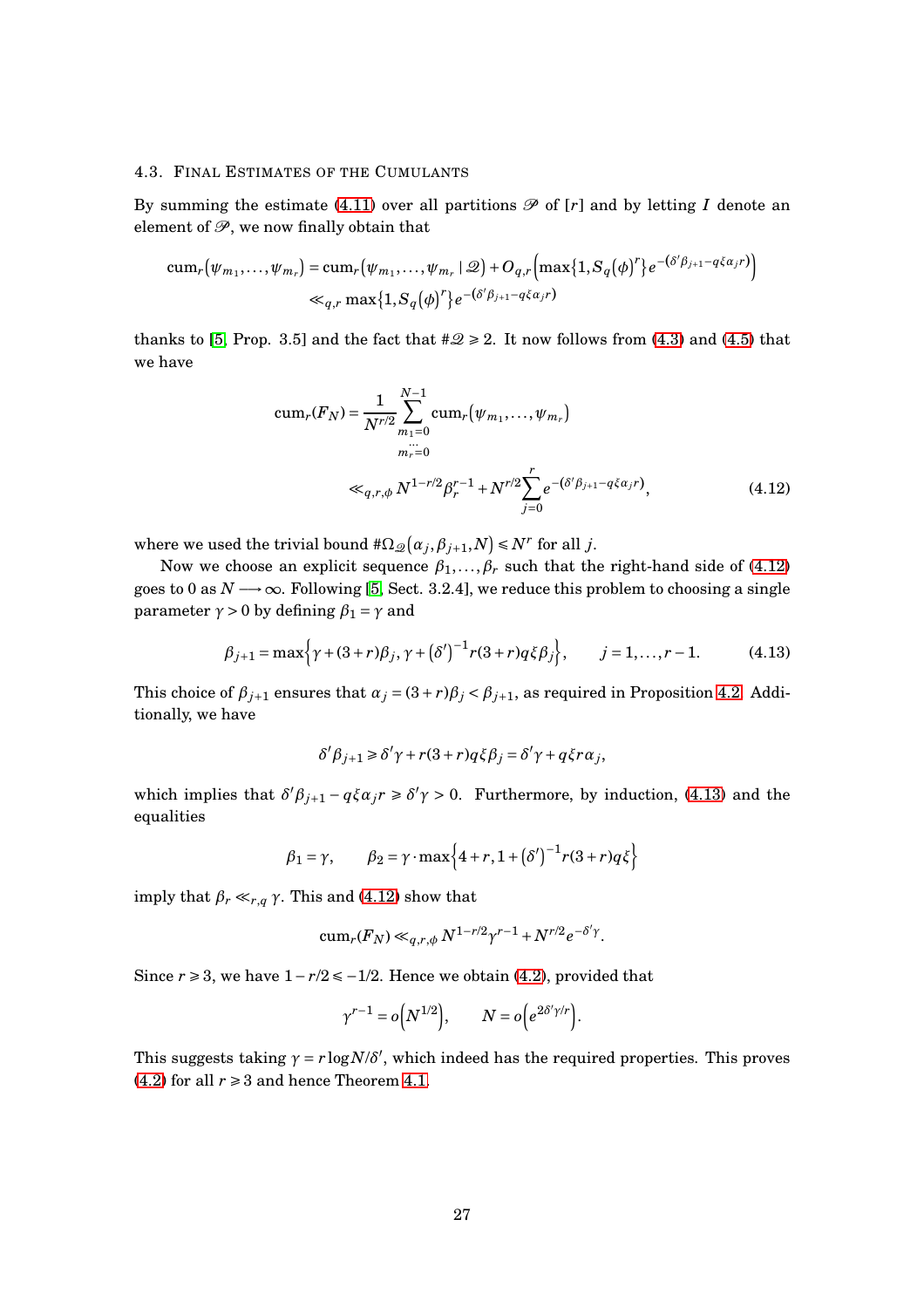### 4.3. Final Estimates of the Cumulants

By summing the estimate (4.11) over all partitions $\mathscr{P}$ of $[r]$ and by letting $I$ denote an element of $\mathscr{P}$, we now finally obtain that

$$
\begin{aligned}
\operatorname{cum}_r(\psi_{m_1},\dots,\psi_{m_r}) &= \operatorname{cum}_r(\psi_{m_1},\dots,\psi_{m_r}\mid \mathscr{Q}) + O_{q,r}\Big(\max\{1,S_q(\phi)^r\}e^{-(\delta'\beta_{j+1}-q\xi\alpha_j r)}\Big)\\
&\ll_{q,r} \max\{1,S_q(\phi)^r\}e^{-(\delta'\beta_{j+1}-q\xi\alpha_j r)}
\end{aligned}
$$

thanks to [5, Prop. 3.5] and the fact that $\#\mathscr{Q}\geqslant 2$. It now follows from (4.3) and (4.5) that we have

$$
\begin{aligned}
\operatorname{cum}_r(F_N) &= \frac{1}{N^{r/2}}\sum_{\substack{m_1=0\\ \dots\\ m_r=0}}^{N-1}\operatorname{cum}_r(\psi_{m_1},\dots,\psi_{m_r})\\
&\ll_{q,r,\phi} N^{1-r/2}\beta_r^{r-1} + N^{r/2}\sum_{j=0}^{r} e^{-(\delta'\beta_{j+1}-q\xi\alpha_j r)},
\end{aligned}
\tag{4.12}
$$

where we used the trivial bound $\#\Omega_{\mathscr{Q}}(\alpha_j,\beta_{j+1},N)\leqslant N^r$ for all $j$.

Now we choose an explicit sequence $\beta_1,\dots,\beta_r$ such that the right-hand side of (4.12) goes to 0 as $N\longrightarrow\infty$. Following [5, Sect. 3.2.4], we reduce this problem to choosing a single parameter $\gamma>0$ by defining $\beta_1=\gamma$ and

$$
\beta_{j+1}=\max\Big\{\gamma+(3+r)\beta_j,\ \gamma+(\delta')^{-1}r(3+r)q\xi\beta_j\Big\},\qquad j=1,\dots,r-1. \tag{4.13}
$$

This choice of $\beta_{j+1}$ ensures that $\alpha_j=(3+r)\beta_j<\beta_{j+1}$, as required in Proposition 4.2. Additionally, we have

$$
\delta'\beta_{j+1}\geqslant \delta'\gamma + r(3+r)q\xi\beta_j = \delta'\gamma + q\xi r\alpha_j,
$$

which implies that $\delta'\beta_{j+1}-q\xi\alpha_j r\geqslant\delta'\gamma>0$. Furthermore, by induction, (4.13) and the equalities

$$
\beta_1=\gamma,\qquad \beta_2=\gamma\cdot\max\Big\{4+r,1+(\delta')^{-1}r(3+r)q\xi\Big\}
$$

imply that $\beta_r\ll_{r,q}\gamma$. This and (4.12) show that

$$
\operatorname{cum}_r(F_N)\ll_{q,r,\phi} N^{1-r/2}\gamma^{r-1}+N^{r/2}e^{-\delta'\gamma}.
$$

Since $r\geqslant 3$, we have $1-r/2\leqslant -1/2$. Hence we obtain (4.2), provided that

$$
\gamma^{r-1}=o\Big(N^{1/2}\Big),\qquad N=o\Big(e^{2\delta'\gamma/r}\Big).
$$

This suggests taking $\gamma=r\log N/\delta'$, which indeed has the required properties. This proves (4.2) for all $r\geqslant 3$ and hence Theorem 4.1.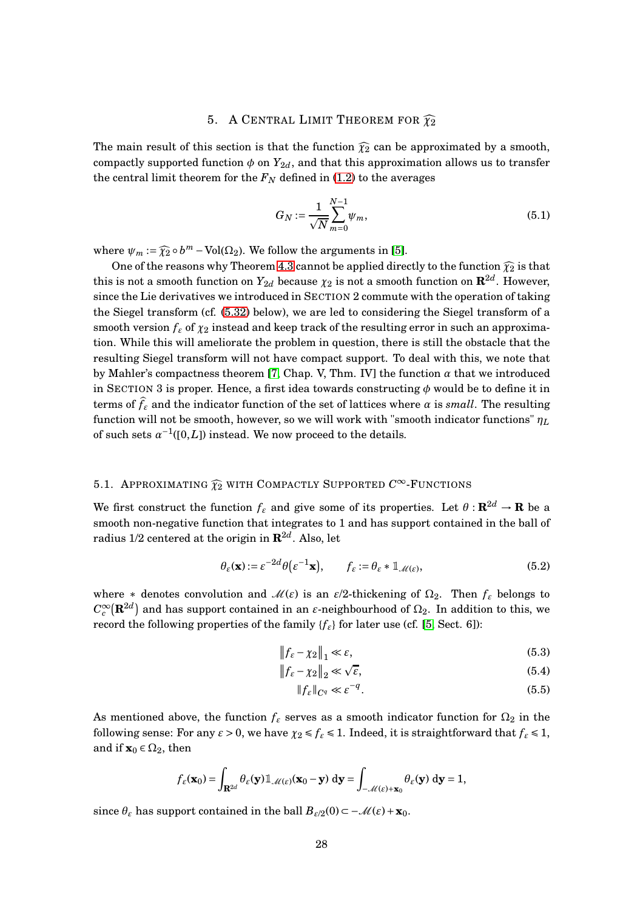## 5. A Central Limit Theorem for $\widehat{\chi_2}$

The main result of this section is that the function $\widehat{\chi_2}$ can be approximated by a smooth, compactly supported function $\phi$ on $Y_{2d}$, and that this approximation allows us to transfer the central limit theorem for the $F_N$ defined in (1.2) to the averages

$$G_N := \frac{1}{\sqrt{N}} \sum_{m=0}^{N-1} \psi_m, \tag{5.1}$$

where $\psi_m := \widehat{\chi_2} \circ b^m - \mathrm{Vol}(\Omega_2)$. We follow the arguments in [5].

One of the reasons why Theorem 4.3 cannot be applied directly to the function $\widehat{\chi_2}$ is that this is not a smooth function on $Y_{2d}$ because $\chi_2$ is not a smooth function on $\mathbf{R}^{2d}$. However, since the Lie derivatives we introduced in Section 2 commute with the operation of taking the Siegel transform (cf. (5.32) below), we are led to considering the Siegel transform of a smooth version $f_\varepsilon$ of $\chi_2$ instead and keep track of the resulting error in such an approximation. While this will ameliorate the problem in question, there is still the obstacle that the resulting Siegel transform will not have compact support. To deal with this, we note that by Mahler's compactness theorem [7, Chap. V, Thm. IV] the function $\alpha$ that we introduced in Section 3 is proper. Hence, a first idea towards constructing $\phi$ would be to define it in terms of $\widehat{f_\varepsilon}$ and the indicator function of the set of lattices where $\alpha$ is *small*. The resulting function will not be smooth, however, so we will work with "smooth indicator functions" $\eta_L$ of such sets $\alpha^{-1}([0, L])$ instead. We now proceed to the details.

### 5.1. Approximating $\widehat{\chi_2}$ with Compactly Supported $C^\infty$-Functions

We first construct the function $f_\varepsilon$ and give some of its properties. Let $\theta : \mathbf{R}^{2d} \to \mathbf{R}$ be a smooth non-negative function that integrates to 1 and has support contained in the ball of radius 1/2 centered at the origin in $\mathbf{R}^{2d}$. Also, let

$$\theta_\varepsilon(\mathbf{x}) := \varepsilon^{-2d} \theta\big(\varepsilon^{-1}\mathbf{x}\big), \qquad f_\varepsilon := \theta_\varepsilon * \mathbb{1}_{\mathscr{M}(\varepsilon)}, \tag{5.2}$$

where $*$ denotes convolution and $\mathscr{M}(\varepsilon)$ is an $\varepsilon/2$-thickening of $\Omega_2$. Then $f_\varepsilon$ belongs to $C_c^\infty\big(\mathbf{R}^{2d}\big)$ and has support contained in an $\varepsilon$-neighbourhood of $\Omega_2$. In addition to this, we record the following properties of the family $\{f_\varepsilon\}$ for later use (cf. [5, Sect. 6]):

$$\big\|f_\varepsilon - \chi_2\big\|_1 \ll \varepsilon, \tag{5.3}$$

$$\big\|f_\varepsilon - \chi_2\big\|_2 \ll \sqrt{\varepsilon}, \tag{5.4}$$

$$\|f_\varepsilon\|_{C^q} \ll \varepsilon^{-q}. \tag{5.5}$$

As mentioned above, the function $f_\varepsilon$ serves as a smooth indicator function for $\Omega_2$ in the following sense: For any $\varepsilon > 0$, we have $\chi_2 \leqslant f_\varepsilon \leqslant 1$. Indeed, it is straightforward that $f_\varepsilon \leqslant 1$, and if $\mathbf{x}_0 \in \Omega_2$, then

$$f_\varepsilon(\mathbf{x}_0) = \int_{\mathbf{R}^{2d}} \theta_\varepsilon(\mathbf{y}) \mathbb{1}_{\mathscr{M}(\varepsilon)}(\mathbf{x}_0 - \mathbf{y})\, \mathrm{d}\mathbf{y} = \int_{-\mathscr{M}(\varepsilon)+\mathbf{x}_0} \theta_\varepsilon(\mathbf{y})\, \mathrm{d}\mathbf{y} = 1,$$

since $\theta_\varepsilon$ has support contained in the ball $B_{\varepsilon/2}(0) \subset -\mathscr{M}(\varepsilon) + \mathbf{x}_0$.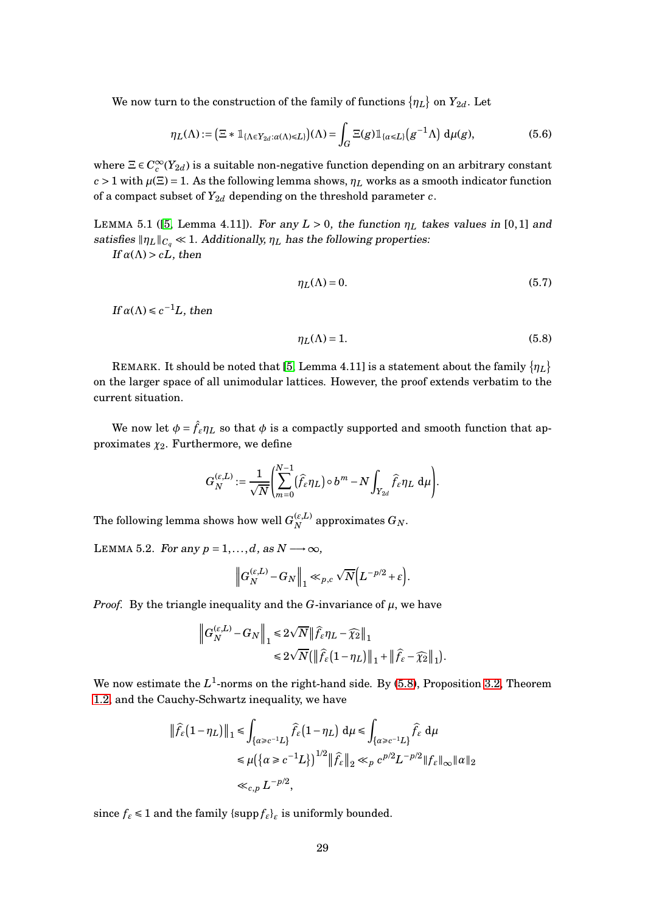We now turn to the construction of the family of functions $\{\eta_L\}$ on $Y_{2d}$. Let

$$\eta_L(\Lambda) := \left(\Xi * \mathbb{1}_{\{\Lambda \in Y_{2d} : \alpha(\Lambda) \leqslant L\}}\right)(\Lambda) = \int_G \Xi(g) \mathbb{1}_{\{\alpha \leqslant L\}}\left(g^{-1}\Lambda\right) \, \mathrm{d}\mu(g), \tag{5.6}$$

where $\Xi \in C_c^\infty(Y_{2d})$ is a suitable non-negative function depending on an arbitrary constant $c > 1$ with $\mu(\Xi) = 1$. As the following lemma shows, $\eta_L$ works as a smooth indicator function of a compact subset of $Y_{2d}$ depending on the threshold parameter $c$.

LEMMA 5.1 ([5, Lemma 4.11]). *For any $L > 0$, the function $\eta_L$ takes values in $[0,1]$ and satisfies $\|\eta_L\|_{C_q} \ll 1$. Additionally, $\eta_L$ has the following properties:*
*If $\alpha(\Lambda) > cL$, then*

$$\eta_L(\Lambda) = 0. \tag{5.7}$$

*If $\alpha(\Lambda) \leqslant c^{-1}L$, then*

$$\eta_L(\Lambda) = 1. \tag{5.8}$$

REMARK. It should be noted that [5, Lemma 4.11] is a statement about the family $\{\eta_L\}$ on the larger space of all unimodular lattices. However, the proof extends verbatim to the current situation.

We now let $\phi = \hat{f}_\varepsilon \eta_L$ so that $\phi$ is a compactly supported and smooth function that approximates $\chi_2$. Furthermore, we define

$$G_N^{(\varepsilon,L)} := \frac{1}{\sqrt{N}}\left(\sum_{m=0}^{N-1} \left(\widehat{f}_\varepsilon \eta_L\right) \circ b^m - N \int_{Y_{2d}} \widehat{f}_\varepsilon \eta_L \, \mathrm{d}\mu\right).$$

The following lemma shows how well $G_N^{(\varepsilon,L)}$ approximates $G_N$.

LEMMA 5.2. *For any $p = 1, \ldots, d$, as $N \longrightarrow \infty$,*

$$\left\| G_N^{(\varepsilon,L)} - G_N \right\|_1 \ll_{p,c} \sqrt{N}\left(L^{-p/2} + \varepsilon\right).$$

*Proof.* By the triangle inequality and the $G$-invariance of $\mu$, we have

$$\begin{aligned}
\left\| G_N^{(\varepsilon,L)} - G_N \right\|_1 &\leqslant 2\sqrt{N} \left\| \widehat{f}_\varepsilon \eta_L - \widehat{\chi_2} \right\|_1 \\
&\leqslant 2\sqrt{N}\left( \left\| \widehat{f}_\varepsilon (1 - \eta_L) \right\|_1 + \left\| \widehat{f}_\varepsilon - \widehat{\chi_2} \right\|_1 \right).
\end{aligned}$$

We now estimate the $L^1$-norms on the right-hand side. By (5.8), Proposition 3.2, Theorem 1.2, and the Cauchy-Schwartz inequality, we have

$$\begin{aligned}
\left\| \widehat{f}_\varepsilon (1 - \eta_L) \right\|_1 &\leqslant \int_{\{\alpha \geqslant c^{-1}L\}} \widehat{f}_\varepsilon (1 - \eta_L) \, \mathrm{d}\mu \leqslant \int_{\{\alpha \geqslant c^{-1}L\}} \widehat{f}_\varepsilon \, \mathrm{d}\mu \\
&\leqslant \mu\left(\{\alpha \geqslant c^{-1}L\}\right)^{1/2} \left\| \widehat{f}_\varepsilon \right\|_2 \ll_p c^{p/2} L^{-p/2} \|f_\varepsilon\|_\infty \|\alpha\|_2 \\
&\ll_{c,p} L^{-p/2},
\end{aligned}$$

since $f_\varepsilon \leqslant 1$ and the family $\{\operatorname{supp} f_\varepsilon\}_\varepsilon$ is uniformly bounded.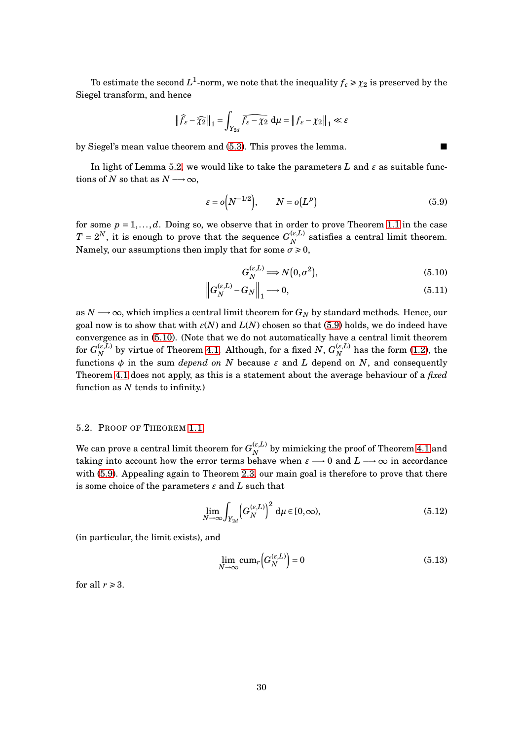To estimate the second $L^1$-norm, we note that the inequality $f_\varepsilon \geqslant \chi_2$ is preserved by the Siegel transform, and hence

$$\|\widehat{f}_\varepsilon - \widehat{\chi_2}\|_1 = \int_{Y_{2d}} \widehat{f_\varepsilon - \chi_2}\, \mathrm{d}\mu = \|f_\varepsilon - \chi_2\|_1 \ll \varepsilon$$

by Siegel's mean value theorem and (5.3). This proves the lemma. ∎

In light of Lemma 5.2, we would like to take the parameters $L$ and $\varepsilon$ as suitable functions of $N$ so that as $N \longrightarrow \infty$,

$$\varepsilon = o\left(N^{-1/2}\right), \qquad N = o\left(L^p\right) \tag{5.9}$$

for some $p = 1, \ldots, d$. Doing so, we observe that in order to prove Theorem 1.1 in the case $T = 2^N$, it is enough to prove that the sequence $G_N^{(\varepsilon,L)}$ satisfies a central limit theorem. Namely, our assumptions then imply that for some $\sigma \geqslant 0$,

$$G_N^{(\varepsilon,L)} \Longrightarrow N(0,\sigma^2), \tag{5.10}$$

$$\left\|G_N^{(\varepsilon,L)} - G_N\right\|_1 \longrightarrow 0, \tag{5.11}$$

as $N \longrightarrow \infty$, which implies a central limit theorem for $G_N$ by standard methods. Hence, our goal now is to show that with $\varepsilon(N)$ and $L(N)$ chosen so that (5.9) holds, we do indeed have convergence as in (5.10). (Note that we do not automatically have a central limit theorem for $G_N^{(\varepsilon,L)}$ by virtue of Theorem 4.1. Although, for a fixed $N$, $G_N^{(\varepsilon,L)}$ has the form (1.2), the functions $\phi$ in the sum *depend on* $N$ because $\varepsilon$ and $L$ depend on $N$, and consequently Theorem 4.1 does not apply, as this is a statement about the average behaviour of a *fixed* function as $N$ tends to infinity.)

## 5.2. Proof of Theorem 1.1

We can prove a central limit theorem for $G_N^{(\varepsilon,L)}$ by mimicking the proof of Theorem 4.1 and taking into account how the error terms behave when $\varepsilon \longrightarrow 0$ and $L \longrightarrow \infty$ in accordance with (5.9). Appealing again to Theorem 2.3, our main goal is therefore to prove that there is some choice of the parameters $\varepsilon$ and $L$ such that

$$\lim_{N\to\infty} \int_{Y_{2d}} \left(G_N^{(\varepsilon,L)}\right)^2 \mathrm{d}\mu \in [0,\infty), \tag{5.12}$$

(in particular, the limit exists), and

$$\lim_{N\to\infty} \mathrm{cum}_r\left(G_N^{(\varepsilon,L)}\right) = 0 \tag{5.13}$$

for all $r \geqslant 3$.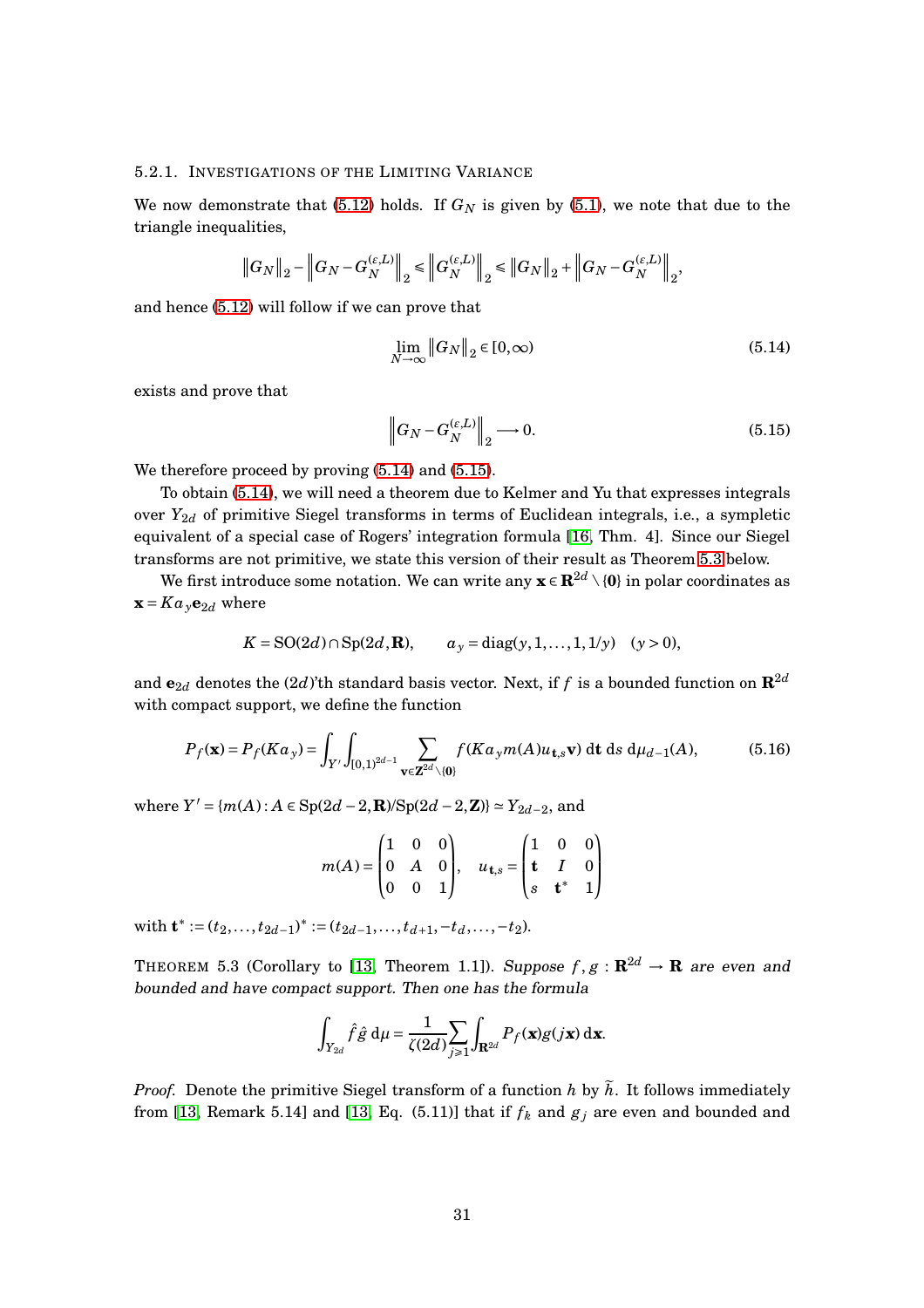#### 5.2.1. Investigations of the Limiting Variance

We now demonstrate that (5.12) holds. If $G_N$ is given by (5.1), we note that due to the triangle inequalities,

$$\left\|G_N\right\|_2 - \left\|G_N - G_N^{(\varepsilon,L)}\right\|_2 \leqslant \left\|G_N^{(\varepsilon,L)}\right\|_2 \leqslant \left\|G_N\right\|_2 + \left\|G_N - G_N^{(\varepsilon,L)}\right\|_2,$$

and hence (5.12) will follow if we can prove that

$$\lim_{N\to\infty} \left\|G_N\right\|_2 \in [0,\infty) \tag{5.14}$$

exists and prove that

$$\left\|G_N - G_N^{(\varepsilon,L)}\right\|_2 \longrightarrow 0. \tag{5.15}$$

We therefore proceed by proving (5.14) and (5.15).

To obtain (5.14), we will need a theorem due to Kelmer and Yu that expresses integrals over $Y_{2d}$ of primitive Siegel transforms in terms of Euclidean integrals, i.e., a sympletic equivalent of a special case of Rogers' integration formula [16, Thm. 4]. Since our Siegel transforms are not primitive, we state this version of their result as Theorem 5.3 below.

We first introduce some notation. We can write any $\mathbf{x} \in \mathbf{R}^{2d} \setminus \{\mathbf{0}\}$ in polar coordinates as $\mathbf{x} = K a_y \mathbf{e}_{2d}$ where

$$K = \mathrm{SO}(2d) \cap \mathrm{Sp}(2d, \mathbf{R}), \qquad a_y = \mathrm{diag}(y, 1, \dots, 1, 1/y) \quad (y > 0),$$

and $\mathbf{e}_{2d}$ denotes the $(2d)$'th standard basis vector. Next, if $f$ is a bounded function on $\mathbf{R}^{2d}$ with compact support, we define the function

$$P_f(\mathbf{x}) = P_f(K a_y) = \int_{Y'} \int_{[0,1)^{2d-1}} \sum_{\mathbf{v} \in \mathbf{Z}^{2d} \setminus \{\mathbf{0}\}} f(K a_y m(A) u_{\mathbf{t},s} \mathbf{v}) \,\mathrm{d}\mathbf{t} \,\mathrm{d}s \,\mathrm{d}\mu_{d-1}(A), \tag{5.16}$$

where $Y' = \{m(A) : A \in \mathrm{Sp}(2d-2, \mathbf{R})/\mathrm{Sp}(2d-2, \mathbf{Z})\} \simeq Y_{2d-2}$, and

$$m(A) = \begin{pmatrix} 1 & 0 & 0 \\ 0 & A & 0 \\ 0 & 0 & 1 \end{pmatrix}, \quad u_{\mathbf{t},s} = \begin{pmatrix} 1 & 0 & 0 \\ \mathbf{t} & I & 0 \\ s & \mathbf{t}^* & 1 \end{pmatrix}$$

with $\mathbf{t}^* := (t_2, \dots, t_{2d-1})^* := (t_{2d-1}, \dots, t_{d+1}, -t_d, \dots, -t_2)$.

**Theorem 5.3** (Corollary to [13, Theorem 1.1]). *Suppose $f, g : \mathbf{R}^{2d} \to \mathbf{R}$ are even and bounded and have compact support. Then one has the formula*

$$\int_{Y_{2d}} \hat{f} \hat{g} \,\mathrm{d}\mu = \frac{1}{\zeta(2d)} \sum_{j \geqslant 1} \int_{\mathbf{R}^{2d}} P_f(\mathbf{x}) g(j\mathbf{x}) \,\mathrm{d}\mathbf{x}.$$

*Proof.* Denote the primitive Siegel transform of a function $h$ by $\widetilde{h}$. It follows immediately from [13, Remark 5.14] and [13, Eq. (5.11)] that if $f_k$ and $g_j$ are even and bounded and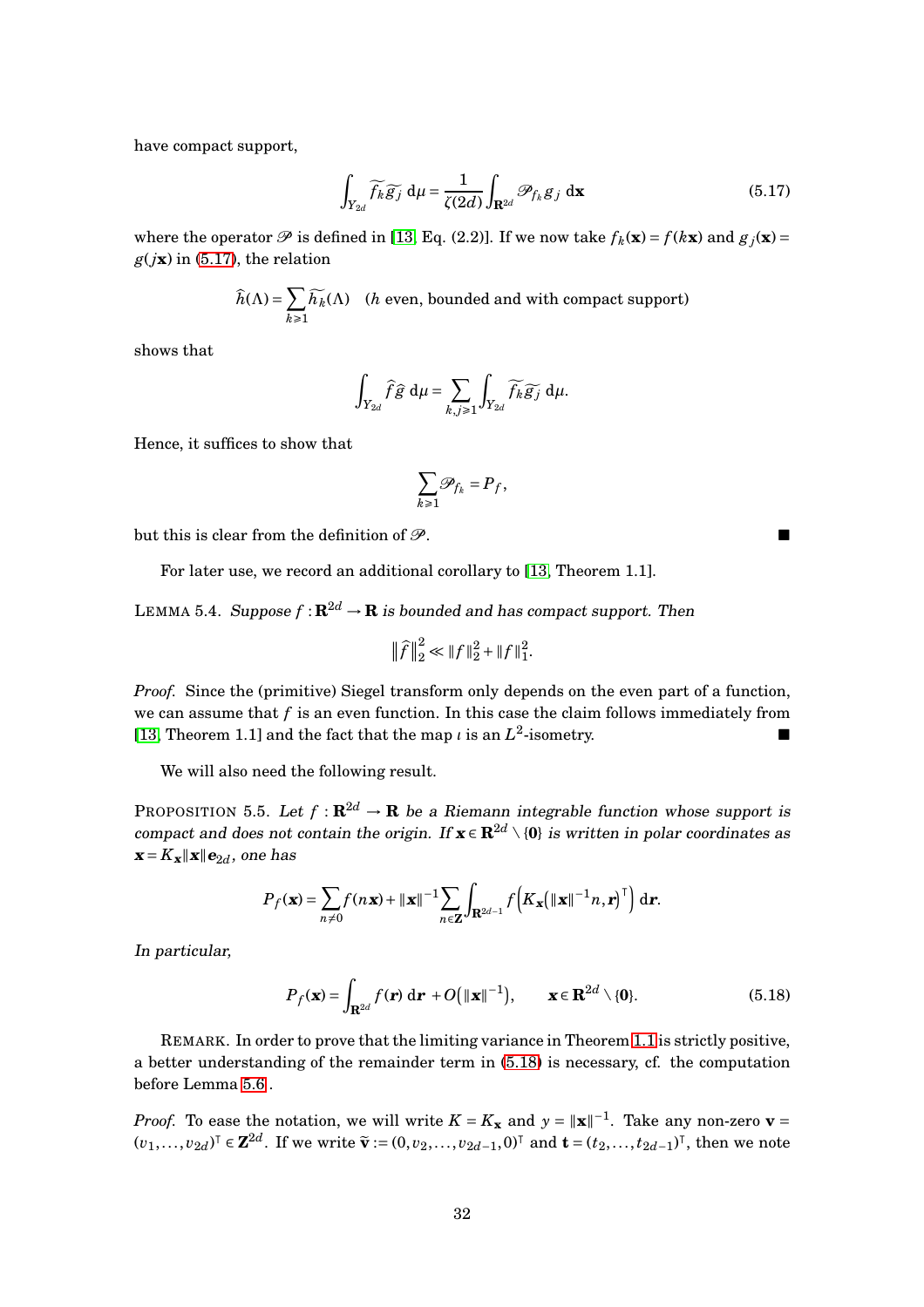have compact support,

$$\int_{Y_{2d}} \widetilde{f_k}\widetilde{g_j}\,\mathrm{d}\mu = \frac{1}{\zeta(2d)}\int_{\mathbf{R}^{2d}} \mathscr{P}_{f_k} g_j\,\mathrm{d}\mathbf{x} \tag{5.17}$$

where the operator $\mathscr{P}$ is defined in [13, Eq. (2.2)]. If we now take $f_k(\mathbf{x}) = f(k\mathbf{x})$ and $g_j(\mathbf{x}) = g(j\mathbf{x})$ in (5.17), the relation

$$\widehat{h}(\Lambda) = \sum_{k\geqslant 1} \widetilde{h_k}(\Lambda) \quad (h \text{ even, bounded and with compact support})$$

shows that

$$\int_{Y_{2d}} \widehat{f}\widehat{g}\,\mathrm{d}\mu = \sum_{k,j\geqslant 1}\int_{Y_{2d}} \widetilde{f_k}\widetilde{g_j}\,\mathrm{d}\mu.$$

Hence, it suffices to show that

$$\sum_{k\geqslant 1} \mathscr{P}_{f_k} = P_f,$$

but this is clear from the definition of $\mathscr{P}$. ∎

For later use, we record an additional corollary to [13, Theorem 1.1].

LEMMA 5.4. *Suppose $f : \mathbf{R}^{2d} \to \mathbf{R}$ is bounded and has compact support. Then*

$$\|\widehat{f}\|_2^2 \ll \|f\|_2^2 + \|f\|_1^2.$$

*Proof.* Since the (primitive) Siegel transform only depends on the even part of a function, we can assume that $f$ is an even function. In this case the claim follows immediately from [13, Theorem 1.1] and the fact that the map $\iota$ is an $L^2$-isometry. ∎

We will also need the following result.

PROPOSITION 5.5. *Let $f : \mathbf{R}^{2d} \to \mathbf{R}$ be a Riemann integrable function whose support is compact and does not contain the origin. If $\mathbf{x} \in \mathbf{R}^{2d} \setminus \{\mathbf{0}\}$ is written in polar coordinates as $\mathbf{x} = K_{\mathbf{x}}\|\mathbf{x}\|\mathbf{e}_{2d}$, one has*

$$P_f(\mathbf{x}) = \sum_{n\neq 0} f(n\mathbf{x}) + \|\mathbf{x}\|^{-1}\sum_{n\in\mathbf{Z}}\int_{\mathbf{R}^{2d-1}} f\Big(K_{\mathbf{x}}\big(\|\mathbf{x}\|^{-1}n, \mathbf{r}\big)^{\intercal}\Big)\,\mathrm{d}\mathbf{r}.$$

*In particular,*

$$P_f(\mathbf{x}) = \int_{\mathbf{R}^{2d}} f(\mathbf{r})\,\mathrm{d}\mathbf{r} + O\big(\|\mathbf{x}\|^{-1}\big), \qquad \mathbf{x} \in \mathbf{R}^{2d}\setminus\{\mathbf{0}\}. \tag{5.18}$$

REMARK. In order to prove that the limiting variance in Theorem 1.1 is strictly positive, a better understanding of the remainder term in (5.18) is necessary, cf. the computation before Lemma 5.6.

*Proof.* To ease the notation, we will write $K = K_{\mathbf{x}}$ and $y = \|\mathbf{x}\|^{-1}$. Take any non-zero $\mathbf{v} = (v_1,\ldots,v_{2d})^{\intercal} \in \mathbf{Z}^{2d}$. If we write $\widetilde{\mathbf{v}} := (0, v_2,\ldots,v_{2d-1},0)^{\intercal}$ and $\mathbf{t} = (t_2,\ldots,t_{2d-1})^{\intercal}$, then we note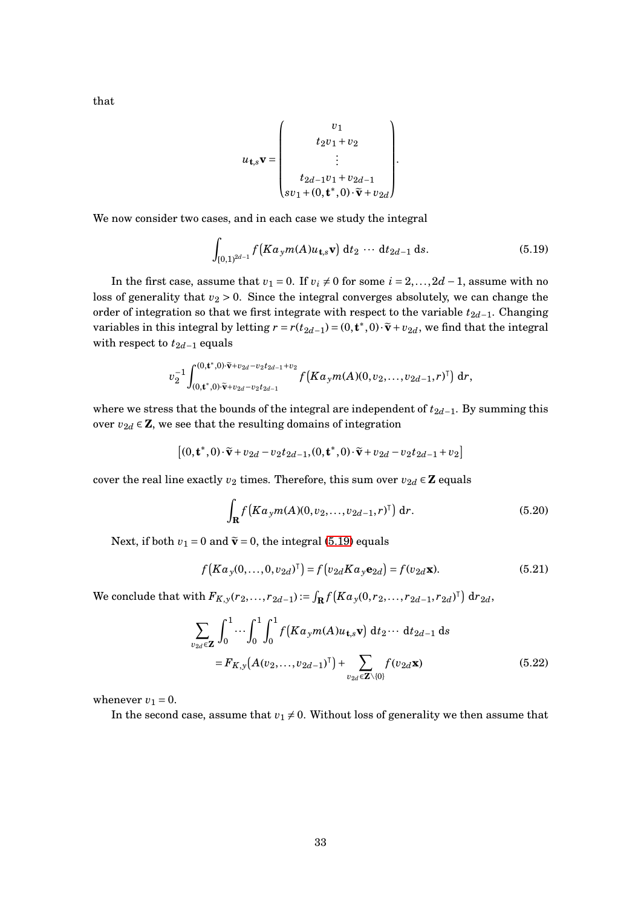that

$$
u_{\mathbf{t},s}\mathbf{v} = \begin{pmatrix} v_1 \\ t_2 v_1 + v_2 \\ \vdots \\ t_{2d-1} v_1 + v_{2d-1} \\ s v_1 + (0, \mathbf{t}^*, 0) \cdot \widetilde{\mathbf{v}} + v_{2d} \end{pmatrix}.
$$

We now consider two cases, and in each case we study the integral

$$
\int_{[0,1)^{2d-1}} f\big(K a_y m(A) u_{\mathbf{t},s}\mathbf{v}\big) \, \mathrm{d}t_2 \, \cdots \, \mathrm{d}t_{2d-1} \, \mathrm{d}s. \tag{5.19}
$$

In the first case, assume that $v_1 = 0$. If $v_i \neq 0$ for some $i = 2, \ldots, 2d-1$, assume with no loss of generality that $v_2 > 0$. Since the integral converges absolutely, we can change the order of integration so that we first integrate with respect to the variable $t_{2d-1}$. Changing variables in this integral by letting $r = r(t_{2d-1}) = (0, \mathbf{t}^*, 0) \cdot \widetilde{\mathbf{v}} + v_{2d}$, we find that the integral with respect to $t_{2d-1}$ equals

$$
v_2^{-1} \int_{(0,\mathbf{t}^*,0)\cdot\widetilde{\mathbf{v}} + v_{2d} - v_2 t_{2d-1}}^{(0,\mathbf{t}^*,0)\cdot\widetilde{\mathbf{v}} + v_{2d} - v_2 t_{2d-1} + v_2} f\big(K a_y m(A)(0, v_2, \ldots, v_{2d-1}, r)^\intercal\big) \, \mathrm{d}r,
$$

where we stress that the bounds of the integral are independent of $t_{2d-1}$. By summing this over $v_{2d} \in \mathbf{Z}$, we see that the resulting domains of integration

$$
\big[(0, \mathbf{t}^*, 0) \cdot \widetilde{\mathbf{v}} + v_{2d} - v_2 t_{2d-1}, (0, \mathbf{t}^*, 0) \cdot \widetilde{\mathbf{v}} + v_{2d} - v_2 t_{2d-1} + v_2\big]
$$

cover the real line exactly $v_2$ times. Therefore, this sum over $v_{2d} \in \mathbf{Z}$ equals

$$
\int_{\mathbf{R}} f\big(K a_y m(A)(0, v_2, \ldots, v_{2d-1}, r)^\intercal\big) \, \mathrm{d}r. \tag{5.20}
$$

Next, if both $v_1 = 0$ and $\widetilde{\mathbf{v}} = 0$, the integral (5.19) equals

$$
f\big(K a_y (0, \ldots, 0, v_{2d})^\intercal\big) = f\big(v_{2d} K a_y \mathbf{e}_{2d}\big) = f(v_{2d}\mathbf{x}). \tag{5.21}
$$

We conclude that with $F_{K,y}(r_2, \ldots, r_{2d-1}) := \int_{\mathbf{R}} f\big(K a_y (0, r_2, \ldots, r_{2d-1}, r_{2d})^\intercal\big) \, \mathrm{d}r_{2d}$,

$$
\begin{aligned}
\sum_{v_{2d} \in \mathbf{Z}} \int_0^1 \cdots \int_0^1 \int_0^1 f\big(K a_y m(A) u_{\mathbf{t},s}\mathbf{v}\big) \, \mathrm{d}t_2 \cdots \, \mathrm{d}t_{2d-1} \, \mathrm{d}s& \\
= F_{K,y}\big(A(v_2, \ldots, v_{2d-1})^\intercal\big) + \sum_{v_{2d} \in \mathbf{Z}\setminus\{0\}} f(v_{2d}\mathbf{x})&
\end{aligned} \tag{5.22}
$$

whenever $v_1 = 0$.

In the second case, assume that $v_1 \neq 0$. Without loss of generality we then assume that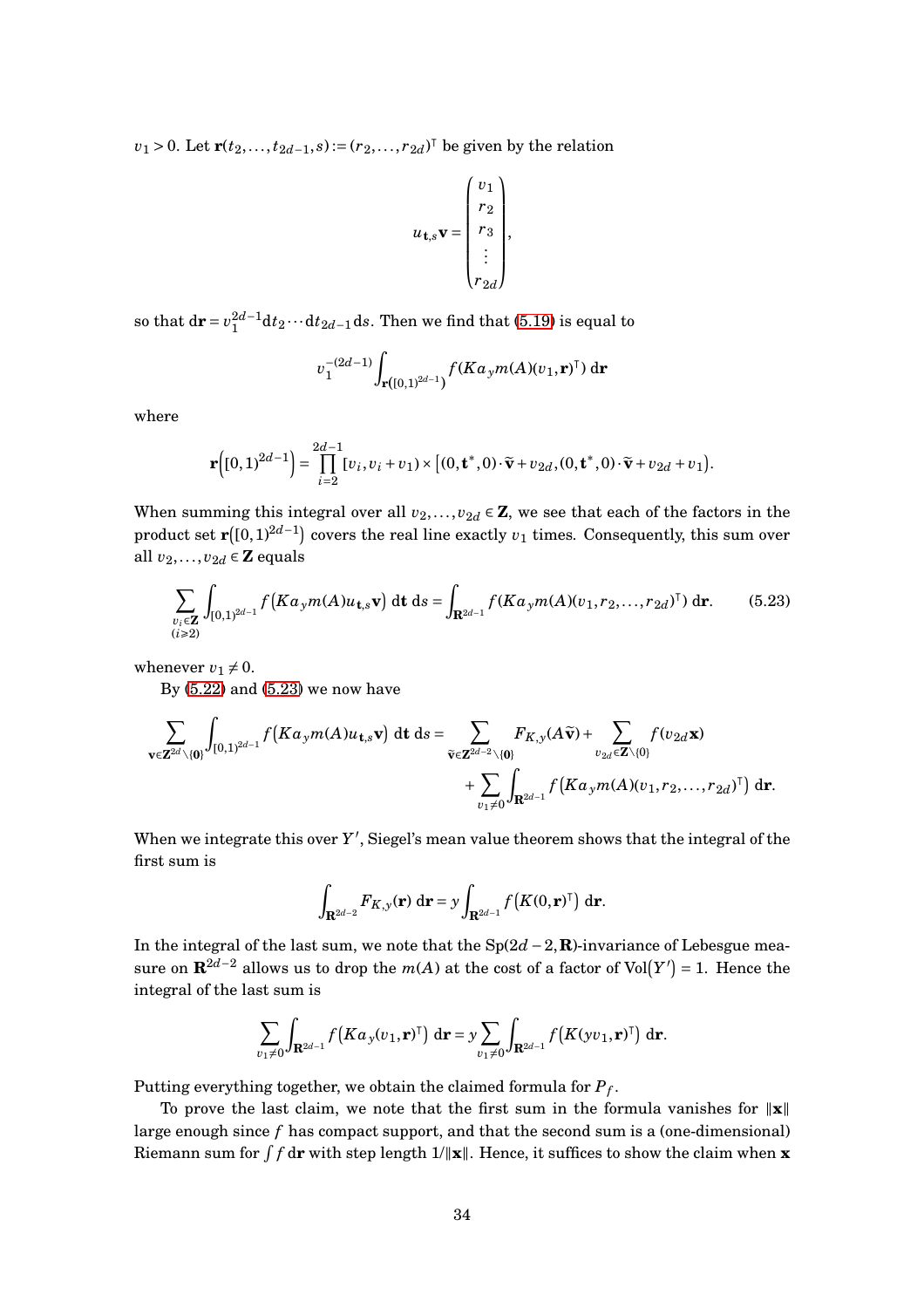$v_1 > 0$. Let $\mathbf{r}(t_2,\ldots,t_{2d-1},s) := (r_2,\ldots,r_{2d})^\intercal$ be given by the relation

$$u_{\mathbf{t},s}\mathbf{v} = \begin{pmatrix} v_1 \\ r_2 \\ r_3 \\ \vdots \\ r_{2d} \end{pmatrix},$$

so that $\mathrm{d}\mathbf{r} = v_1^{2d-1}\mathrm{d}t_2\cdots\mathrm{d}t_{2d-1}\,\mathrm{d}s$. Then we find that (5.19) is equal to

$$v_1^{-(2d-1)}\int_{\mathbf{r}([0,1)^{2d-1})} f(Ka_y m(A)(v_1,\mathbf{r})^\intercal)\,\mathrm{d}\mathbf{r}$$

where

$$\mathbf{r}\Big([0,1)^{2d-1}\Big) = \prod_{i=2}^{2d-1}[v_i, v_i+v_1) \times \big[(0,\mathbf{t}^*,0)\cdot\widetilde{\mathbf{v}}+v_{2d}, (0,\mathbf{t}^*,0)\cdot\widetilde{\mathbf{v}}+v_{2d}+v_1\big).$$

When summing this integral over all $v_2,\ldots,v_{2d}\in\mathbf{Z}$, we see that each of the factors in the product set $\mathbf{r}\big([0,1)^{2d-1}\big)$ covers the real line exactly $v_1$ times. Consequently, this sum over all $v_2,\ldots,v_{2d}\in\mathbf{Z}$ equals

$$\sum_{\substack{v_i\in\mathbf{Z}\\(i\geqslant 2)}}\int_{[0,1)^{2d-1}} f\big(Ka_y m(A)u_{\mathbf{t},s}\mathbf{v}\big)\,\mathrm{d}\mathbf{t}\,\mathrm{d}s = \int_{\mathbf{R}^{2d-1}} f(Ka_y m(A)(v_1,r_2,\ldots,r_{2d})^\intercal)\,\mathrm{d}\mathbf{r}. \tag{5.23}$$

whenever $v_1\neq 0$.

By (5.22) and (5.23) we now have

$$\sum_{\mathbf{v}\in\mathbf{Z}^{2d}\setminus\{\mathbf{0}\}}\int_{[0,1)^{2d-1}} f\big(Ka_y m(A)u_{\mathbf{t},s}\mathbf{v}\big)\,\mathrm{d}\mathbf{t}\,\mathrm{d}s = \sum_{\widetilde{\mathbf{v}}\in\mathbf{Z}^{2d-2}\setminus\{\mathbf{0}\}} F_{K,y}(A\widetilde{\mathbf{v}}) + \sum_{v_{2d}\in\mathbf{Z}\setminus\{0\}} f(v_{2d}\mathbf{x})$$
$$+\sum_{v_1\neq 0}\int_{\mathbf{R}^{2d-1}} f\big(Ka_y m(A)(v_1,r_2,\ldots,r_{2d})^\intercal\big)\,\mathrm{d}\mathbf{r}.$$

When we integrate this over $Y'$, Siegel's mean value theorem shows that the integral of the first sum is

$$\int_{\mathbf{R}^{2d-2}} F_{K,y}(\mathbf{r})\,\mathrm{d}\mathbf{r} = y\int_{\mathbf{R}^{2d-1}} f\big(K(0,\mathbf{r})^\intercal\big)\,\mathrm{d}\mathbf{r}.$$

In the integral of the last sum, we note that the $\mathrm{Sp}(2d-2,\mathbf{R})$-invariance of Lebesgue measure on $\mathbf{R}^{2d-2}$ allows us to drop the $m(A)$ at the cost of a factor of $\mathrm{Vol}\big(Y'\big)=1$. Hence the integral of the last sum is

$$\sum_{v_1\neq 0}\int_{\mathbf{R}^{2d-1}} f\big(Ka_y(v_1,\mathbf{r})^\intercal\big)\,\mathrm{d}\mathbf{r} = y\sum_{v_1\neq 0}\int_{\mathbf{R}^{2d-1}} f\big(K(yv_1,\mathbf{r})^\intercal\big)\,\mathrm{d}\mathbf{r}.$$

Putting everything together, we obtain the claimed formula for $P_f$.

To prove the last claim, we note that the first sum in the formula vanishes for $\|\mathbf{x}\|$ large enough since $f$ has compact support, and that the second sum is a (one-dimensional) Riemann sum for $\int f\,\mathrm{d}\mathbf{r}$ with step length $1/\|\mathbf{x}\|$. Hence, it suffices to show the claim when $\mathbf{x}$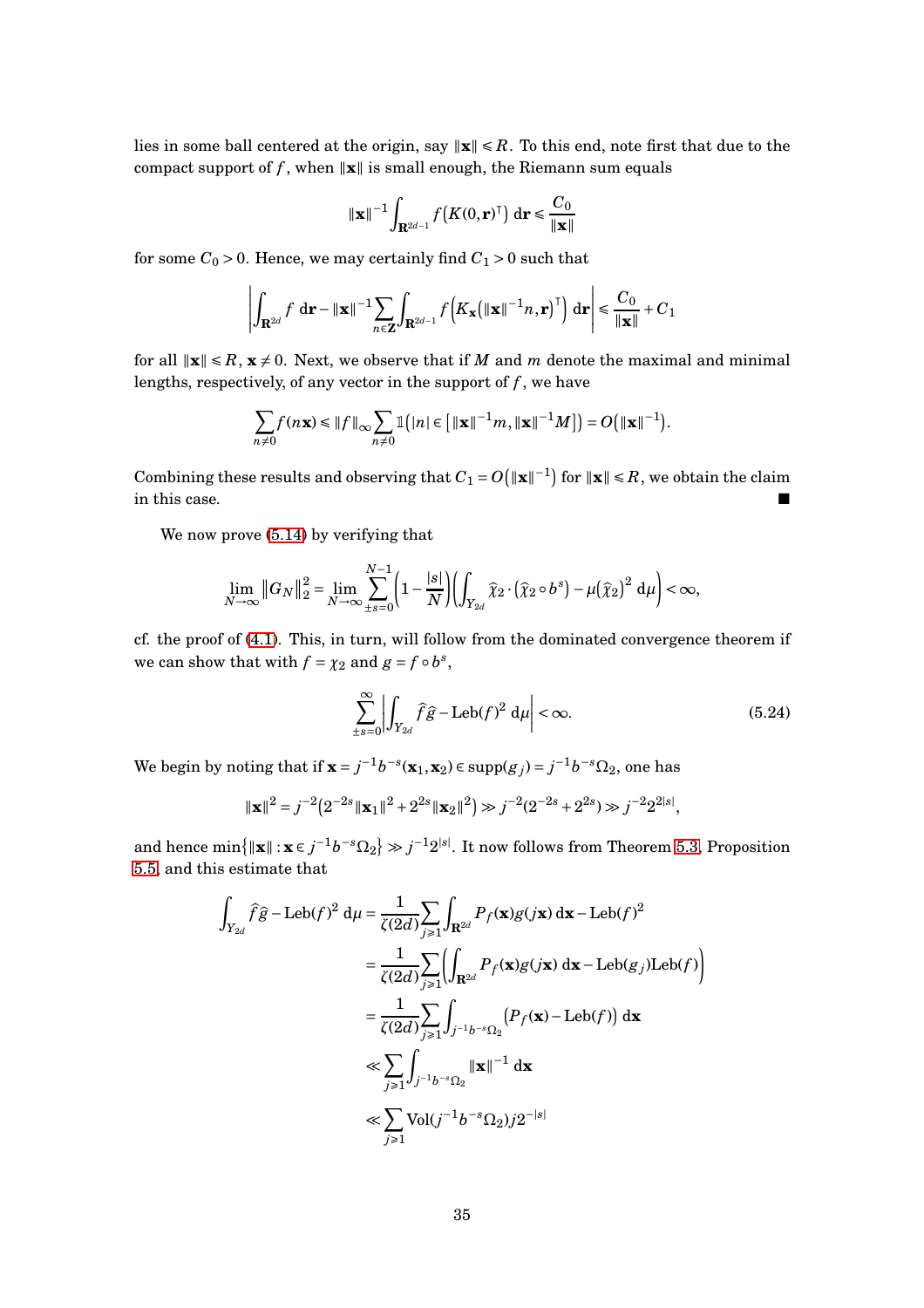lies in some ball centered at the origin, say $\|\mathbf{x}\| \leqslant R$. To this end, note first that due to the compact support of $f$, when $\|\mathbf{x}\|$ is small enough, the Riemann sum equals

$$\|\mathbf{x}\|^{-1} \int_{\mathbf{R}^{2d-1}} f\big(K(0,\mathbf{r})^{\top}\big)\, \mathrm{d}\mathbf{r} \leqslant \frac{C_0}{\|\mathbf{x}\|}$$

for some $C_0 > 0$. Hence, we may certainly find $C_1 > 0$ such that

$$\left| \int_{\mathbf{R}^{2d}} f \,\mathrm{d}\mathbf{r} - \|\mathbf{x}\|^{-1} \sum_{n\in\mathbf{Z}} \int_{\mathbf{R}^{2d-1}} f\Big(K_{\mathbf{x}}\big(\|\mathbf{x}\|^{-1} n, \mathbf{r}\big)^{\top}\Big)\, \mathrm{d}\mathbf{r} \right| \leqslant \frac{C_0}{\|\mathbf{x}\|} + C_1$$

for all $\|\mathbf{x}\| \leqslant R$, $\mathbf{x} \neq 0$. Next, we observe that if $M$ and $m$ denote the maximal and minimal lengths, respectively, of any vector in the support of $f$, we have

$$\sum_{n\neq 0} f(n\mathbf{x}) \leqslant \|f\|_\infty \sum_{n\neq 0} \mathbb{1}\big(|n| \in \big[\|\mathbf{x}\|^{-1} m, \|\mathbf{x}\|^{-1} M\big]\big) = O\big(\|\mathbf{x}\|^{-1}\big).$$

Combining these results and observing that $C_1 = O\big(\|\mathbf{x}\|^{-1}\big)$ for $\|\mathbf{x}\| \leqslant R$, we obtain the claim in this case. ■

We now prove (5.14) by verifying that

$$\lim_{N\to\infty} \|G_N\|_2^2 = \lim_{N\to\infty} \sum_{\pm s=0}^{N-1} \left(1 - \frac{|s|}{N}\right)\left(\int_{Y_{2d}} \widehat{\chi}_2 \cdot \big(\widehat{\chi}_2 \circ b^s\big) - \mu\big(\widehat{\chi}_2\big)^2 \,\mathrm{d}\mu\right) < \infty,$$

cf. the proof of (4.1). This, in turn, will follow from the dominated convergence theorem if we can show that with $f = \chi_2$ and $g = f \circ b^s$,

$$\sum_{\pm s=0}^{\infty} \left| \int_{Y_{2d}} \widehat{f}\,\widehat{g} - \mathrm{Leb}(f)^2 \,\mathrm{d}\mu \right| < \infty. \tag{5.24}$$

We begin by noting that if $\mathbf{x} = j^{-1} b^{-s}(\mathbf{x}_1, \mathbf{x}_2) \in \mathrm{supp}(g_j) = j^{-1} b^{-s} \Omega_2$, one has

$$\|\mathbf{x}\|^2 = j^{-2}\big(2^{-2s}\|\mathbf{x}_1\|^2 + 2^{2s}\|\mathbf{x}_2\|^2\big) \gg j^{-2}(2^{-2s} + 2^{2s}) \gg j^{-2} 2^{2|s|},$$

and hence $\min\{\|\mathbf{x}\| : \mathbf{x} \in j^{-1} b^{-s} \Omega_2\} \gg j^{-1} 2^{|s|}$. It now follows from Theorem 5.3, Proposition 5.5, and this estimate that

$$\begin{aligned}
\int_{Y_{2d}} \widehat{f}\,\widehat{g} - \mathrm{Leb}(f)^2 \,\mathrm{d}\mu &= \frac{1}{\zeta(2d)} \sum_{j\geqslant 1} \int_{\mathbf{R}^{2d}} P_f(\mathbf{x}) g(j\mathbf{x}) \,\mathrm{d}\mathbf{x} - \mathrm{Leb}(f)^2 \\
&= \frac{1}{\zeta(2d)} \sum_{j\geqslant 1} \left( \int_{\mathbf{R}^{2d}} P_f(\mathbf{x}) g(j\mathbf{x}) \,\mathrm{d}\mathbf{x} - \mathrm{Leb}(g_j)\mathrm{Leb}(f) \right) \\
&= \frac{1}{\zeta(2d)} \sum_{j\geqslant 1} \int_{j^{-1}b^{-s}\Omega_2} \big(P_f(\mathbf{x}) - \mathrm{Leb}(f)\big) \,\mathrm{d}\mathbf{x} \\
&\ll \sum_{j\geqslant 1} \int_{j^{-1}b^{-s}\Omega_2} \|\mathbf{x}\|^{-1} \,\mathrm{d}\mathbf{x} \\
&\ll \sum_{j\geqslant 1} \mathrm{Vol}(j^{-1} b^{-s} \Omega_2) j 2^{-|s|}
\end{aligned}$$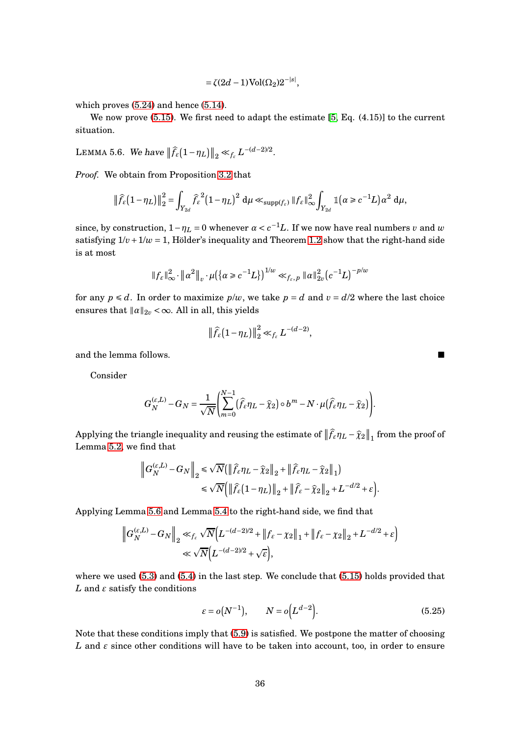$$= \zeta(2d-1)\mathrm{Vol}(\Omega_2)2^{-|s|},$$

which proves (5.24) and hence (5.14).

We now prove (5.15). We first need to adapt the estimate [5, Eq. (4.15)] to the current situation.

LEMMA 5.6. *We have* $\|\widehat{f}_\varepsilon(1-\eta_L)\|_2 \ll_{f_\varepsilon} L^{-(d-2)/2}$.

*Proof.* We obtain from Proposition 3.2 that

$$\|\widehat{f}_\varepsilon(1-\eta_L)\|_2^2 = \int_{Y_{2d}} \widehat{f}_\varepsilon^{\,2}(1-\eta_L)^2 \, \mathrm{d}\mu \ll_{\mathrm{supp}(f_\varepsilon)} \|f_\varepsilon\|_\infty^2 \int_{Y_{2d}} \mathbb{1}(\alpha \geqslant c^{-1}L)\alpha^2 \, \mathrm{d}\mu,$$

since, by construction, $1-\eta_L = 0$ whenever $\alpha < c^{-1}L$. If we now have real numbers $v$ and $w$ satisfying $1/v + 1/w = 1$, Hölder's inequality and Theorem 1.2 show that the right-hand side is at most

$$\|f_\varepsilon\|_\infty^2 \cdot \|\alpha^2\|_v \cdot \mu(\{\alpha \geqslant c^{-1}L\})^{1/w} \ll_{f_\varepsilon, p} \|\alpha\|_{2v}^2 (c^{-1}L)^{-p/w}$$

for any $p \leqslant d$. In order to maximize $p/w$, we take $p = d$ and $v = d/2$ where the last choice ensures that $\|\alpha\|_{2v} < \infty$. All in all, this yields

$$\|\widehat{f}_\varepsilon(1-\eta_L)\|_2^2 \ll_{f_\varepsilon} L^{-(d-2)},$$

and the lemma follows. ∎

Consider

$$G_N^{(\varepsilon,L)} - G_N = \frac{1}{\sqrt{N}}\left(\sum_{m=0}^{N-1}(\widehat{f}_\varepsilon\eta_L - \widehat{\chi}_2)\circ b^m - N\cdot\mu(\widehat{f}_\varepsilon\eta_L - \widehat{\chi}_2)\right).$$

Applying the triangle inequality and reusing the estimate of $\|\widehat{f}_\varepsilon\eta_L - \widehat{\chi}_2\|_1$ from the proof of Lemma 5.2, we find that

$$\begin{aligned}
\left\|G_N^{(\varepsilon,L)} - G_N\right\|_2 &\leqslant \sqrt{N}(\|\widehat{f}_\varepsilon\eta_L - \widehat{\chi}_2\|_2 + \|\widehat{f}_\varepsilon\eta_L - \widehat{\chi}_2\|_1) \\
&\leqslant \sqrt{N}\Big(\|\widehat{f}_\varepsilon(1-\eta_L)\|_2 + \|\widehat{f}_\varepsilon - \widehat{\chi}_2\|_2 + L^{-d/2} + \varepsilon\Big).
\end{aligned}$$

Applying Lemma 5.6 and Lemma 5.4 to the right-hand side, we find that

$$\begin{aligned}
\left\|G_N^{(\varepsilon,L)} - G_N\right\|_2 &\ll_{f_\varepsilon} \sqrt{N}\Big(L^{-(d-2)/2} + \|f_\varepsilon - \chi_2\|_1 + \|f_\varepsilon - \chi_2\|_2 + L^{-d/2} + \varepsilon\Big) \\
&\ll \sqrt{N}\Big(L^{-(d-2)/2} + \sqrt{\varepsilon}\Big),
\end{aligned}$$

where we used (5.3) and (5.4) in the last step. We conclude that (5.15) holds provided that $L$ and $\varepsilon$ satisfy the conditions

$$\varepsilon = o(N^{-1}), \qquad N = o\Big(L^{d-2}\Big). \tag{5.25}$$

Note that these conditions imply that (5.9) is satisfied. We postpone the matter of choosing $L$ and $\varepsilon$ since other conditions will have to be taken into account, too, in order to ensure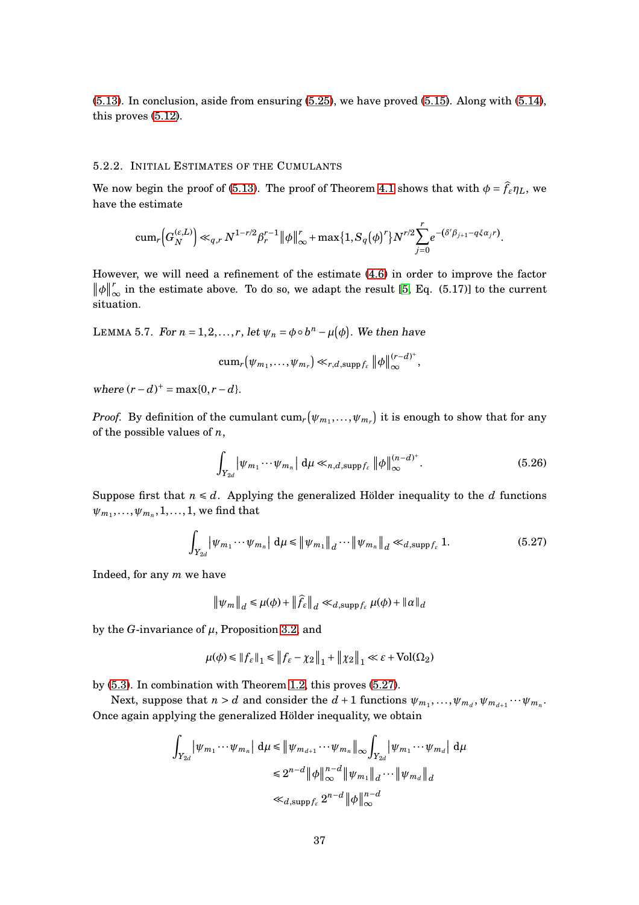(5.13). In conclusion, aside from ensuring (5.25), we have proved (5.15). Along with (5.14), this proves (5.12).

### 5.2.2. Initial Estimates of the Cumulants

We now begin the proof of (5.13). The proof of Theorem 4.1 shows that with $\phi = \widehat{f}_\varepsilon \eta_L$, we have the estimate

$$\operatorname{cum}_r\left(G_N^{(\varepsilon,L)}\right) \ll_{q,r} N^{1-r/2}\beta_r^{r-1}\|\phi\|_\infty^r + \max\{1, S_q(\phi)^r\} N^{r/2} \sum_{j=0}^{r} e^{-(\delta'\beta_{j+1} - q\xi\alpha_j r)}.$$

However, we will need a refinement of the estimate (4.6) in order to improve the factor $\|\phi\|_\infty^r$ in the estimate above. To do so, we adapt the result [5, Eq. (5.17)] to the current situation.

Lemma 5.7. *For $n = 1, 2, \ldots, r$, let $\psi_n = \phi \circ b^n - \mu(\phi)$. We then have*

$$\operatorname{cum}_r(\psi_{m_1}, \ldots, \psi_{m_r}) \ll_{r,d,\operatorname{supp} f_\varepsilon} \|\phi\|_\infty^{(r-d)^+},$$

*where $(r-d)^+ = \max\{0, r-d\}$.*

*Proof.* By definition of the cumulant $\operatorname{cum}_r(\psi_{m_1}, \ldots, \psi_{m_r})$ it is enough to show that for any of the possible values of $n$,

$$\int_{Y_{2d}} \left|\psi_{m_1} \cdots \psi_{m_n}\right| \, \mathrm{d}\mu \ll_{n,d,\operatorname{supp} f_\varepsilon} \|\phi\|_\infty^{(n-d)^+}. \tag{5.26}$$

Suppose first that $n \leqslant d$. Applying the generalized Hölder inequality to the $d$ functions $\psi_{m_1}, \ldots, \psi_{m_n}, 1, \ldots, 1$, we find that

$$\int_{Y_{2d}} \left|\psi_{m_1} \cdots \psi_{m_n}\right| \, \mathrm{d}\mu \leqslant \left\|\psi_{m_1}\right\|_d \cdots \left\|\psi_{m_n}\right\|_d \ll_{d,\operatorname{supp} f_\varepsilon} 1. \tag{5.27}$$

Indeed, for any $m$ we have

$$\left\|\psi_m\right\|_d \leqslant \mu(\phi) + \left\|\widehat{f}_\varepsilon\right\|_d \ll_{d,\operatorname{supp} f_\varepsilon} \mu(\phi) + \|\alpha\|_d$$

by the $G$-invariance of $\mu$, Proposition 3.2, and

$$\mu(\phi) \leqslant \|f_\varepsilon\|_1 \leqslant \left\|f_\varepsilon - \chi_2\right\|_1 + \left\|\chi_2\right\|_1 \ll \varepsilon + \operatorname{Vol}(\Omega_2)$$

by (5.3). In combination with Theorem 1.2, this proves (5.27).

Next, suppose that $n > d$ and consider the $d+1$ functions $\psi_{m_1}, \ldots, \psi_{m_d}, \psi_{m_{d+1}} \cdots \psi_{m_n}$. Once again applying the generalized Hölder inequality, we obtain

$$\begin{aligned}
\int_{Y_{2d}} \left|\psi_{m_1} \cdots \psi_{m_n}\right| \, \mathrm{d}\mu &\leqslant \left\|\psi_{m_{d+1}} \cdots \psi_{m_n}\right\|_\infty \int_{Y_{2d}} \left|\psi_{m_1} \cdots \psi_{m_d}\right| \, \mathrm{d}\mu \\
&\leqslant 2^{n-d} \|\phi\|_\infty^{n-d} \left\|\psi_{m_1}\right\|_d \cdots \left\|\psi_{m_d}\right\|_d \\
&\ll_{d,\operatorname{supp} f_\varepsilon} 2^{n-d} \|\phi\|_\infty^{n-d}
\end{aligned}$$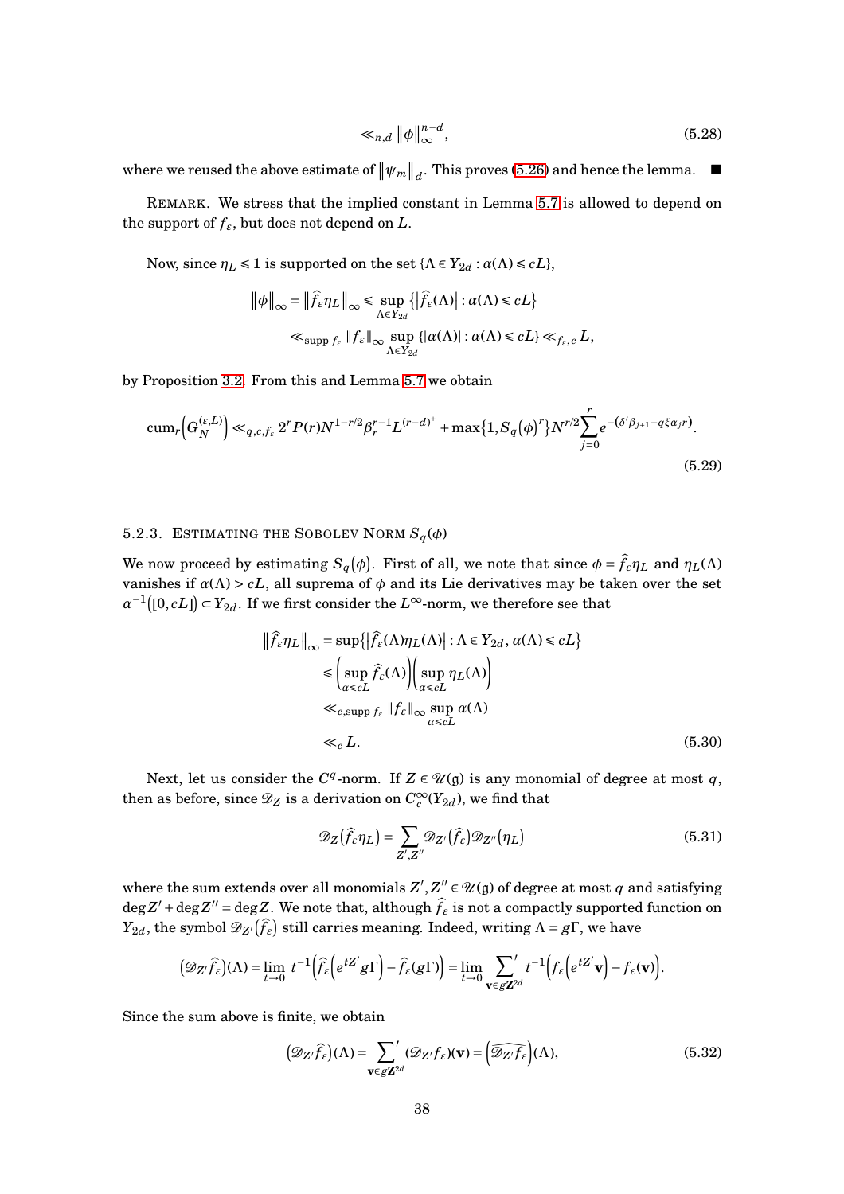$$\ll_{n,d} \|\phi\|_\infty^{n-d}, \tag{5.28}$$

where we reused the above estimate of $\|\psi_m\|_d$. This proves (5.26) and hence the lemma. ■

REMARK. We stress that the implied constant in Lemma 5.7 is allowed to depend on the support of $f_\varepsilon$, but does not depend on $L$.

Now, since $\eta_L \leqslant 1$ is supported on the set $\{\Lambda \in Y_{2d} : \alpha(\Lambda) \leqslant cL\}$,

$$\begin{aligned}
\|\phi\|_\infty = \|\widehat{f}_\varepsilon \eta_L\|_\infty &\leqslant \sup_{\Lambda \in Y_{2d}} \{|\widehat{f}_\varepsilon(\Lambda)| : \alpha(\Lambda) \leqslant cL\} \\
&\ll_{\operatorname{supp} f_\varepsilon} \|f_\varepsilon\|_\infty \sup_{\Lambda \in Y_{2d}} \{|\alpha(\Lambda)| : \alpha(\Lambda) \leqslant cL\} \ll_{f_\varepsilon, c} L,
\end{aligned}$$

by Proposition 3.2. From this and Lemma 5.7 we obtain

$$\operatorname{cum}_r\left(G_N^{(\varepsilon,L)}\right) \ll_{q,c,f_\varepsilon} 2^r P(r) N^{1-r/2} \beta_r^{r-1} L^{(r-d)^+} + \max\{1, S_q(\phi)^r\} N^{r/2} \sum_{j=0}^{r} e^{-(\delta' \beta_{j+1} - q\xi \alpha_j r)}. \tag{5.29}$$

### 5.2.3. ESTIMATING THE SOBOLEV NORM $S_q(\phi)$

We now proceed by estimating $S_q(\phi)$. First of all, we note that since $\phi = \widehat{f}_\varepsilon \eta_L$ and $\eta_L(\Lambda)$ vanishes if $\alpha(\Lambda) > cL$, all suprema of $\phi$ and its Lie derivatives may be taken over the set $\alpha^{-1}([0, cL]) \subset Y_{2d}$. If we first consider the $L^\infty$-norm, we therefore see that

$$\begin{aligned}
\|\widehat{f}_\varepsilon \eta_L\|_\infty &= \sup\{|\widehat{f}_\varepsilon(\Lambda)\eta_L(\Lambda)| : \Lambda \in Y_{2d}, \alpha(\Lambda) \leqslant cL\} \\
&\leqslant \left(\sup_{\alpha \leqslant cL} \widehat{f}_\varepsilon(\Lambda)\right)\left(\sup_{\alpha \leqslant cL} \eta_L(\Lambda)\right) \\
&\ll_{c, \operatorname{supp} f_\varepsilon} \|f_\varepsilon\|_\infty \sup_{\alpha \leqslant cL} \alpha(\Lambda) \\
&\ll_c L.
\end{aligned} \tag{5.30}$$

Next, let us consider the $C^q$-norm. If $Z \in \mathscr{U}(\mathfrak{g})$ is any monomial of degree at most $q$, then as before, since $\mathscr{D}_Z$ is a derivation on $C_c^\infty(Y_{2d})$, we find that

$$\mathscr{D}_Z(\widehat{f}_\varepsilon \eta_L) = \sum_{Z', Z''} \mathscr{D}_{Z'}(\widehat{f}_\varepsilon) \mathscr{D}_{Z''}(\eta_L) \tag{5.31}$$

where the sum extends over all monomials $Z', Z'' \in \mathscr{U}(\mathfrak{g})$ of degree at most $q$ and satisfying $\deg Z' + \deg Z'' = \deg Z$. We note that, although $\widehat{f}_\varepsilon$ is not a compactly supported function on $Y_{2d}$, the symbol $\mathscr{D}_{Z'}(\widehat{f}_\varepsilon)$ still carries meaning. Indeed, writing $\Lambda = g\Gamma$, we have

$$(\mathscr{D}_{Z'}\widehat{f}_\varepsilon)(\Lambda) = \lim_{t \to 0} t^{-1}\left(\widehat{f}_\varepsilon\left(e^{tZ'} g\Gamma\right) - \widehat{f}_\varepsilon(g\Gamma)\right) = \lim_{t \to 0} \sum_{\mathbf{v} \in g\mathbf{Z}^{2d}}{}' \, t^{-1}\left(f_\varepsilon\left(e^{tZ'}\mathbf{v}\right) - f_\varepsilon(\mathbf{v})\right).$$

Since the sum above is finite, we obtain

$$(\mathscr{D}_{Z'}\widehat{f}_\varepsilon)(\Lambda) = \sum_{\mathbf{v} \in g\mathbf{Z}^{2d}}{}' (\mathscr{D}_{Z'} f_\varepsilon)(\mathbf{v}) = \left(\widehat{\mathscr{D}_{Z'} f_\varepsilon}\right)(\Lambda), \tag{5.32}$$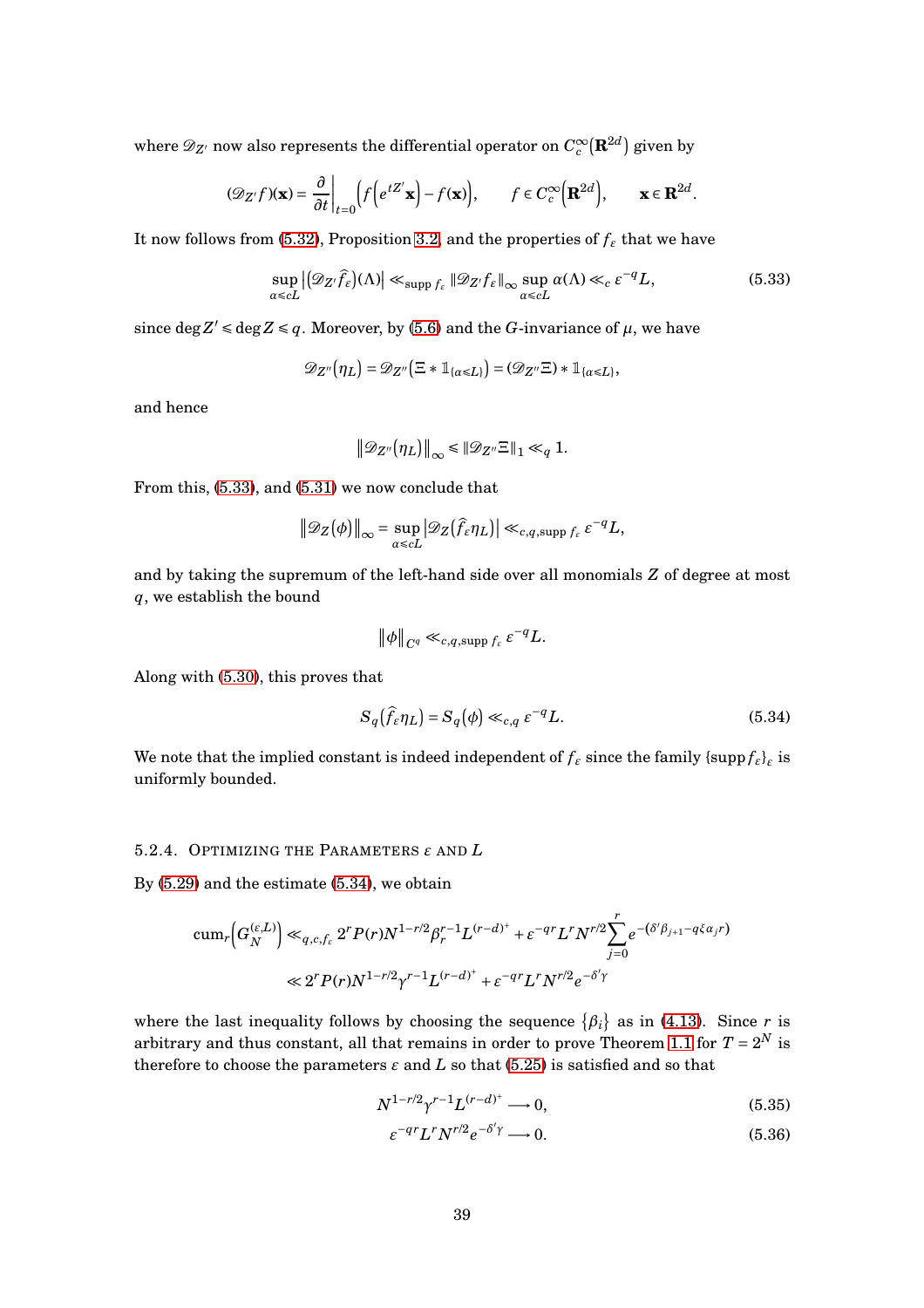where $\mathscr{D}_{Z'}$ now also represents the differential operator on $C_c^\infty\left(\mathbf{R}^{2d}\right)$ given by

$$(\mathscr{D}_{Z'}f)(\mathbf{x}) = \frac{\partial}{\partial t}\bigg|_{t=0}\left(f\left(e^{tZ'}\mathbf{x}\right) - f(\mathbf{x})\right), \qquad f \in C_c^\infty\left(\mathbf{R}^{2d}\right), \qquad \mathbf{x} \in \mathbf{R}^{2d}.$$

It now follows from (5.32), Proposition 3.2, and the properties of $f_\varepsilon$ that we have

$$\sup_{\alpha \leqslant cL}\left|(\mathscr{D}_{Z'}\widehat{f}_\varepsilon)(\Lambda)\right| \ll_{\operatorname{supp} f_\varepsilon} \|\mathscr{D}_{Z'}f_\varepsilon\|_\infty \sup_{\alpha \leqslant cL}\alpha(\Lambda) \ll_c \varepsilon^{-q}L, \tag{5.33}$$

since $\deg Z' \leqslant \deg Z \leqslant q$. Moreover, by (5.6) and the $G$-invariance of $\mu$, we have

$$\mathscr{D}_{Z''}\left(\eta_L\right) = \mathscr{D}_{Z''}\left(\Xi * \mathbb{1}_{\{\alpha \leqslant L\}}\right) = (\mathscr{D}_{Z''}\Xi) * \mathbb{1}_{\{\alpha \leqslant L\}},$$

and hence

$$\left\|\mathscr{D}_{Z''}\left(\eta_L\right)\right\|_\infty \leqslant \|\mathscr{D}_{Z''}\Xi\|_1 \ll_q 1.$$

From this, (5.33), and (5.31) we now conclude that

$$\left\|\mathscr{D}_Z(\phi)\right\|_\infty = \sup_{\alpha \leqslant cL}\left|\mathscr{D}_Z\left(\widehat{f}_\varepsilon\eta_L\right)\right| \ll_{c,q,\operatorname{supp} f_\varepsilon} \varepsilon^{-q}L,$$

and by taking the supremum of the left-hand side over all monomials $Z$ of degree at most $q$, we establish the bound

$$\|\phi\|_{C^q} \ll_{c,q,\operatorname{supp} f_\varepsilon} \varepsilon^{-q}L.$$

Along with (5.30), this proves that

$$S_q\left(\widehat{f}_\varepsilon\eta_L\right) = S_q(\phi) \ll_{c,q} \varepsilon^{-q}L. \tag{5.34}$$

We note that the implied constant is indeed independent of $f_\varepsilon$ since the family $\{\operatorname{supp} f_\varepsilon\}_\varepsilon$ is uniformly bounded.

### 5.2.4. Optimizing the Parameters $\varepsilon$ and $L$

By (5.29) and the estimate (5.34), we obtain

$$\begin{aligned}
\operatorname{cum}_r\left(G_N^{(\varepsilon,L)}\right) &\ll_{q,c,f_\varepsilon} 2^r P(r) N^{1-r/2}\beta_r^{r-1}L^{(r-d)^+} + \varepsilon^{-qr}L^r N^{r/2}\sum_{j=0}^{r} e^{-(\delta'\beta_{j+1} - q\xi\alpha_j r)} \\
&\ll 2^r P(r) N^{1-r/2}\gamma^{r-1}L^{(r-d)^+} + \varepsilon^{-qr}L^r N^{r/2}e^{-\delta'\gamma}
\end{aligned}$$

where the last inequality follows by choosing the sequence $\{\beta_i\}$ as in (4.13). Since $r$ is arbitrary and thus constant, all that remains in order to prove Theorem 1.1 for $T = 2^N$ is therefore to choose the parameters $\varepsilon$ and $L$ so that (5.25) is satisfied and so that

$$N^{1-r/2}\gamma^{r-1}L^{(r-d)^+} \longrightarrow 0, \tag{5.35}$$

$$\varepsilon^{-qr}L^r N^{r/2}e^{-\delta'\gamma} \longrightarrow 0. \tag{5.36}$$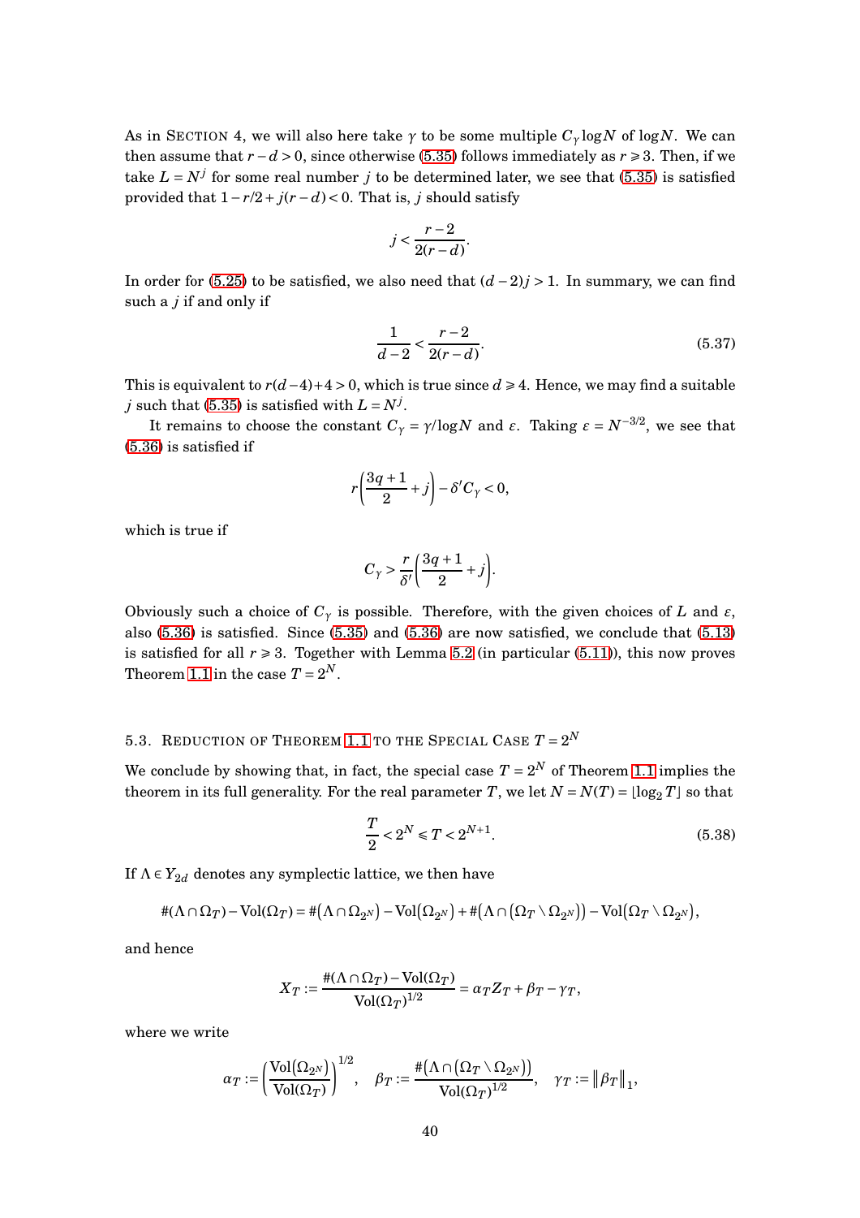As in Section 4, we will also here take $\gamma$ to be some multiple $C_\gamma \log N$ of $\log N$. We can then assume that $r-d>0$, since otherwise (5.35) follows immediately as $r \geqslant 3$. Then, if we take $L = N^j$ for some real number $j$ to be determined later, we see that (5.35) is satisfied provided that $1 - r/2 + j(r-d) < 0$. That is, $j$ should satisfy

$$j < \frac{r-2}{2(r-d)}.$$

In order for (5.25) to be satisfied, we also need that $(d-2)j > 1$. In summary, we can find such a $j$ if and only if

$$\frac{1}{d-2} < \frac{r-2}{2(r-d)}. \tag{5.37}$$

This is equivalent to $r(d-4)+4>0$, which is true since $d \geqslant 4$. Hence, we may find a suitable $j$ such that (5.35) is satisfied with $L = N^j$.

It remains to choose the constant $C_\gamma = \gamma/\log N$ and $\varepsilon$. Taking $\varepsilon = N^{-3/2}$, we see that (5.36) is satisfied if

$$r\left(\frac{3q+1}{2} + j\right) - \delta' C_\gamma < 0,$$

which is true if

$$C_\gamma > \frac{r}{\delta'}\left(\frac{3q+1}{2} + j\right).$$

Obviously such a choice of $C_\gamma$ is possible. Therefore, with the given choices of $L$ and $\varepsilon$, also (5.36) is satisfied. Since (5.35) and (5.36) are now satisfied, we conclude that (5.13) is satisfied for all $r \geqslant 3$. Together with Lemma 5.2 (in particular (5.11)), this now proves Theorem 1.1 in the case $T = 2^N$.

### 5.3. Reduction of Theorem 1.1 to the Special Case $T = 2^N$

We conclude by showing that, in fact, the special case $T = 2^N$ of Theorem 1.1 implies the theorem in its full generality. For the real parameter $T$, we let $N = N(T) = \lfloor \log_2 T \rfloor$ so that

$$\frac{T}{2} < 2^N \leqslant T < 2^{N+1}. \tag{5.38}$$

If $\Lambda \in Y_{2d}$ denotes any symplectic lattice, we then have

$$\#(\Lambda \cap \Omega_T) - \mathrm{Vol}(\Omega_T) = \#\big(\Lambda \cap \Omega_{2^N}\big) - \mathrm{Vol}\big(\Omega_{2^N}\big) + \#\big(\Lambda \cap \big(\Omega_T \setminus \Omega_{2^N}\big)\big) - \mathrm{Vol}\big(\Omega_T \setminus \Omega_{2^N}\big),$$

and hence

$$X_T := \frac{\#(\Lambda \cap \Omega_T) - \mathrm{Vol}(\Omega_T)}{\mathrm{Vol}(\Omega_T)^{1/2}} = \alpha_T Z_T + \beta_T - \gamma_T,$$

where we write

$$\alpha_T := \left(\frac{\mathrm{Vol}(\Omega_{2^N})}{\mathrm{Vol}(\Omega_T)}\right)^{1/2}, \quad \beta_T := \frac{\#\big(\Lambda \cap \big(\Omega_T \setminus \Omega_{2^N}\big)\big)}{\mathrm{Vol}(\Omega_T)^{1/2}}, \quad \gamma_T := \big\|\beta_T\big\|_1,$$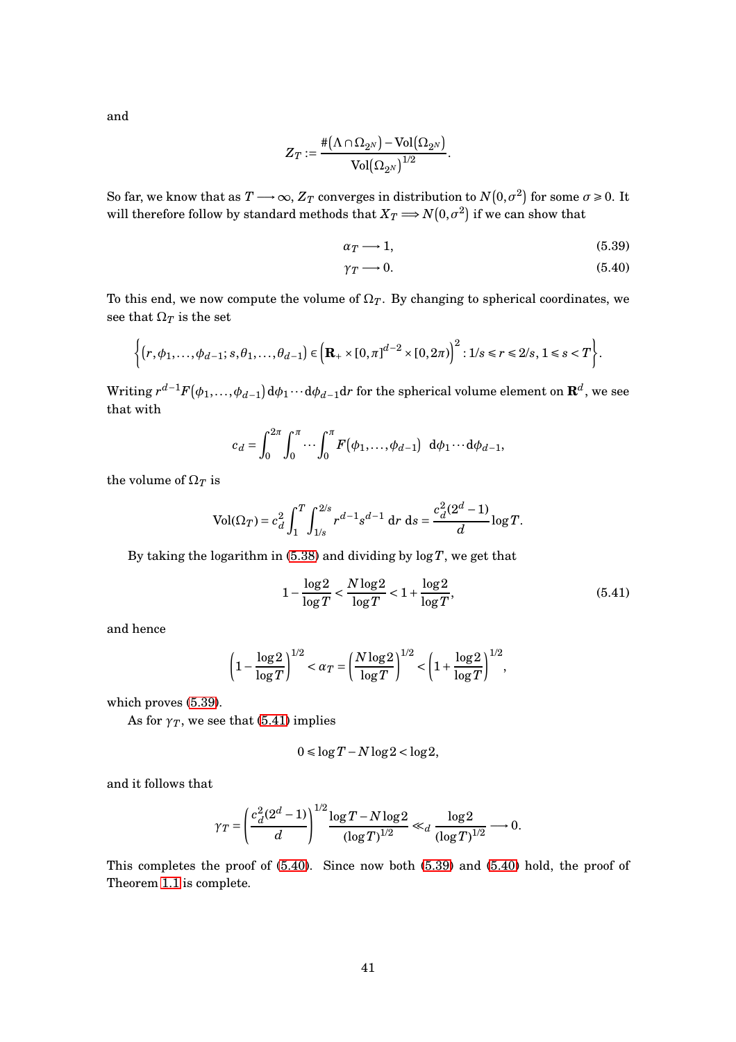and

$$Z_T := \frac{\#\big(\Lambda \cap \Omega_{2^N}\big) - \mathrm{Vol}\big(\Omega_{2^N}\big)}{\mathrm{Vol}\big(\Omega_{2^N}\big)^{1/2}}.$$

So far, we know that as $T \longrightarrow \infty$, $Z_T$ converges in distribution to $N\big(0,\sigma^2\big)$ for some $\sigma \geqslant 0$. It will therefore follow by standard methods that $X_T \Longrightarrow N\big(0,\sigma^2\big)$ if we can show that

$$\alpha_T \longrightarrow 1, \tag{5.39}$$

$$\gamma_T \longrightarrow 0. \tag{5.40}$$

To this end, we now compute the volume of $\Omega_T$. By changing to spherical coordinates, we see that $\Omega_T$ is the set

$$\Big\{\big(r,\phi_1,\ldots,\phi_{d-1}; s,\theta_1,\ldots,\theta_{d-1}\big) \in \Big(\mathbf{R}_+ \times [0,\pi]^{d-2} \times [0,2\pi)\Big)^2 : 1/s \leqslant r \leqslant 2/s,\ 1 \leqslant s < T\Big\}.$$

Writing $r^{d-1}F\big(\phi_1,\ldots,\phi_{d-1}\big)\,\mathrm{d}\phi_1\cdots\mathrm{d}\phi_{d-1}\mathrm{d}r$ for the spherical volume element on $\mathbf{R}^d$, we see that with

$$c_d = \int_0^{2\pi}\int_0^{\pi}\cdots\int_0^{\pi} F\big(\phi_1,\ldots,\phi_{d-1}\big)\ \ \mathrm{d}\phi_1\cdots\mathrm{d}\phi_{d-1},$$

the volume of $\Omega_T$ is

$$\mathrm{Vol}(\Omega_T) = c_d^2\int_1^T\int_{1/s}^{2/s} r^{d-1}s^{d-1}\ \mathrm{d}r\ \mathrm{d}s = \frac{c_d^2(2^d-1)}{d}\log T.$$

By taking the logarithm in (5.38) and dividing by $\log T$, we get that

$$1 - \frac{\log 2}{\log T} < \frac{N\log 2}{\log T} < 1 + \frac{\log 2}{\log T}, \tag{5.41}$$

and hence

$$\left(1 - \frac{\log 2}{\log T}\right)^{1/2} < \alpha_T = \left(\frac{N\log 2}{\log T}\right)^{1/2} < \left(1 + \frac{\log 2}{\log T}\right)^{1/2},$$

which proves (5.39).

As for $\gamma_T$, we see that (5.41) implies

$$0 \leqslant \log T - N\log 2 < \log 2,$$

and it follows that

$$\gamma_T = \left(\frac{c_d^2(2^d-1)}{d}\right)^{1/2}\frac{\log T - N\log 2}{(\log T)^{1/2}} \ll_d \frac{\log 2}{(\log T)^{1/2}} \longrightarrow 0.$$

This completes the proof of (5.40). Since now both (5.39) and (5.40) hold, the proof of Theorem 1.1 is complete.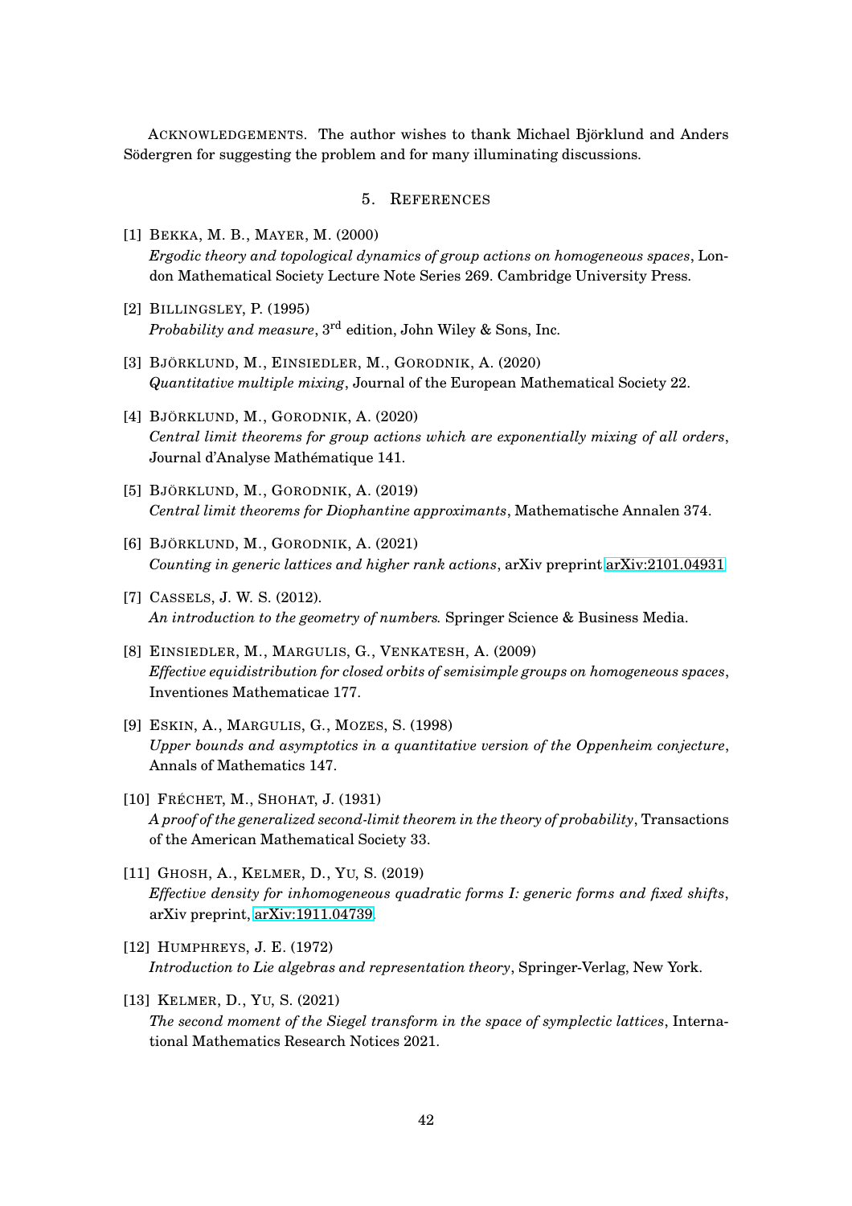ACKNOWLEDGEMENTS. The author wishes to thank Michael Björklund and Anders Södergren for suggesting the problem and for many illuminating discussions.

## 5. REFERENCES

[1] BEKKA, M. B., MAYER, M. (2000)
*Ergodic theory and topological dynamics of group actions on homogeneous spaces*, London Mathematical Society Lecture Note Series 269. Cambridge University Press.

[2] BILLINGSLEY, P. (1995)
*Probability and measure*, 3rd edition, John Wiley & Sons, Inc.

[3] BJÖRKLUND, M., EINSIEDLER, M., GORODNIK, A. (2020)
*Quantitative multiple mixing*, Journal of the European Mathematical Society 22.

[4] BJÖRKLUND, M., GORODNIK, A. (2020)
*Central limit theorems for group actions which are exponentially mixing of all orders*, Journal d'Analyse Mathématique 141.

[5] BJÖRKLUND, M., GORODNIK, A. (2019)
*Central limit theorems for Diophantine approximants*, Mathematische Annalen 374.

[6] BJÖRKLUND, M., GORODNIK, A. (2021)
*Counting in generic lattices and higher rank actions*, arXiv preprint arXiv:2101.04931

[7] CASSELS, J. W. S. (2012).
*An introduction to the geometry of numbers.* Springer Science & Business Media.

[8] EINSIEDLER, M., MARGULIS, G., VENKATESH, A. (2009)
*Effective equidistribution for closed orbits of semisimple groups on homogeneous spaces*, Inventiones Mathematicae 177.

[9] ESKIN, A., MARGULIS, G., MOZES, S. (1998)
*Upper bounds and asymptotics in a quantitative version of the Oppenheim conjecture*, Annals of Mathematics 147.

[10] FRÉCHET, M., SHOHAT, J. (1931)
*A proof of the generalized second-limit theorem in the theory of probability*, Transactions of the American Mathematical Society 33.

[11] GHOSH, A., KELMER, D., YU, S. (2019)
*Effective density for inhomogeneous quadratic forms I: generic forms and fixed shifts*, arXiv preprint, arXiv:1911.04739.

[12] HUMPHREYS, J. E. (1972)
*Introduction to Lie algebras and representation theory*, Springer-Verlag, New York.

[13] KELMER, D., YU, S. (2021)
*The second moment of the Siegel transform in the space of symplectic lattices*, International Mathematics Research Notices 2021.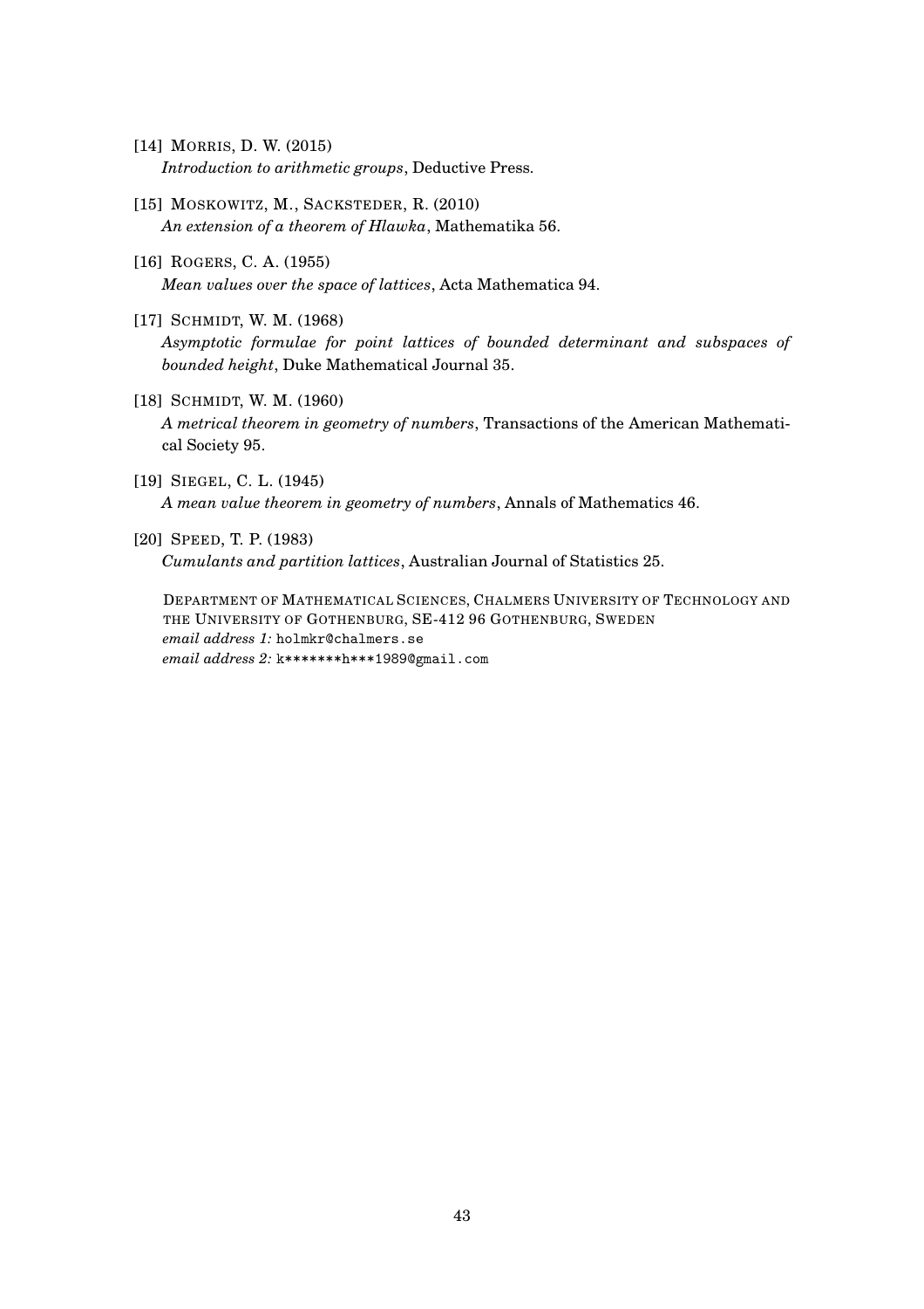[14] MORRIS, D. W. (2015)
*Introduction to arithmetic groups*, Deductive Press.

[15] MOSKOWITZ, M., SACKSTEDER, R. (2010)
*An extension of a theorem of Hlawka*, Mathematika 56.

[16] ROGERS, C. A. (1955)
*Mean values over the space of lattices*, Acta Mathematica 94.

[17] SCHMIDT, W. M. (1968)
*Asymptotic formulae for point lattices of bounded determinant and subspaces of bounded height*, Duke Mathematical Journal 35.

[18] SCHMIDT, W. M. (1960)
*A metrical theorem in geometry of numbers*, Transactions of the American Mathematical Society 95.

[19] SIEGEL, C. L. (1945)
*A mean value theorem in geometry of numbers*, Annals of Mathematics 46.

[20] SPEED, T. P. (1983)
*Cumulants and partition lattices*, Australian Journal of Statistics 25.

DEPARTMENT OF MATHEMATICAL SCIENCES, CHALMERS UNIVERSITY OF TECHNOLOGY AND THE UNIVERSITY OF GOTHENBURG, SE-412 96 GOTHENBURG, SWEDEN
*email address 1:* holmkr@chalmers.se
*email address 2:* k*******h***1989@gmail.com